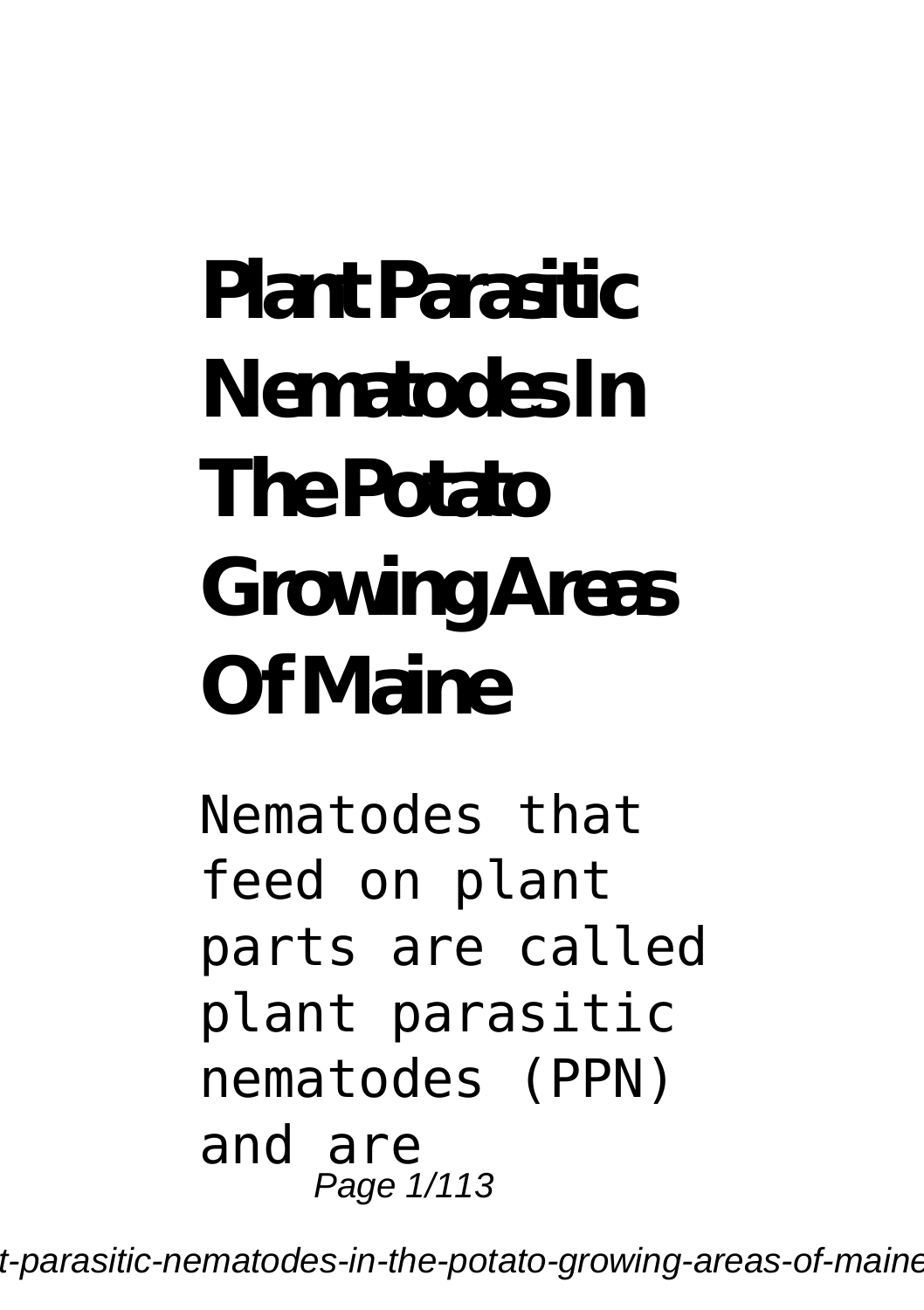# Plant Parasitic Nematodes In The Potato Growing Areas Of Maine

Nematodes that feed on plant parts are called plant parasitic nematodes (PPN) and are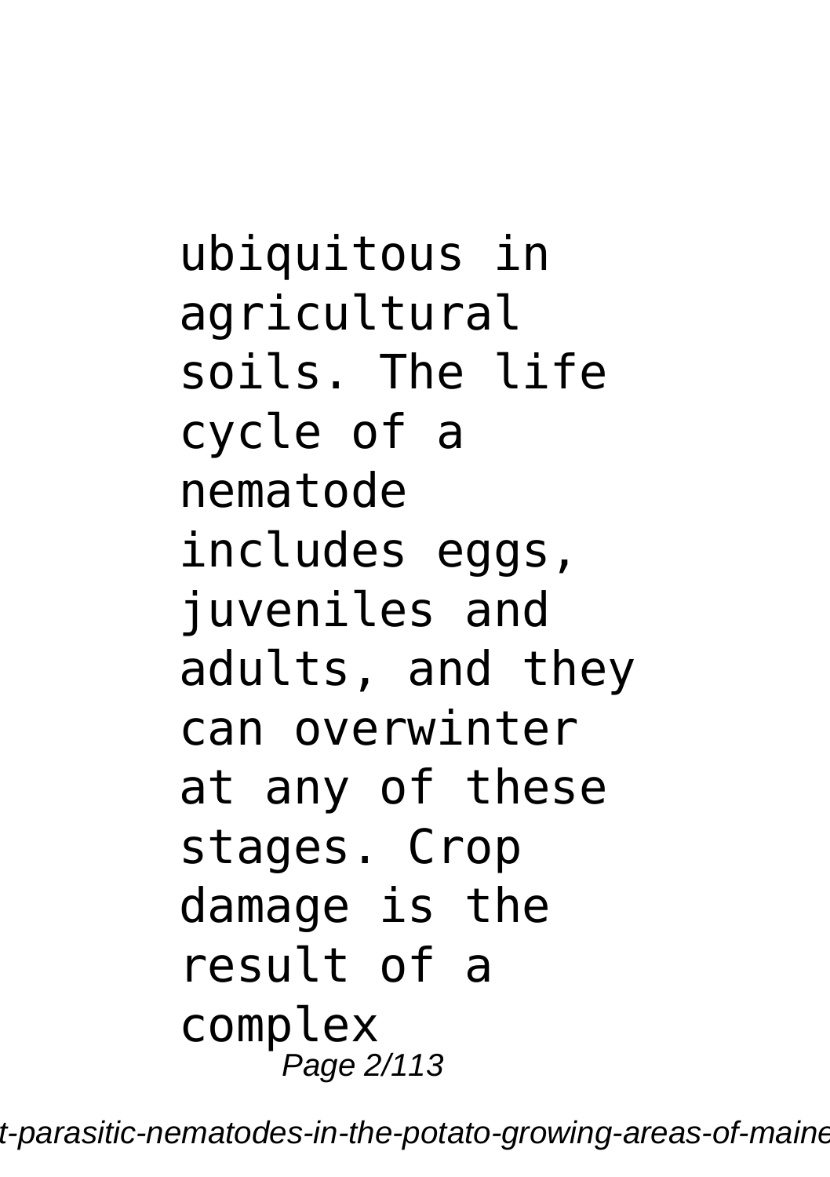ubiquitous in agricultural soils. The life cycle of a nematode includes eggs, juveniles and adults, and they can overwinter at any of these stages. Crop damage is the result of a complex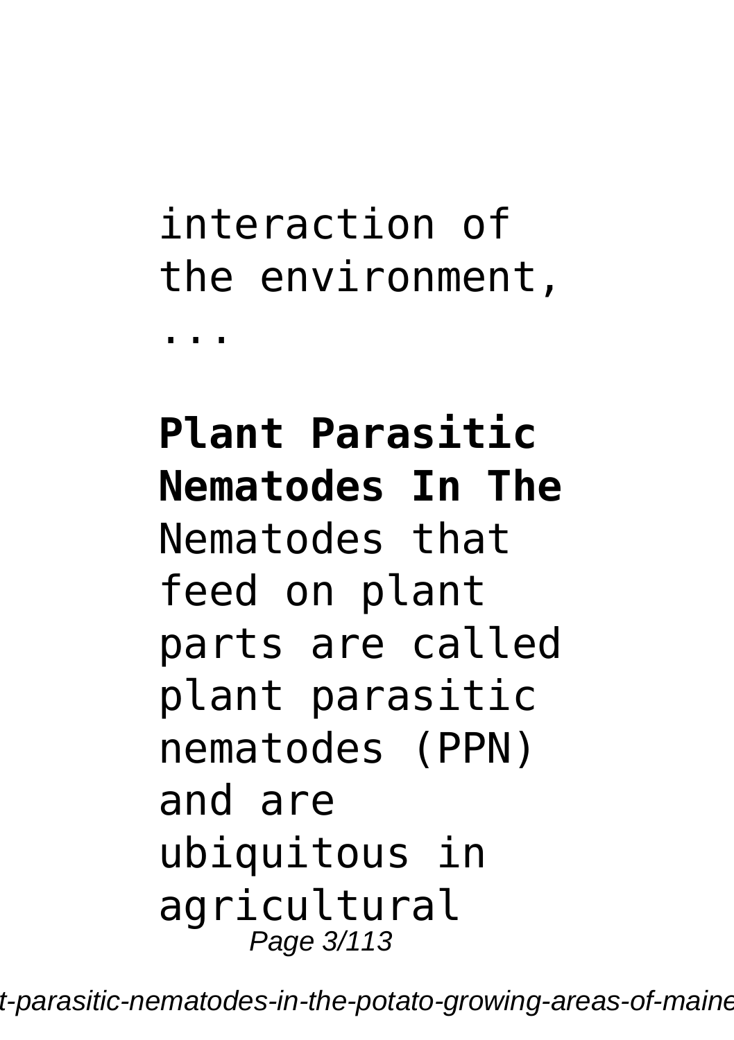interaction of the environment, ...

**Plant Parasitic Nematodes In The**

Nematodes that feed on plant parts are called plant parasitic nematodes (PPN) and are ubiquitous in agricultural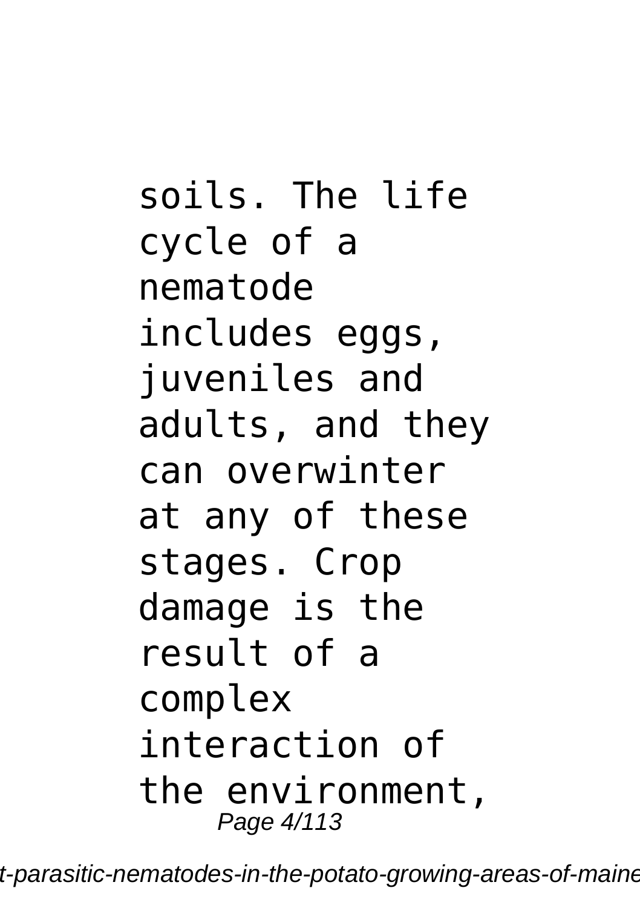soils. The life cycle of a nematode includes eggs, juveniles and adults, and they can overwinter at any of these stages. Crop damage is the result of a complex interaction of the environment,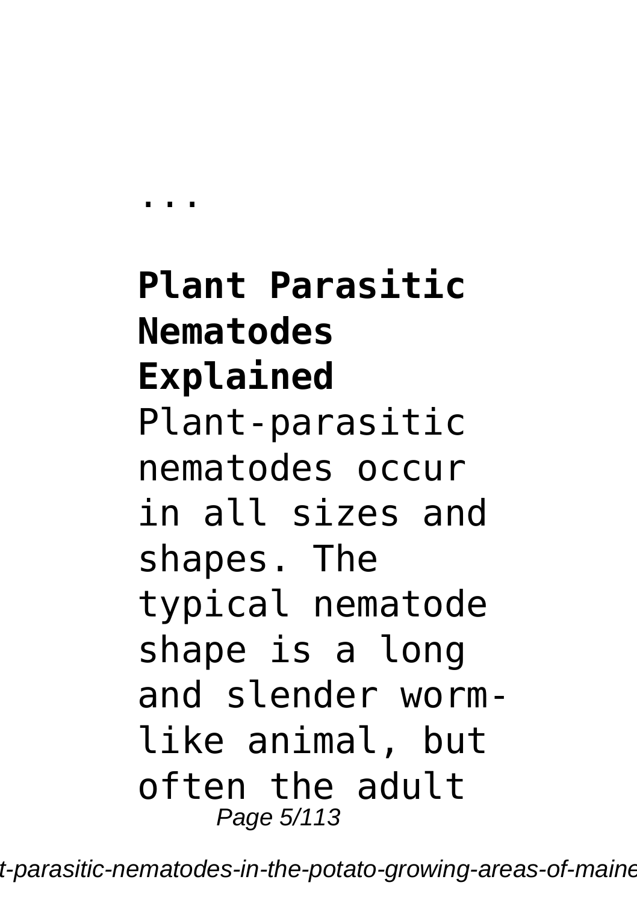...

**Plant Parasitic Nematodes Explained**

Plant-parasitic nematodes occur in all sizes and shapes. The typical nematode shape is a long and slender worm-like animal, but often the adult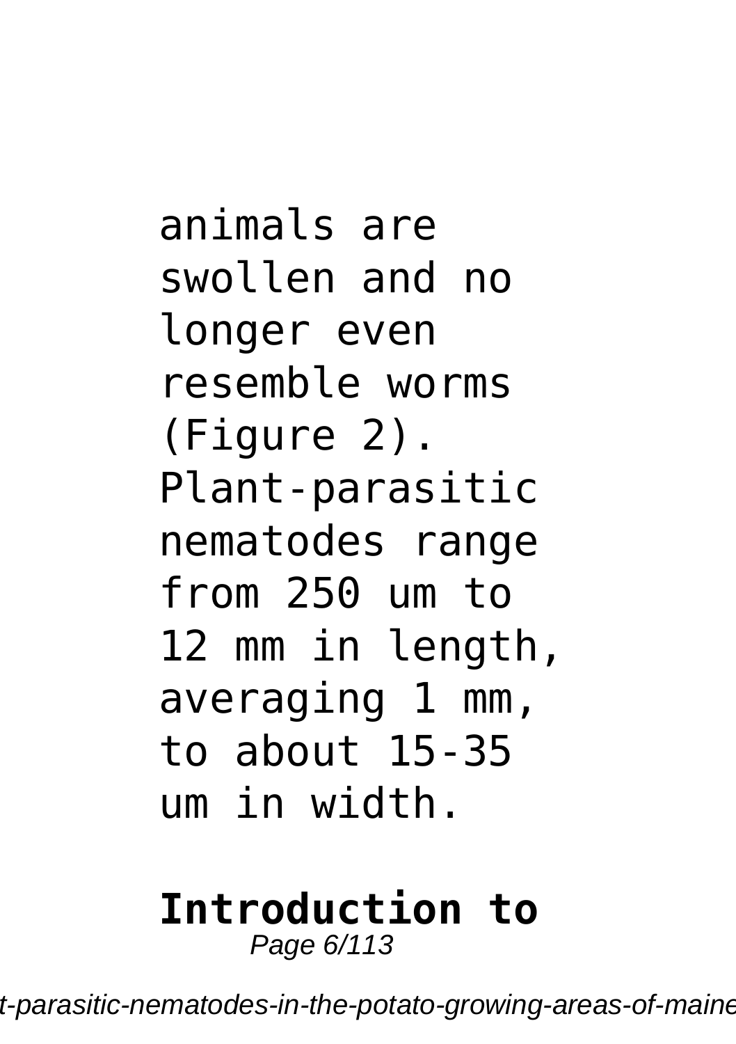animals are swollen and no longer even resemble worms (Figure 2). Plant-parasitic nematodes range from 250 um to 12 mm in length, averaging 1 mm, to about 15-35 um in width.

**Introduction to**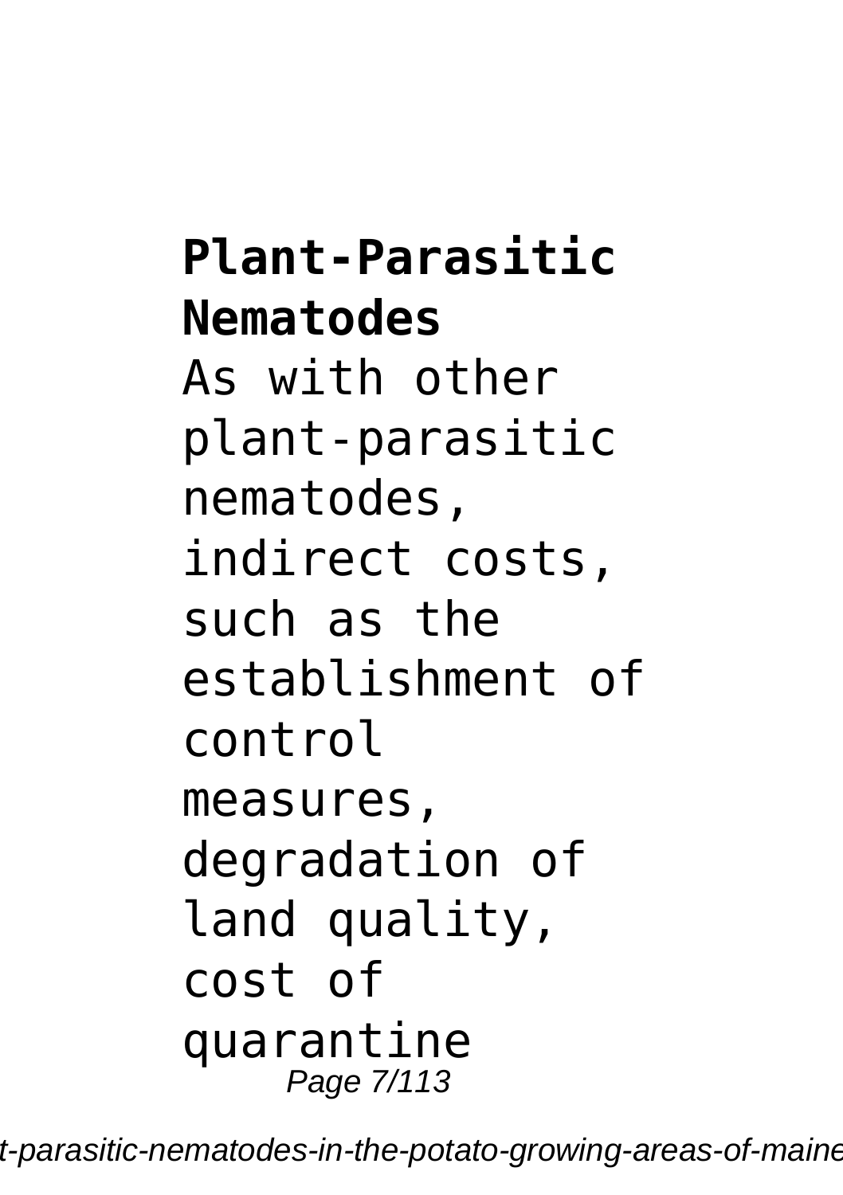**Plant-Parasitic Nematodes**

As with other plant-parasitic nematodes, indirect costs, such as the establishment of control measures, degradation of land quality, cost of quarantine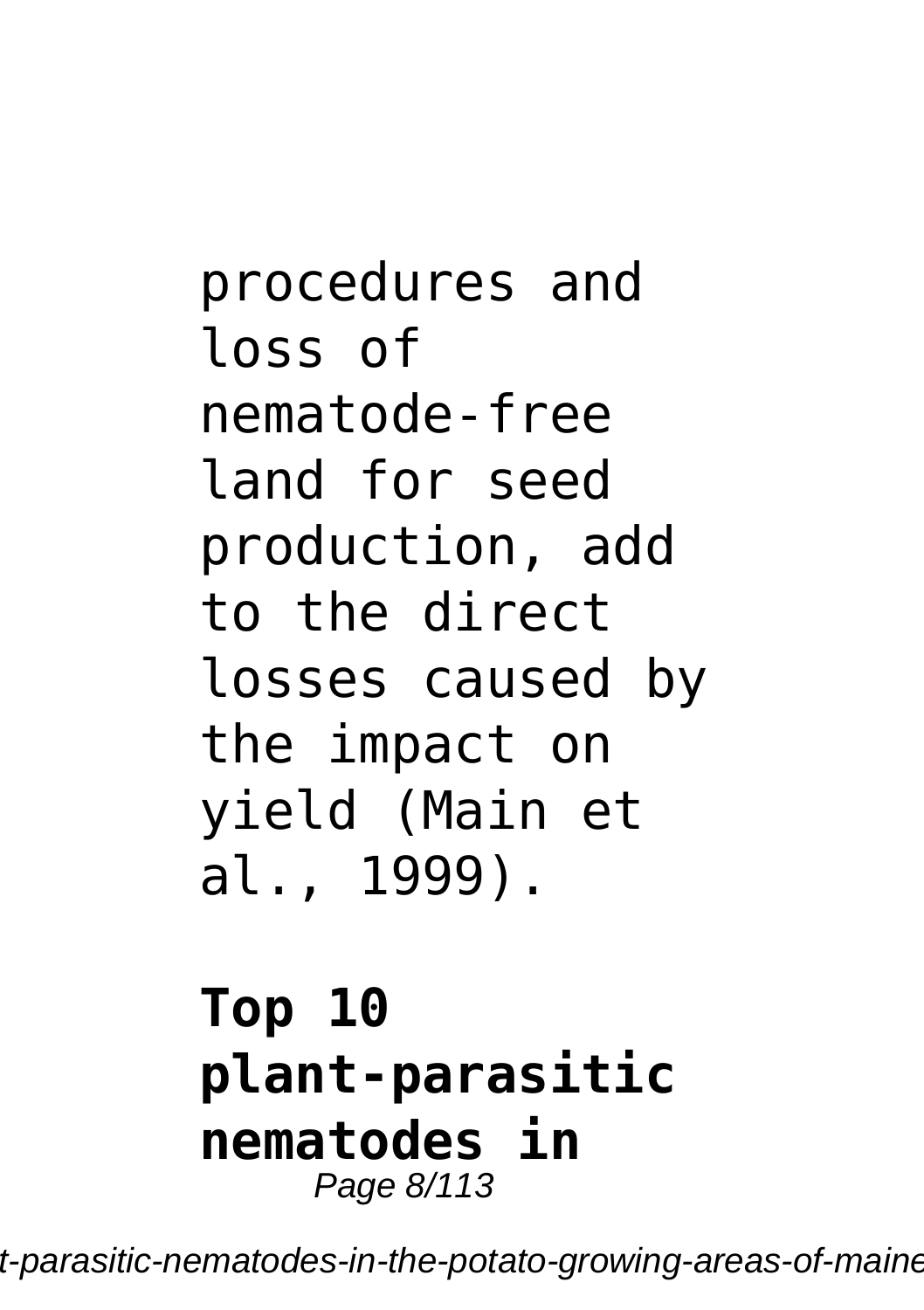procedures and loss of nematode-free land for seed production, add to the direct losses caused by the impact on yield (Main et al., 1999).

**Top 10 plant-parasitic nematodes in**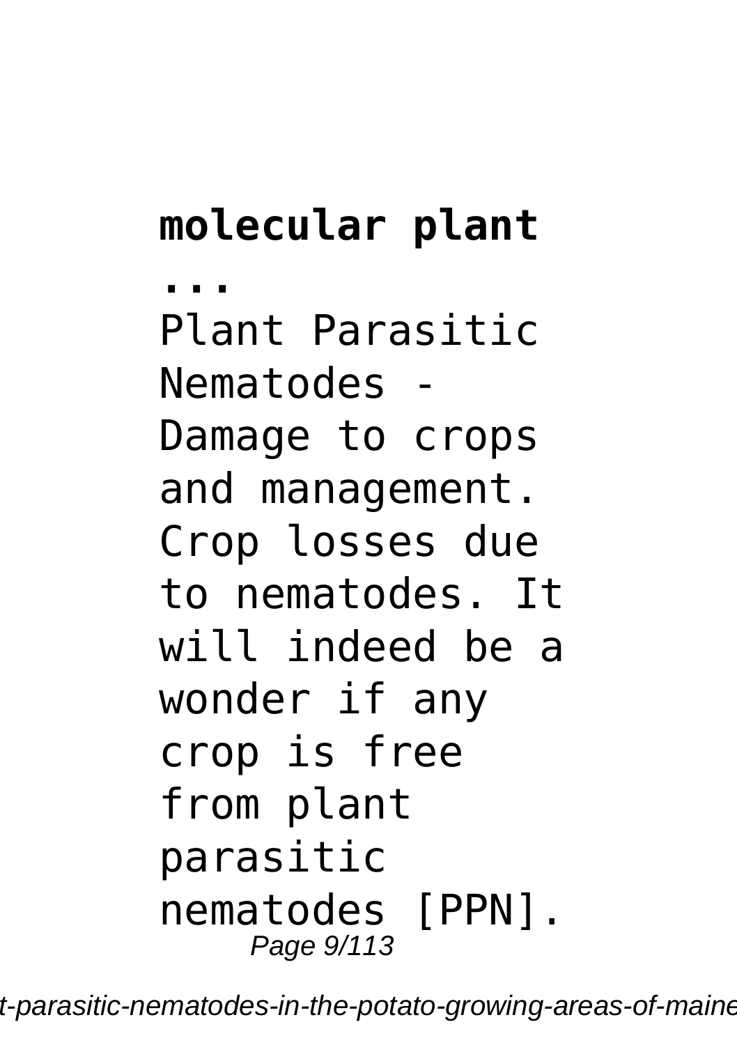**molecular plant ...**

Plant Parasitic Nematodes - Damage to crops and management. Crop losses due to nematodes. It will indeed be a wonder if any crop is free from plant parasitic nematodes [PPN].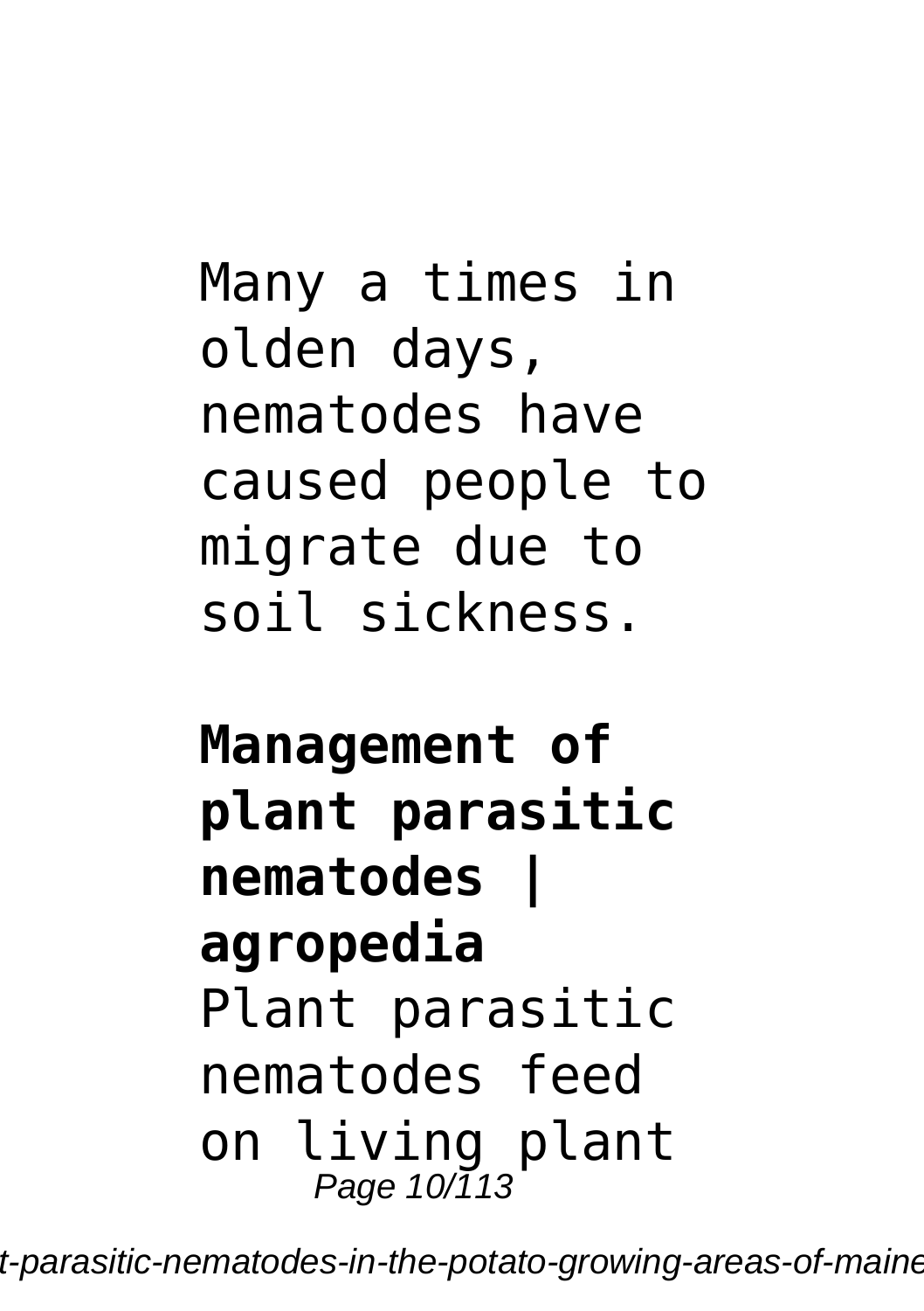Many a times in olden days, nematodes have caused people to migrate due to soil sickness.

**Management of plant parasitic nematodes | agropedia**

Plant parasitic nematodes feed on living plant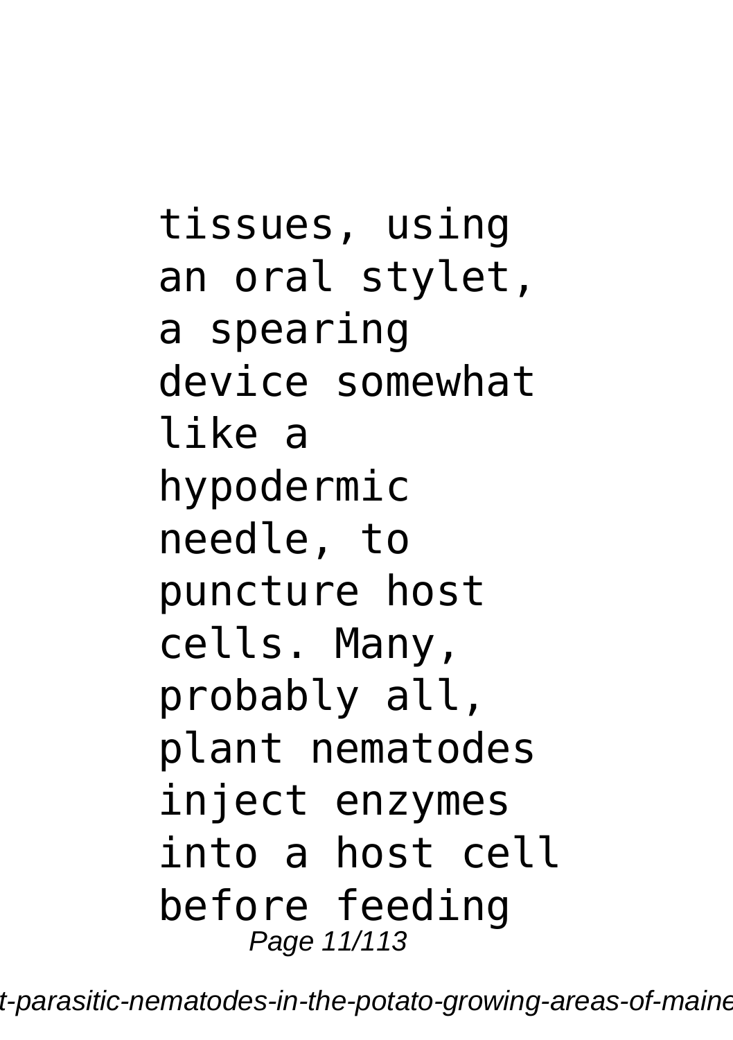tissues, using an oral stylet, a spearing device somewhat like a hypodermic needle, to puncture host cells. Many, probably all, plant nematodes inject enzymes into a host cell before feeding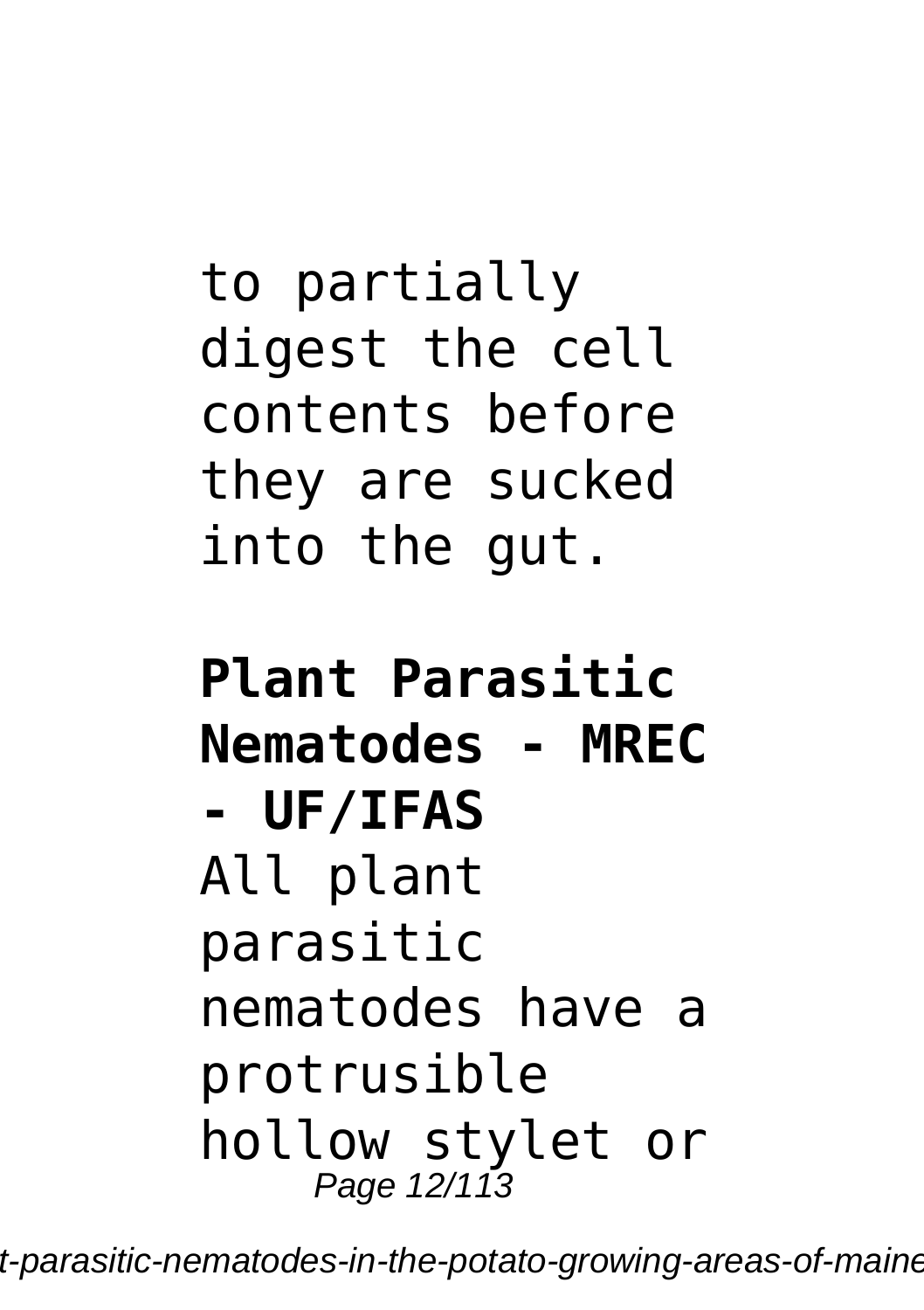to partially digest the cell contents before they are sucked into the gut.

**Plant Parasitic Nematodes - MREC - UF/IFAS**

All plant parasitic nematodes have a protrusible hollow stylet or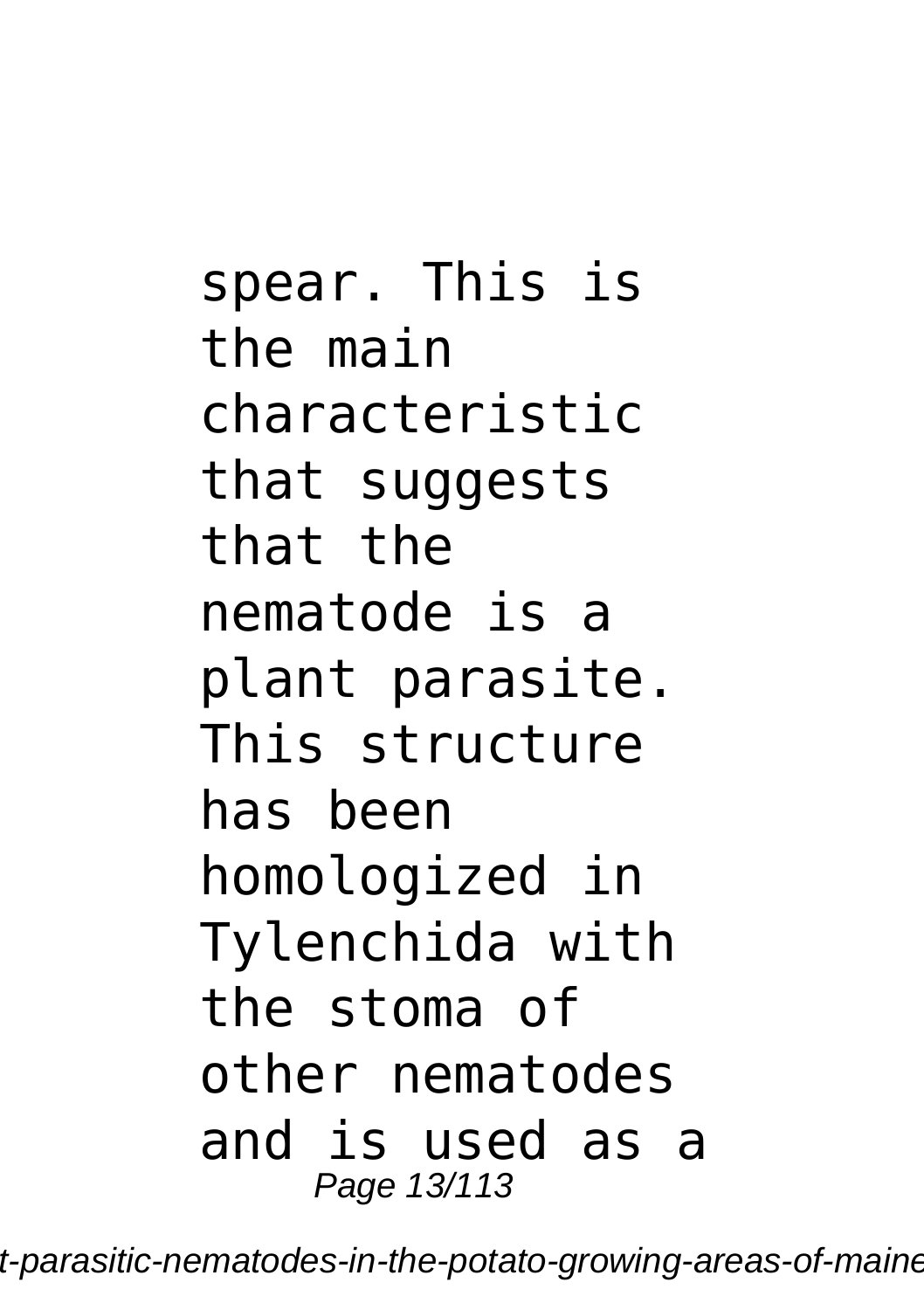spear. This is the main characteristic that suggests that the nematode is a plant parasite. This structure has been homologized in Tylenchida with the stoma of other nematodes and is used as a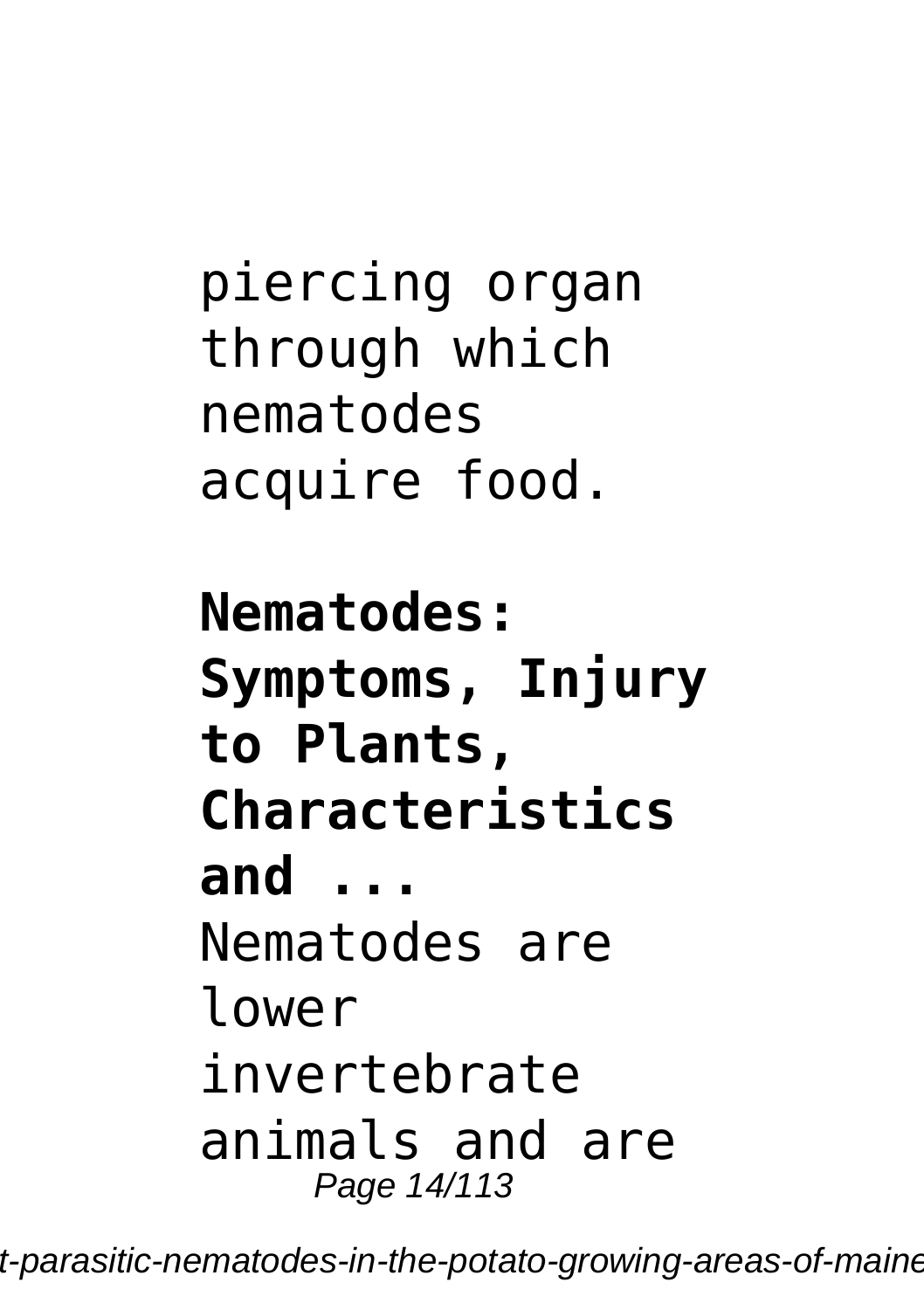piercing organ through which nematodes acquire food.

**Nematodes: Symptoms, Injury to Plants, Characteristics and ...**

Nematodes are lower invertebrate animals and are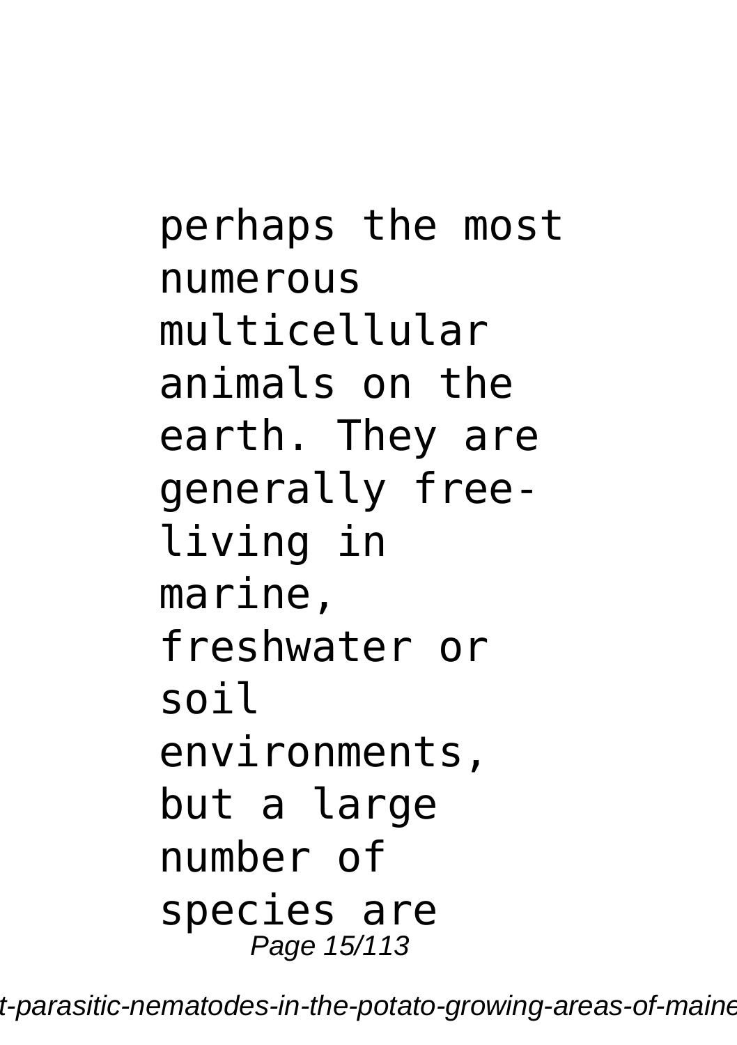perhaps the most numerous multicellular animals on the earth. They are generally free-living in marine, freshwater or soil environments, but a large number of species are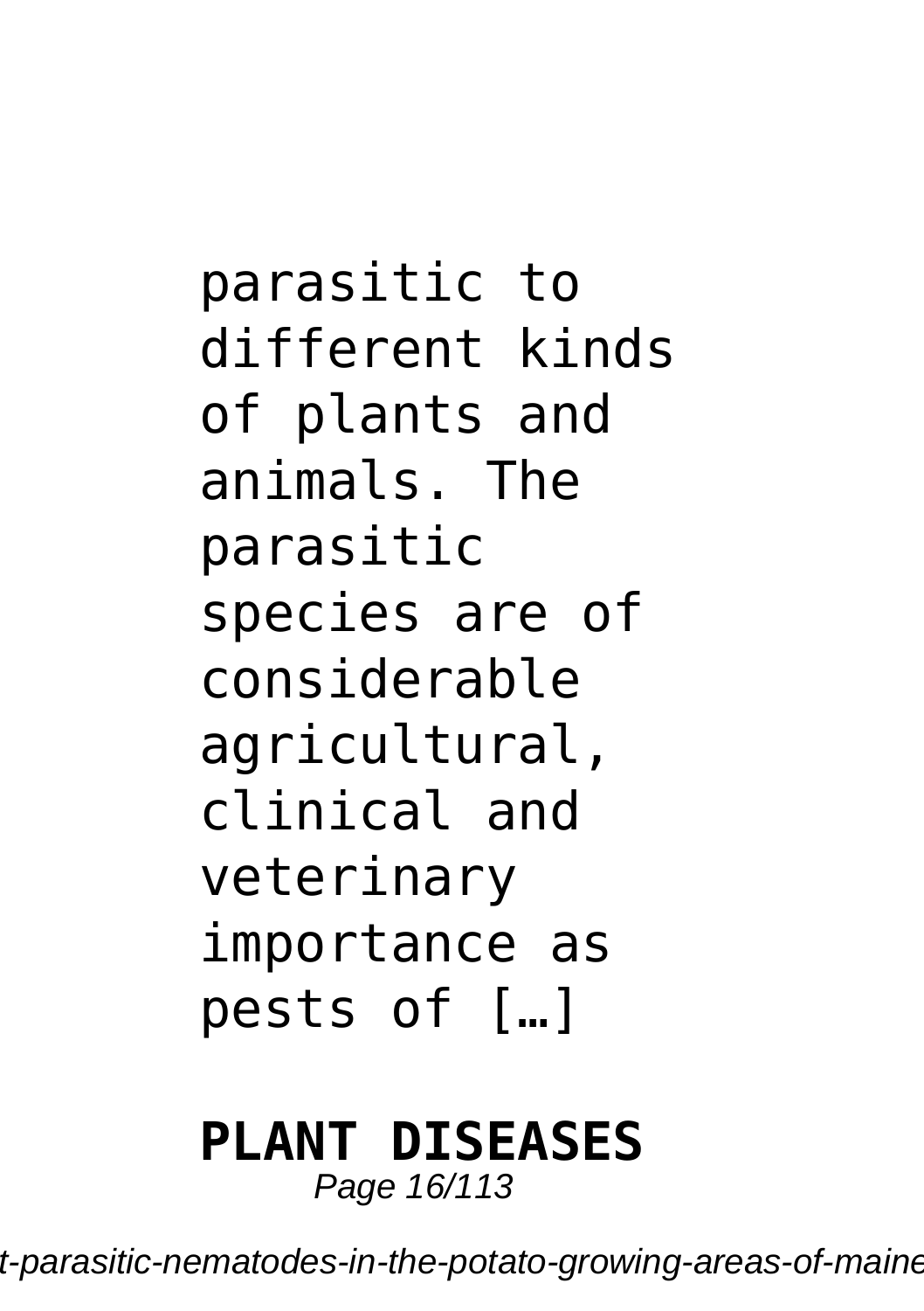parasitic to different kinds of plants and animals. The parasitic species are of considerable agricultural, clinical and veterinary importance as pests of […]

**PLANT DISEASES**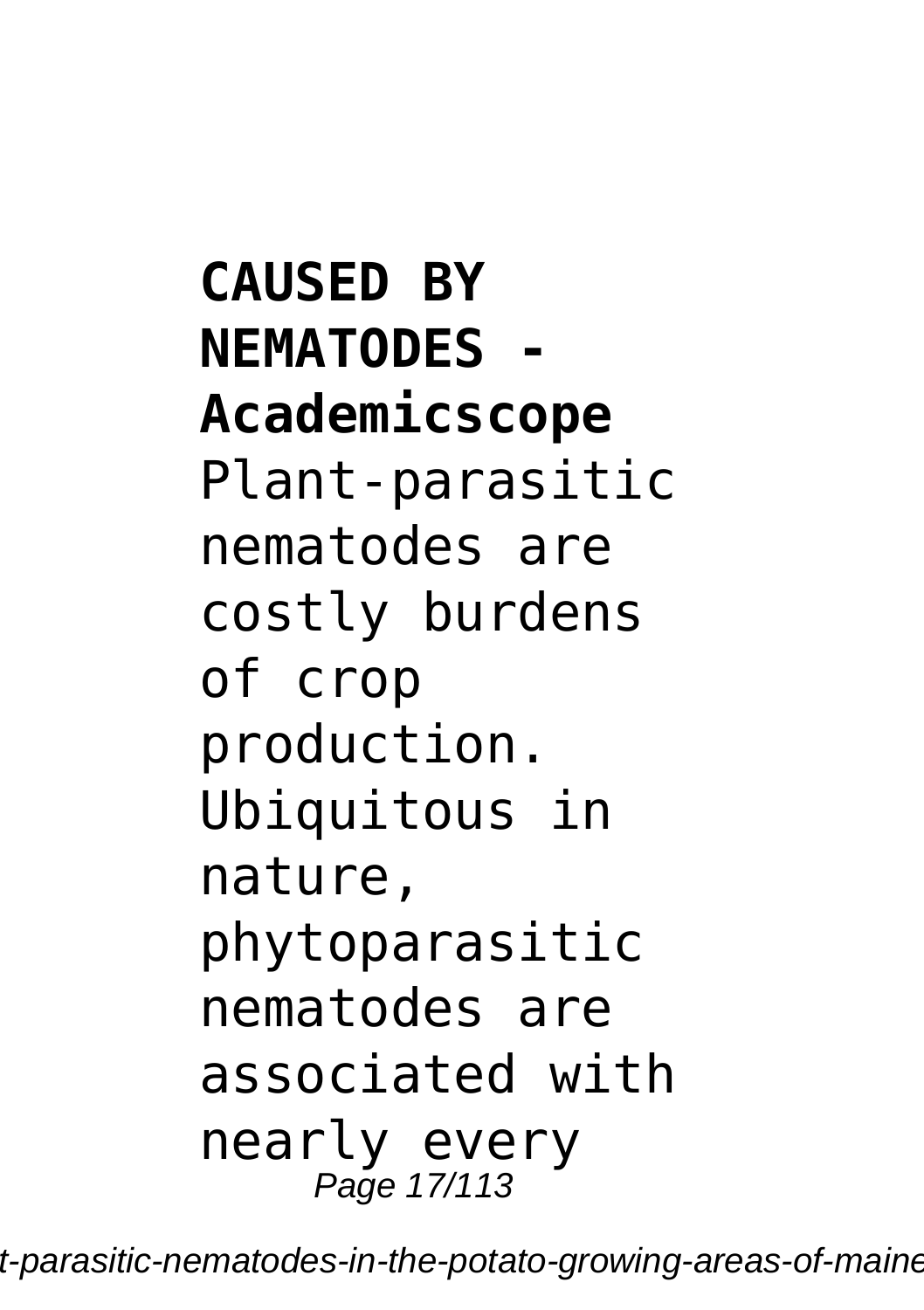**CAUSED BY NEMATODES - Academicscope**

Plant-parasitic nematodes are costly burdens of crop production. Ubiquitous in nature, phytoparasitic nematodes are associated with nearly every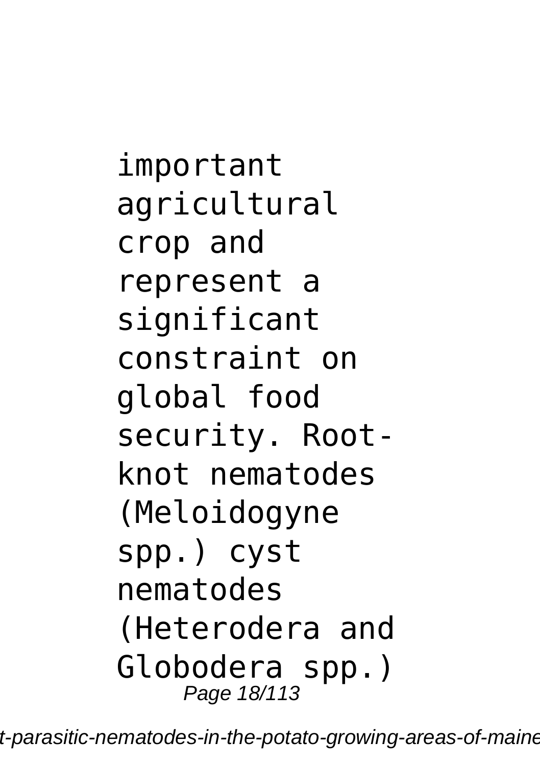important agricultural crop and represent a significant constraint on global food security. Root-knot nematodes (Meloidogyne spp.) cyst nematodes (Heterodera and Globodera spp.)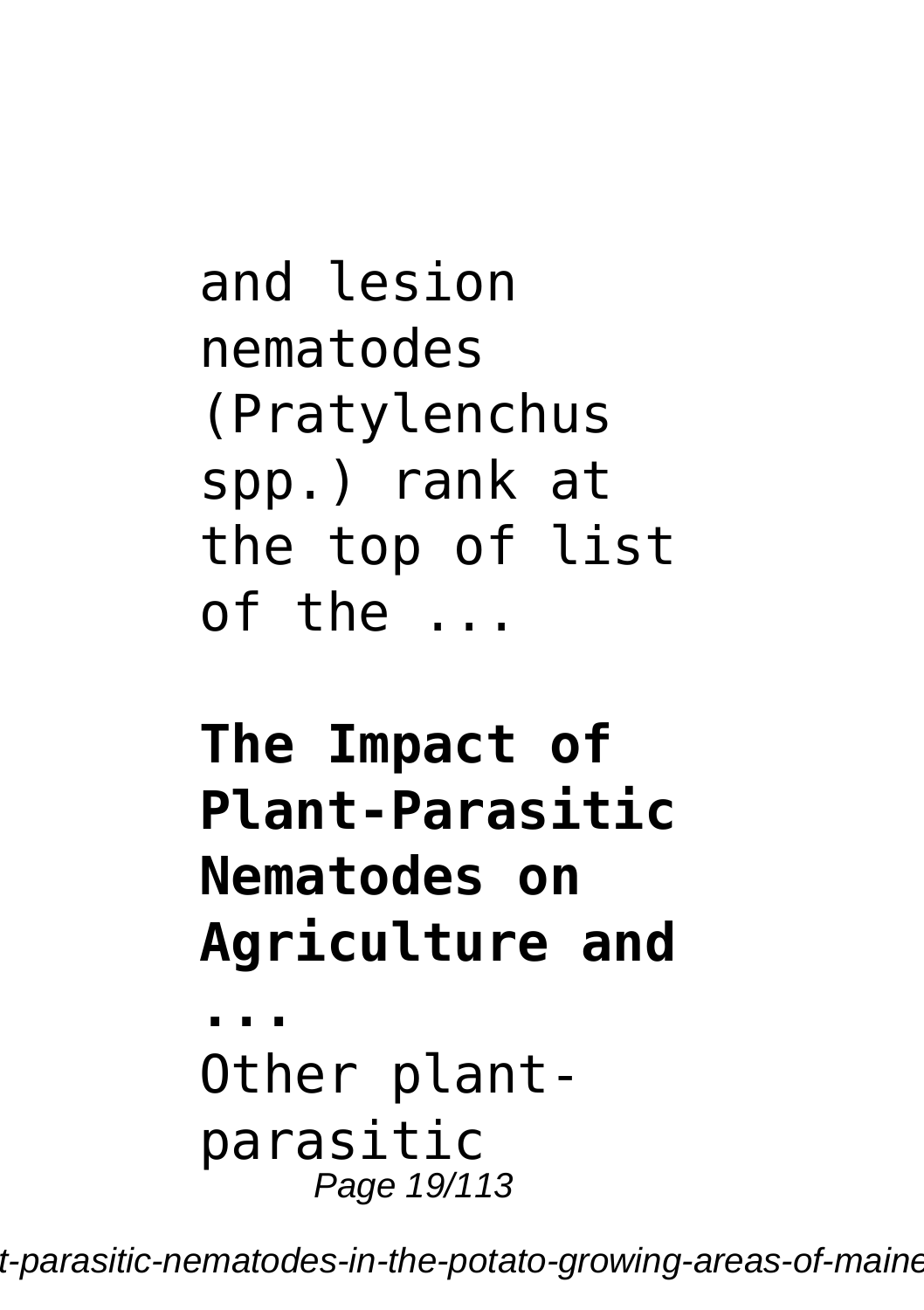and lesion nematodes (Pratylenchus spp.) rank at the top of list of the ...

**The Impact of Plant-Parasitic Nematodes on Agriculture and ...**

Other plant-parasitic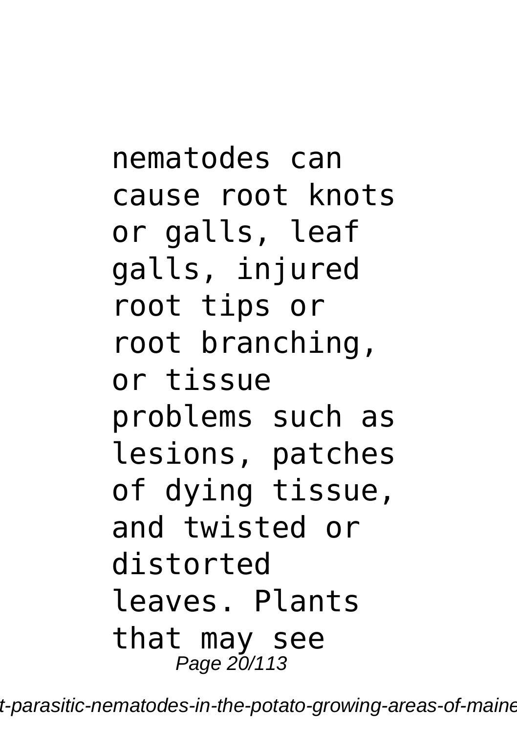nematodes can cause root knots or galls, leaf galls, injured root tips or root branching, or tissue problems such as lesions, patches of dying tissue, and twisted or distorted leaves. Plants that may see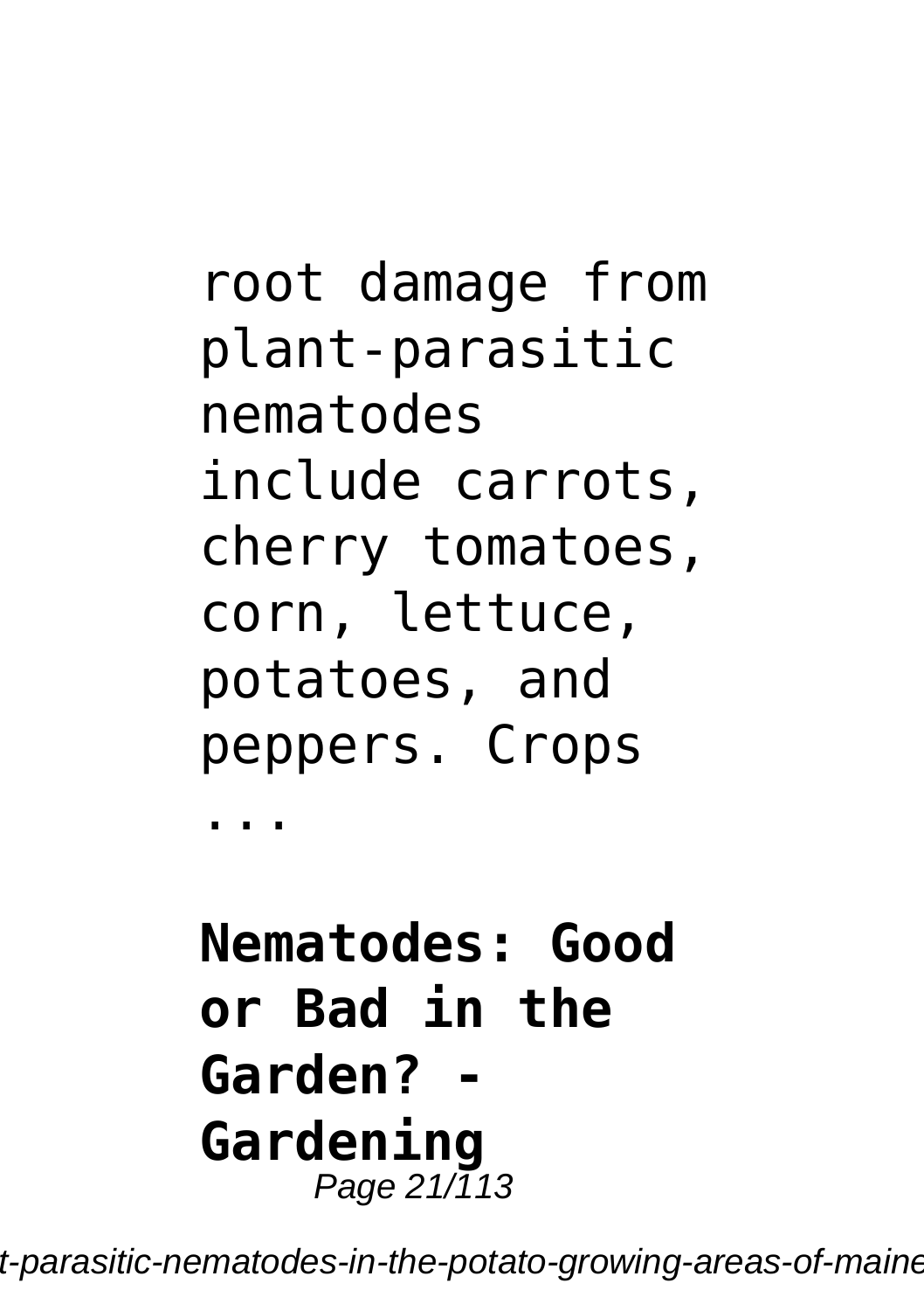root damage from plant-parasitic nematodes include carrots, cherry tomatoes, corn, lettuce, potatoes, and peppers. Crops ...

**Nematodes: Good or Bad in the Garden? - Gardening**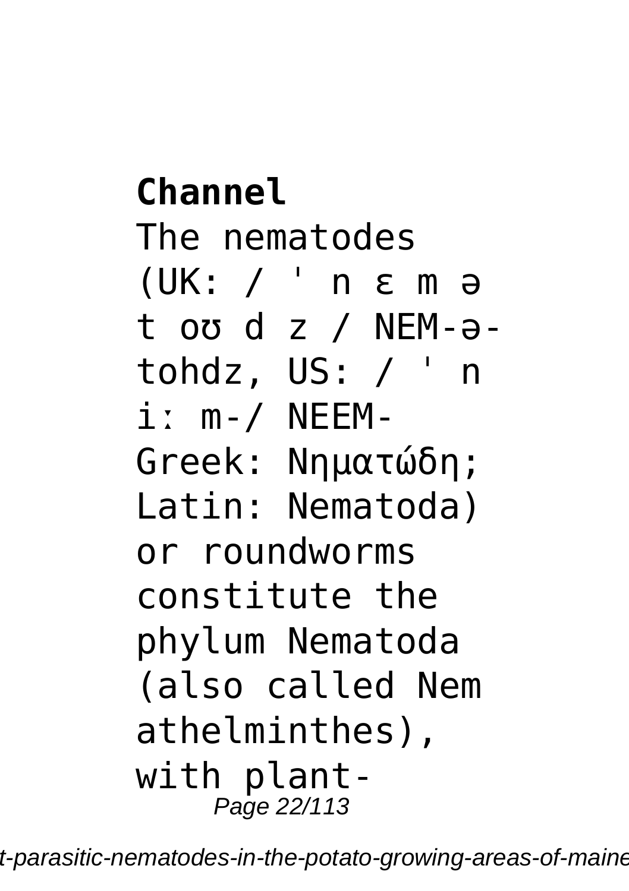**Channel**

The nematodes (UK: / ˈ n ɛ m ə t oʊ d z / NEM-ə-tohdz, US: / ˈ n iː m-/ NEEM-Greek: Νηματώδη; Latin: Nematoda) or roundworms constitute the phylum Nematoda (also called Nem athelminthes), with plant-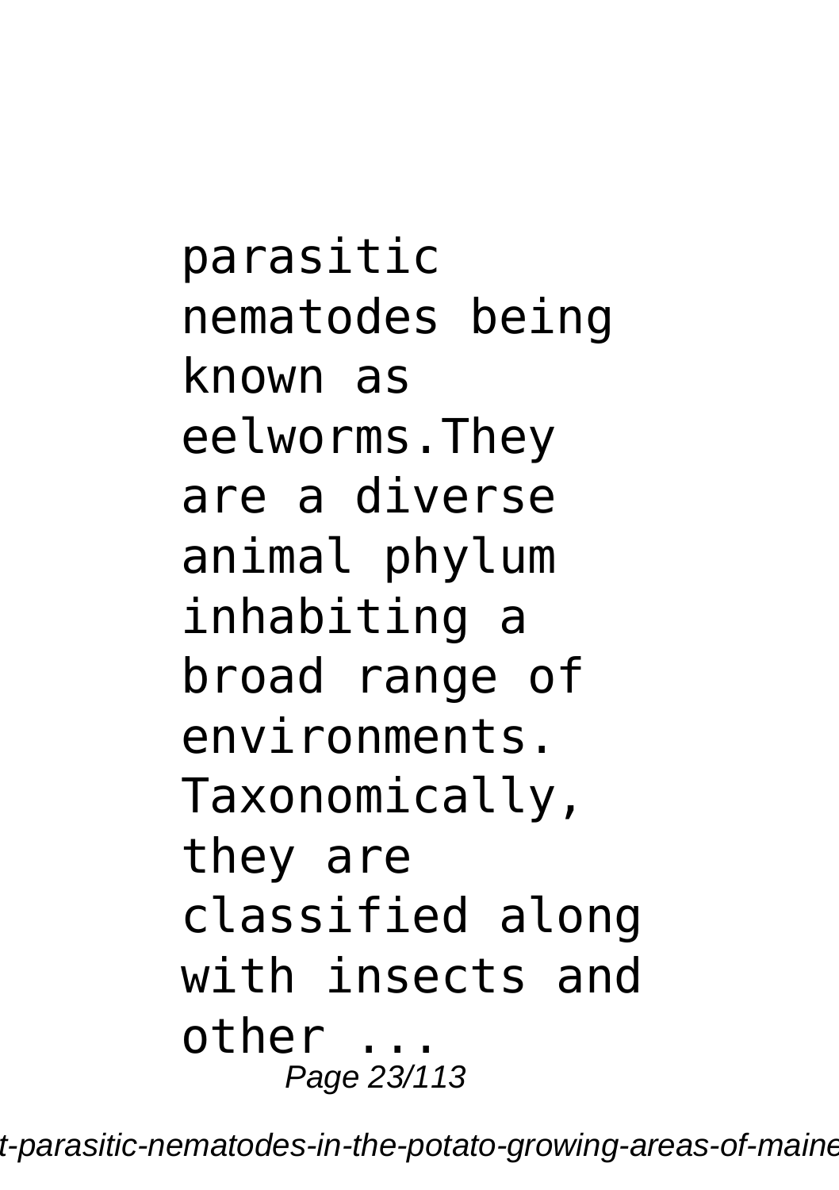parasitic nematodes being known as eelworms.They are a diverse animal phylum inhabiting a broad range of environments. Taxonomically, they are classified along with insects and other ...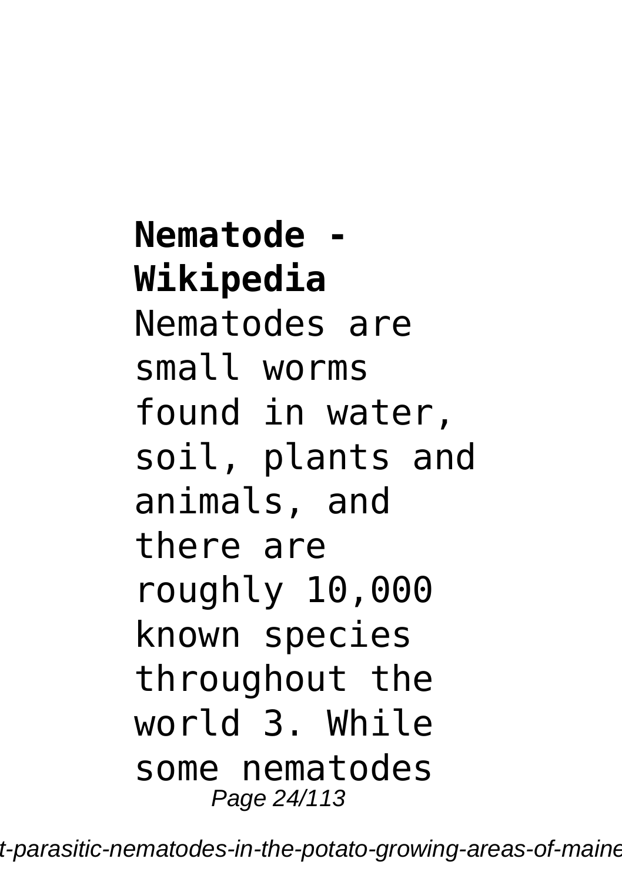**Nematode - Wikipedia**

Nematodes are small worms found in water, soil, plants and animals, and there are roughly 10,000 known species throughout the world 3. While some nematodes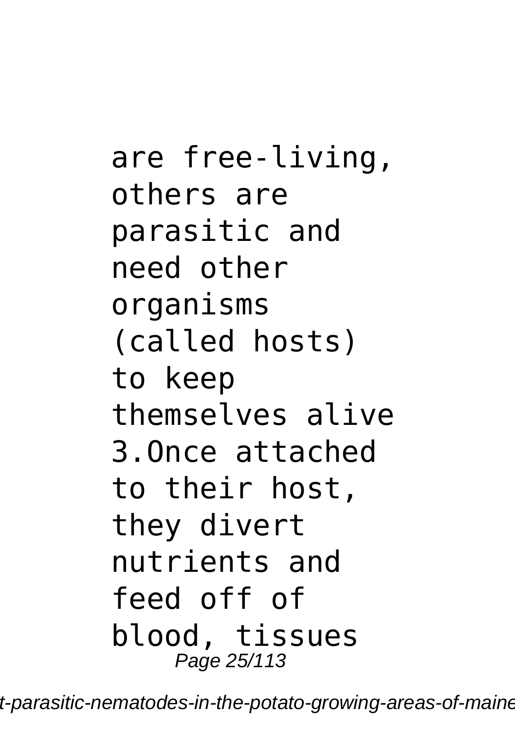are free-living, others are parasitic and need other organisms (called hosts) to keep themselves alive

3.Once attached to their host, they divert nutrients and feed off of blood, tissues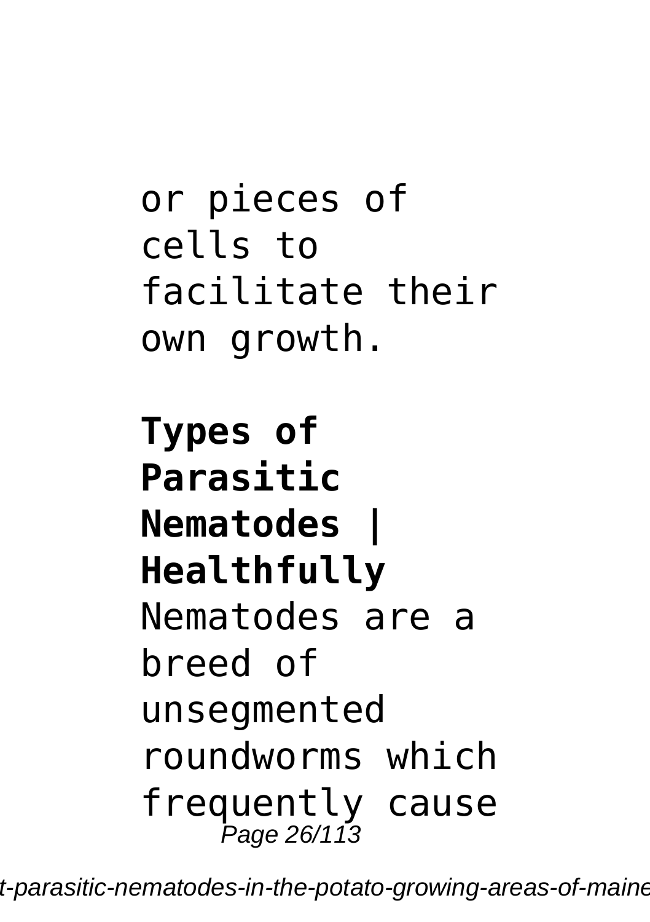or pieces of cells to facilitate their own growth.

**Types of Parasitic Nematodes | Healthfully**

Nematodes are a breed of unsegmented roundworms which frequently cause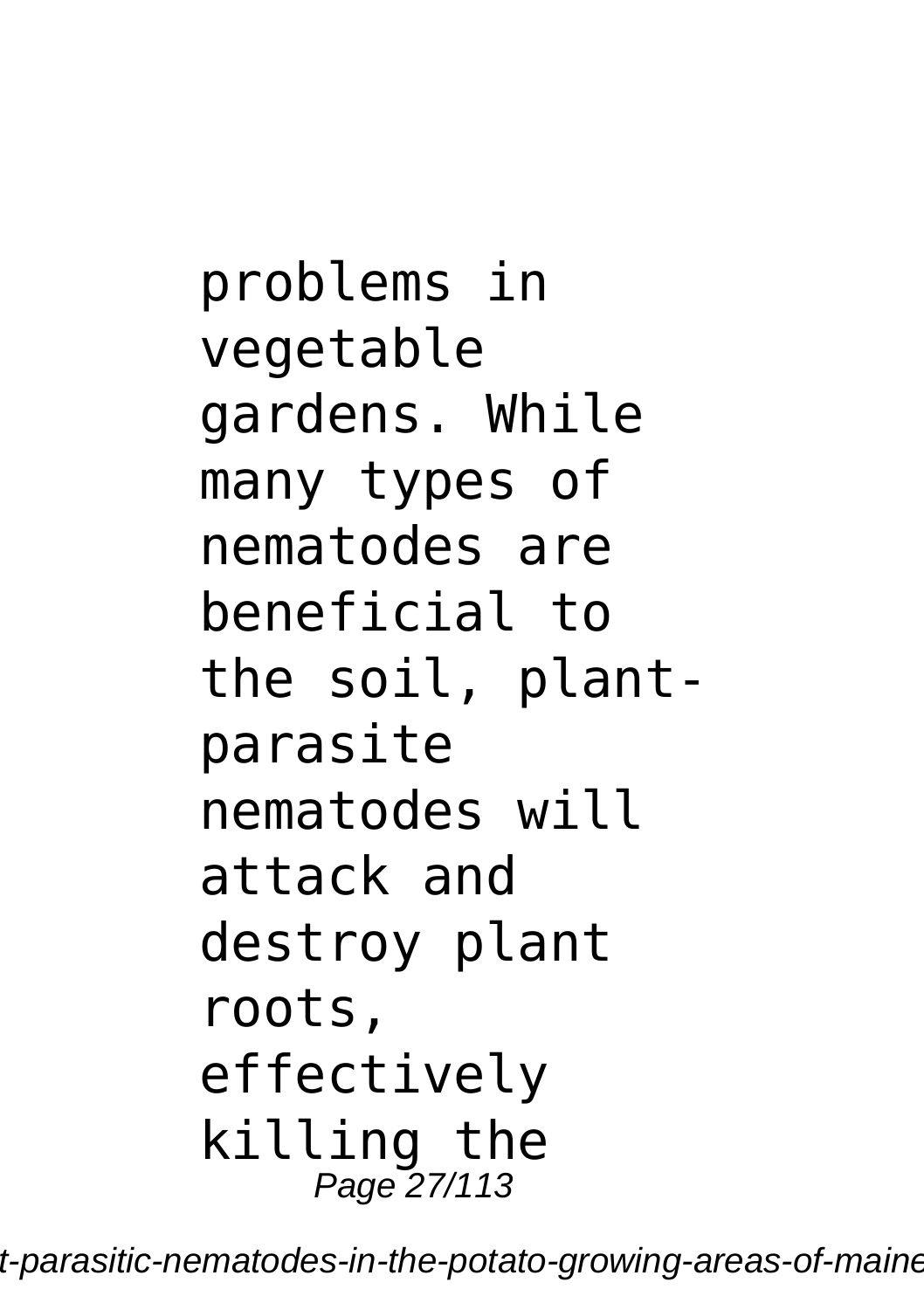problems in vegetable gardens. While many types of nematodes are beneficial to the soil, plant-parasite nematodes will attack and destroy plant roots, effectively killing the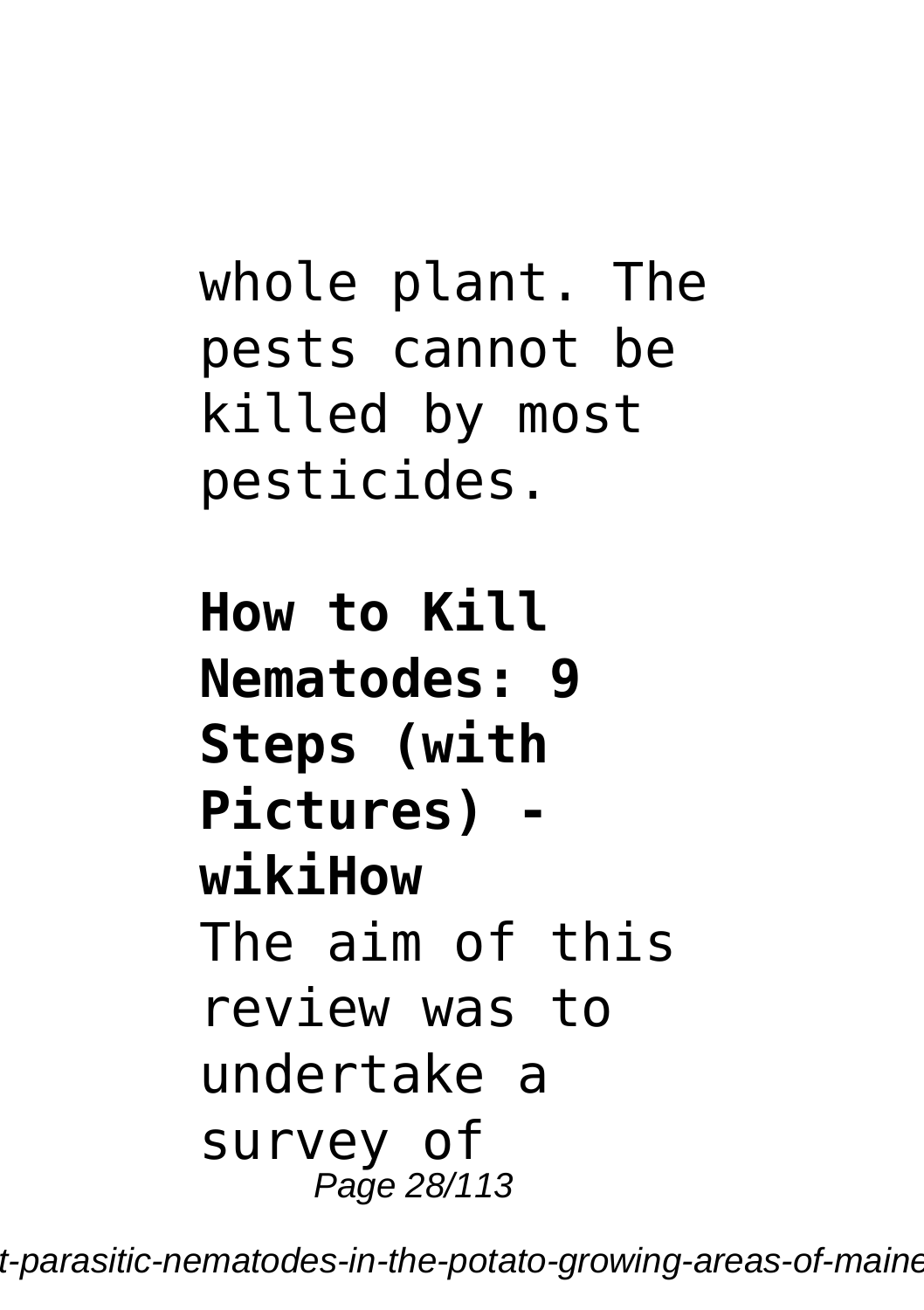whole plant. The pests cannot be killed by most pesticides.

**How to Kill Nematodes: 9 Steps (with Pictures) - wikiHow**

The aim of this review was to undertake a survey of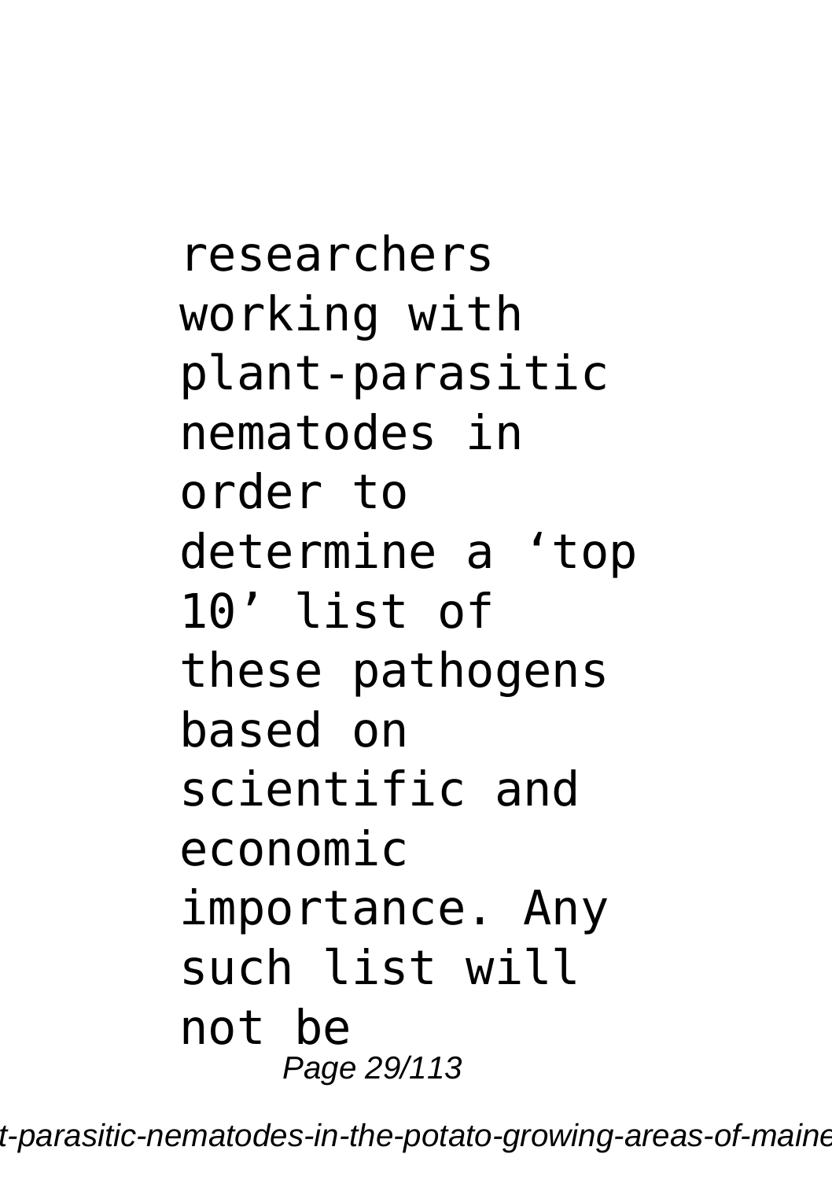researchers working with plant-parasitic nematodes in order to determine a ‘top 10’ list of these pathogens based on scientific and economic importance. Any such list will not be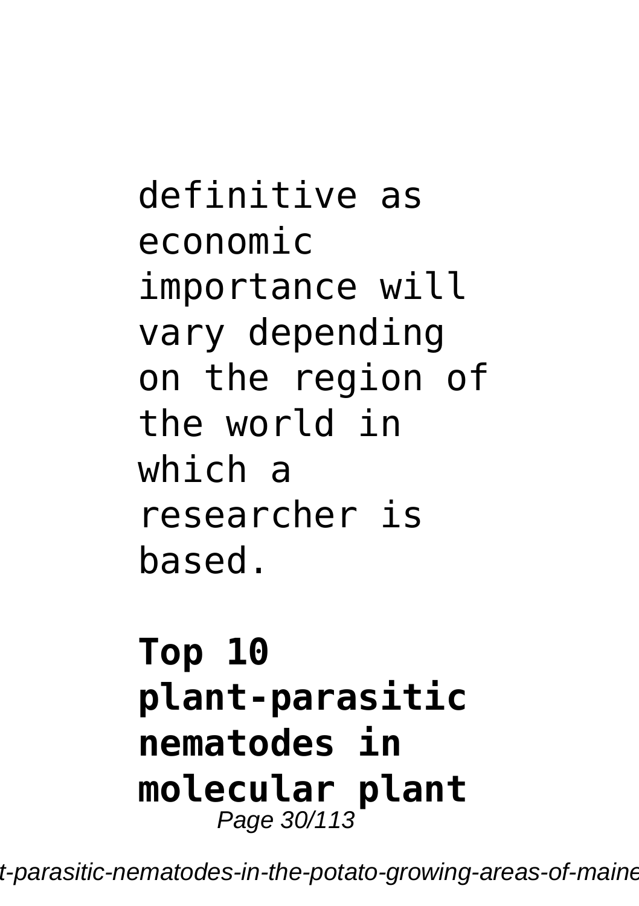definitive as economic importance will vary depending on the region of the world in which a researcher is based.

**Top 10 plant-parasitic nematodes in molecular plant**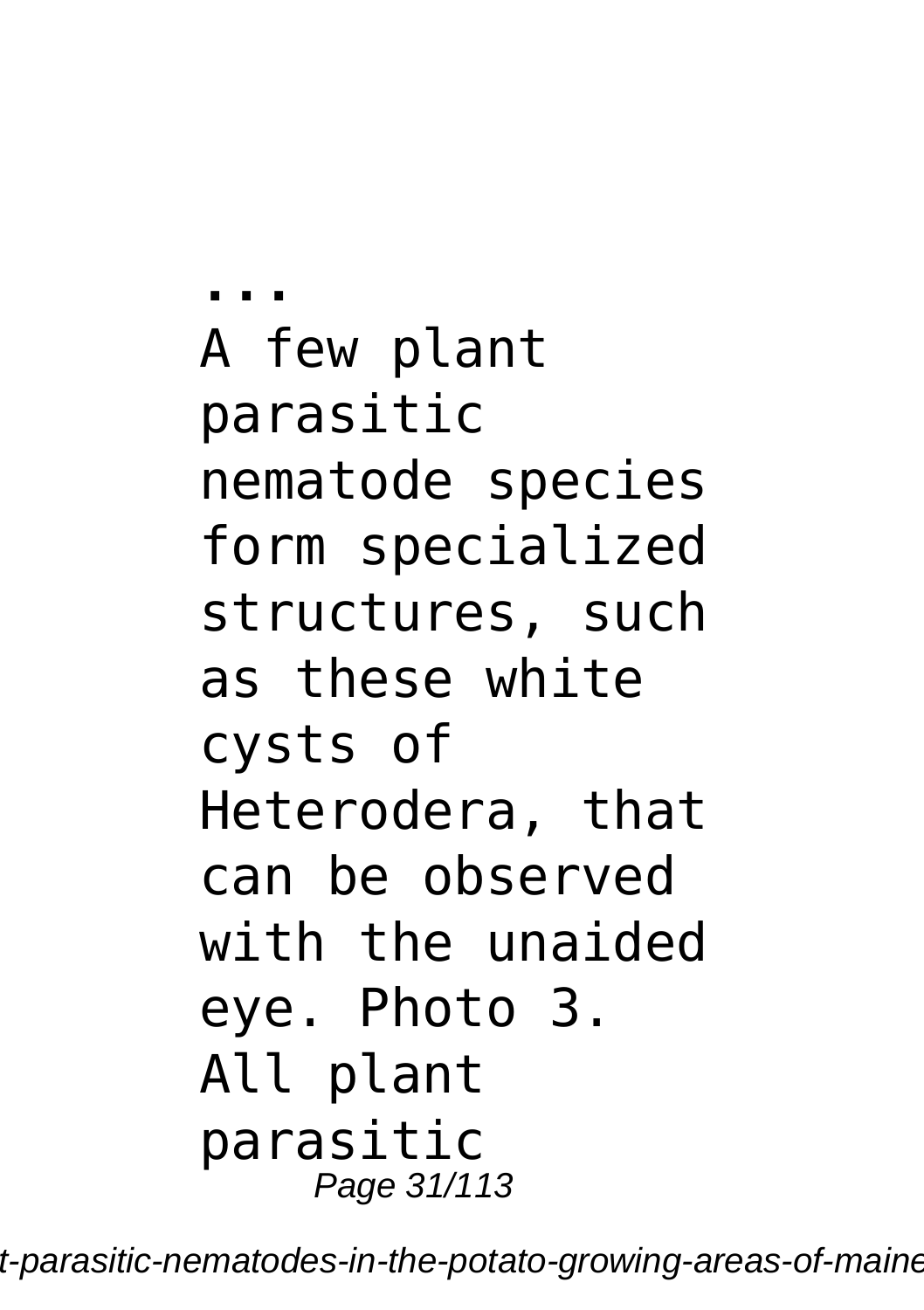...
A few plant parasitic nematode species form specialized structures, such as these white cysts of Heterodera, that can be observed with the unaided eye. Photo 3. All plant parasitic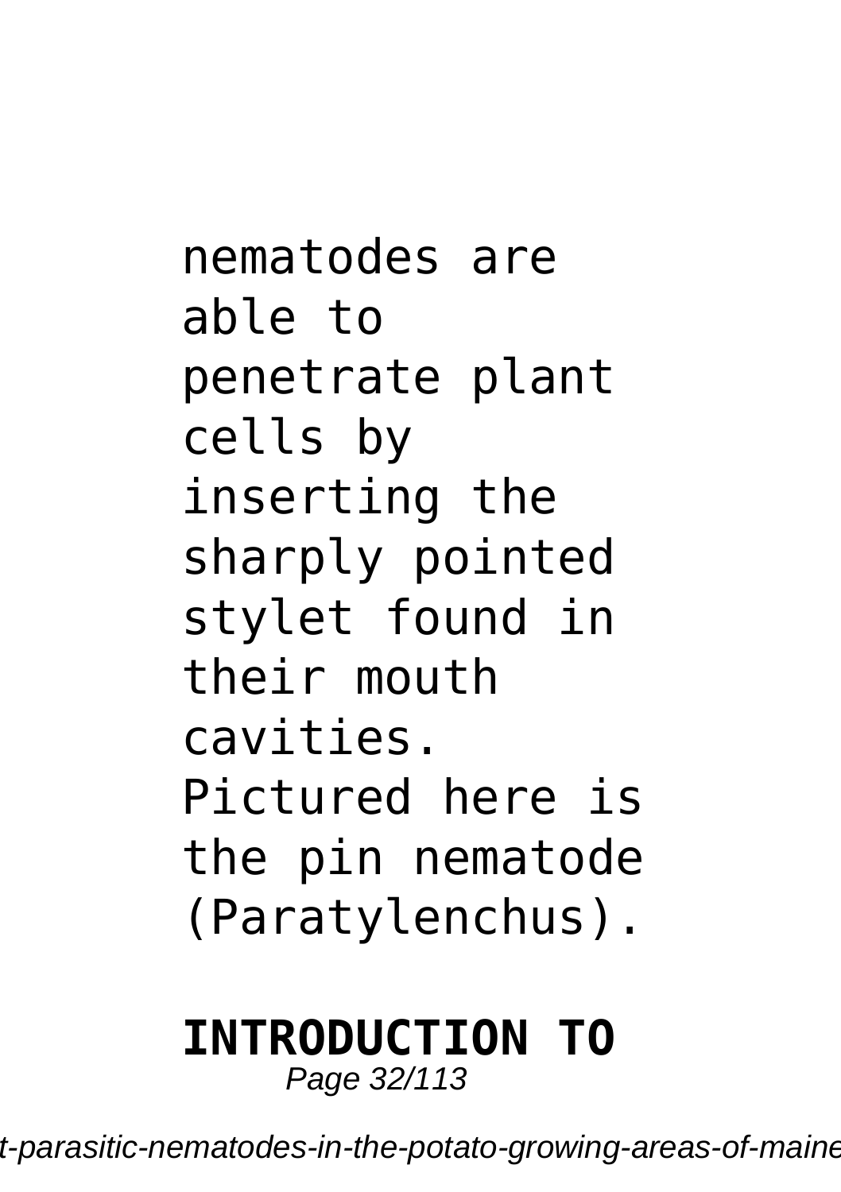nematodes are able to penetrate plant cells by inserting the sharply pointed stylet found in their mouth cavities. Pictured here is the pin nematode (Paratylenchus).

**INTRODUCTION TO**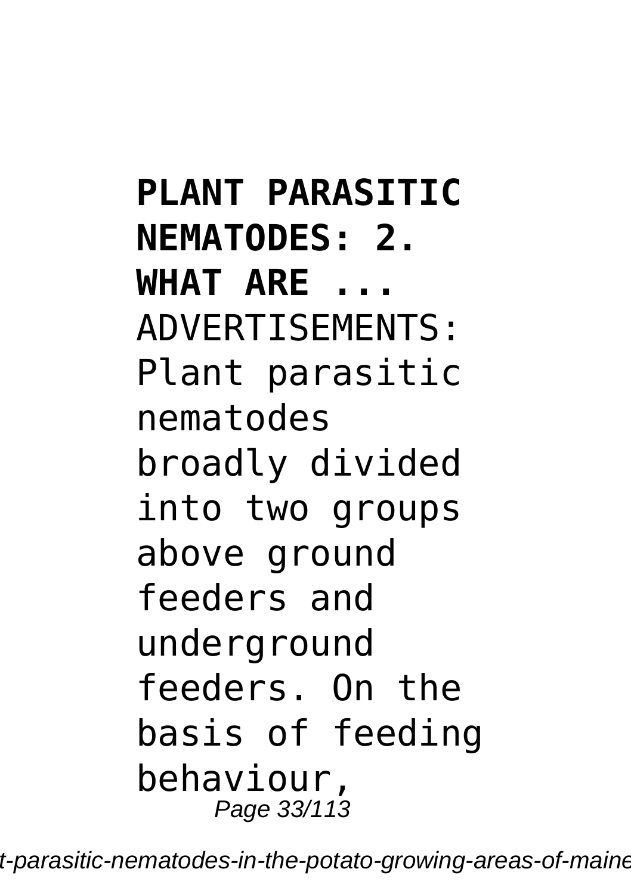**PLANT PARASITIC NEMATODES: 2. WHAT ARE ...**

ADVERTISEMENTS: Plant parasitic nematodes broadly divided into two groups above ground feeders and underground feeders. On the basis of feeding behaviour,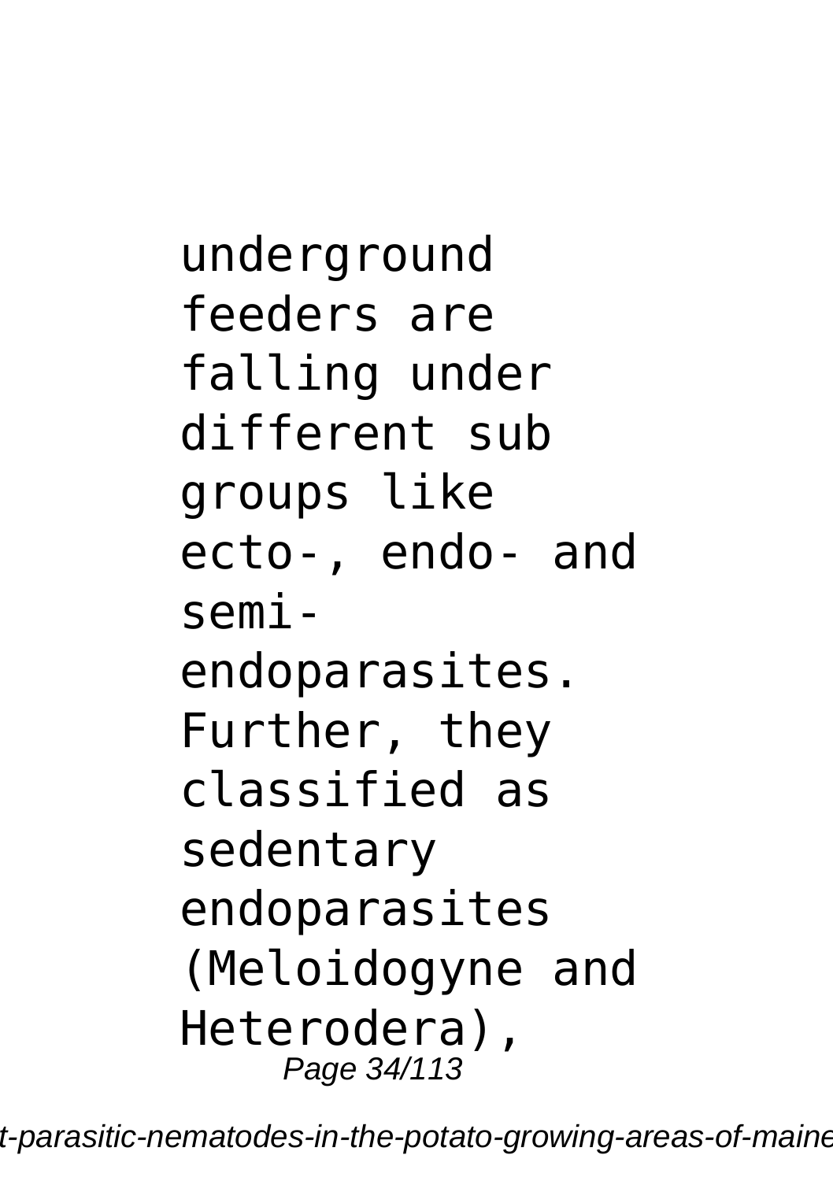underground feeders are falling under different sub groups like ecto-, endo- and semi-endoparasites. Further, they classified as sedentary endoparasites (Meloidogyne and Heterodera),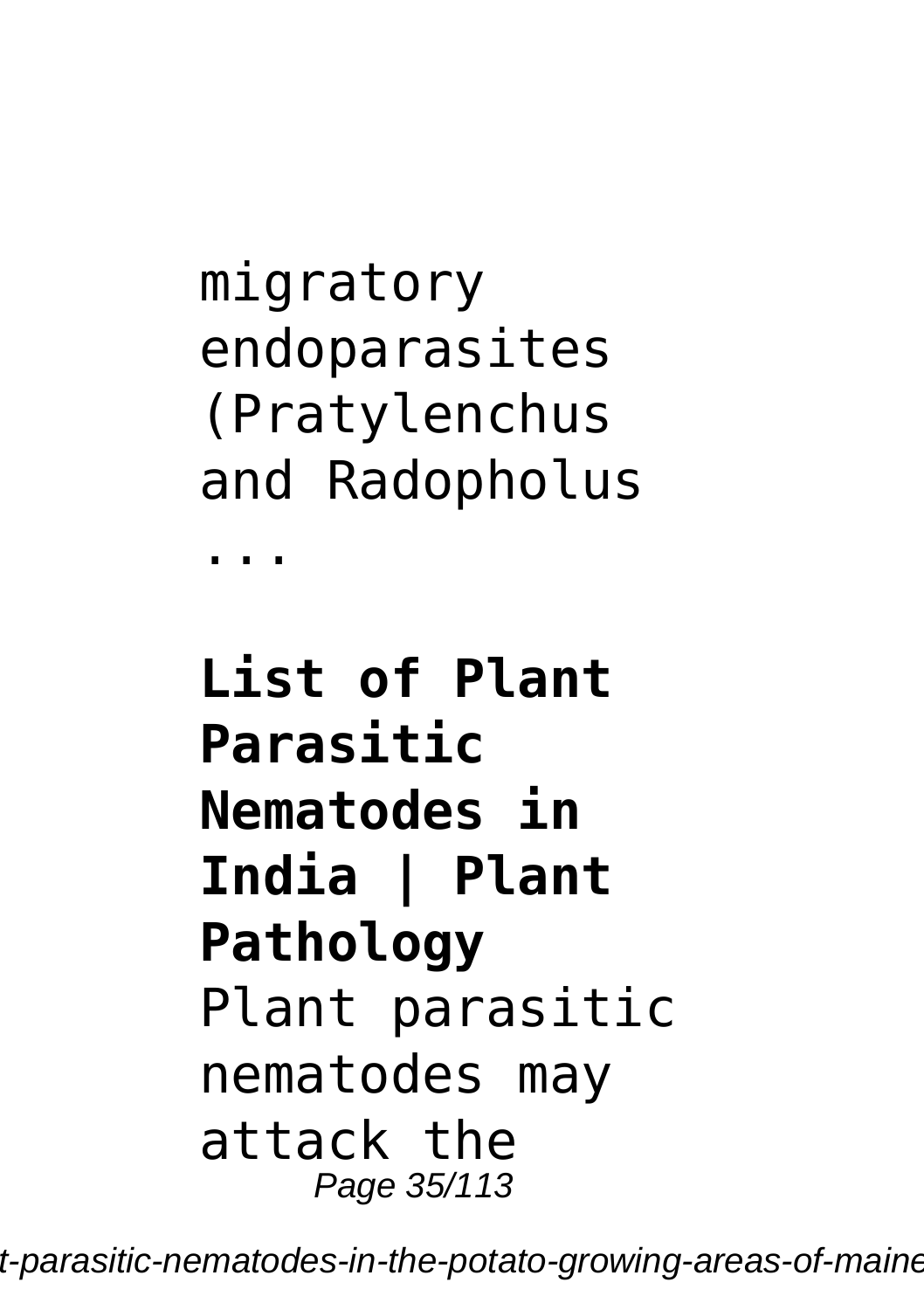migratory endoparasites (Pratylenchus and Radopholus ...

**List of Plant Parasitic Nematodes in India | Plant Pathology**

Plant parasitic nematodes may attack the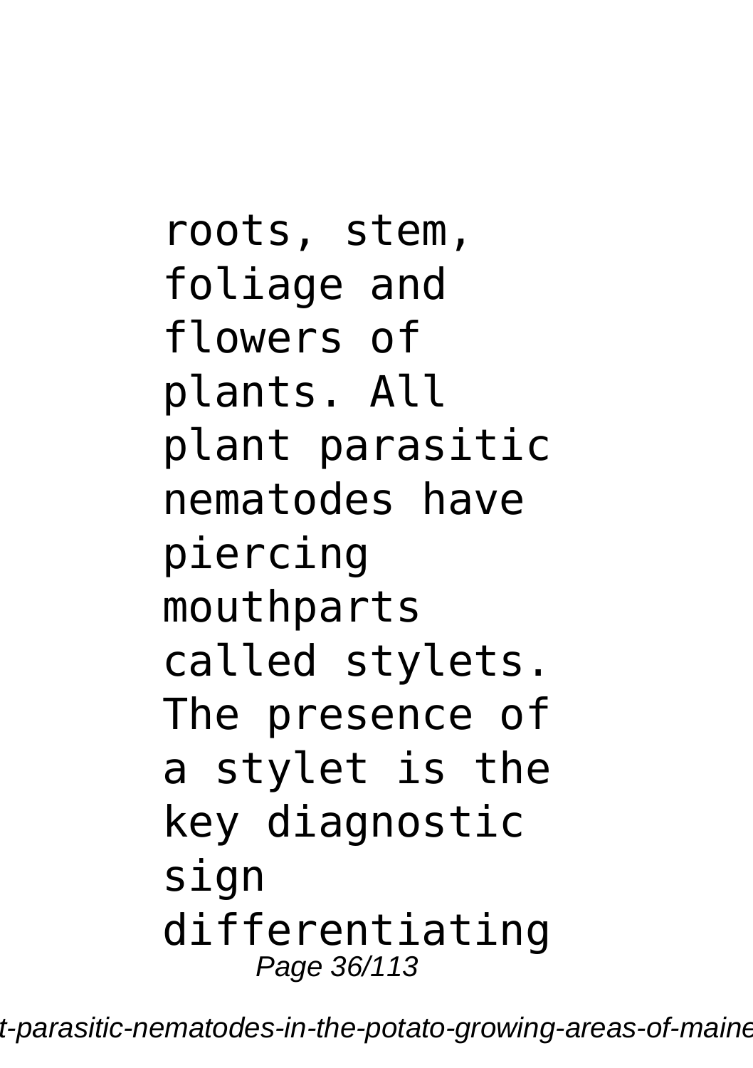roots, stem, foliage and flowers of plants. All plant parasitic nematodes have piercing mouthparts called stylets. The presence of a stylet is the key diagnostic sign differentiating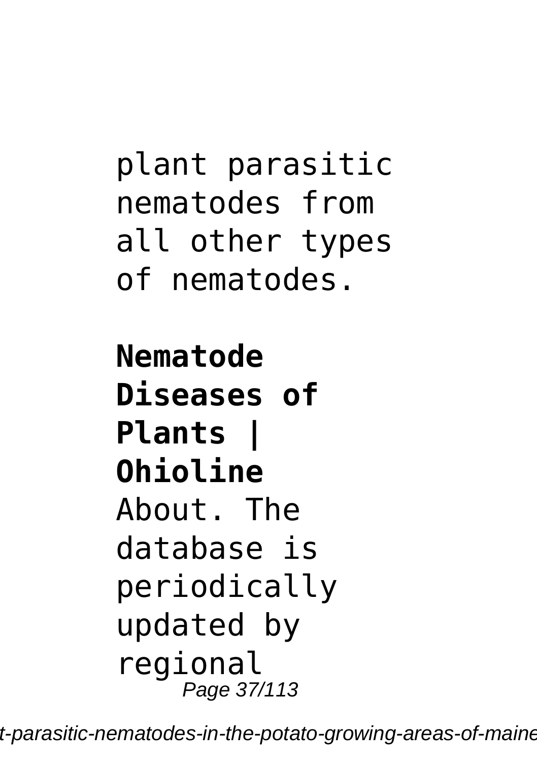plant parasitic nematodes from all other types of nematodes.

**Nematode Diseases of Plants | Ohioline**

About. The database is periodically updated by regional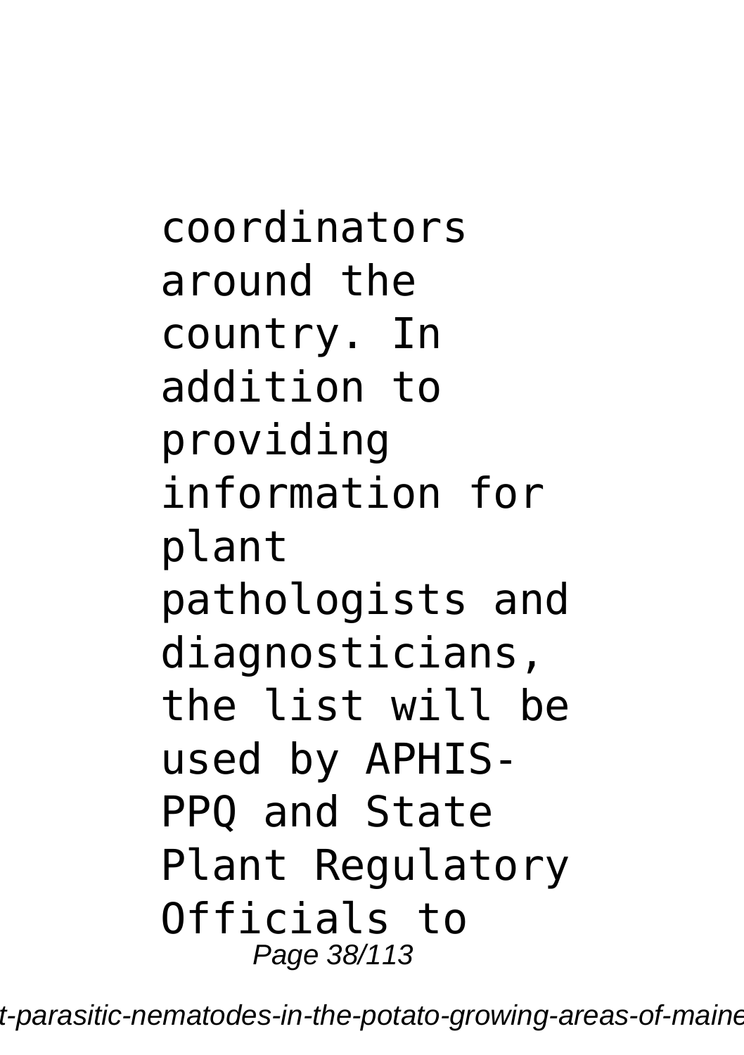coordinators around the country. In addition to providing information for plant pathologists and diagnosticians, the list will be used by APHIS-PPQ and State Plant Regulatory Officials to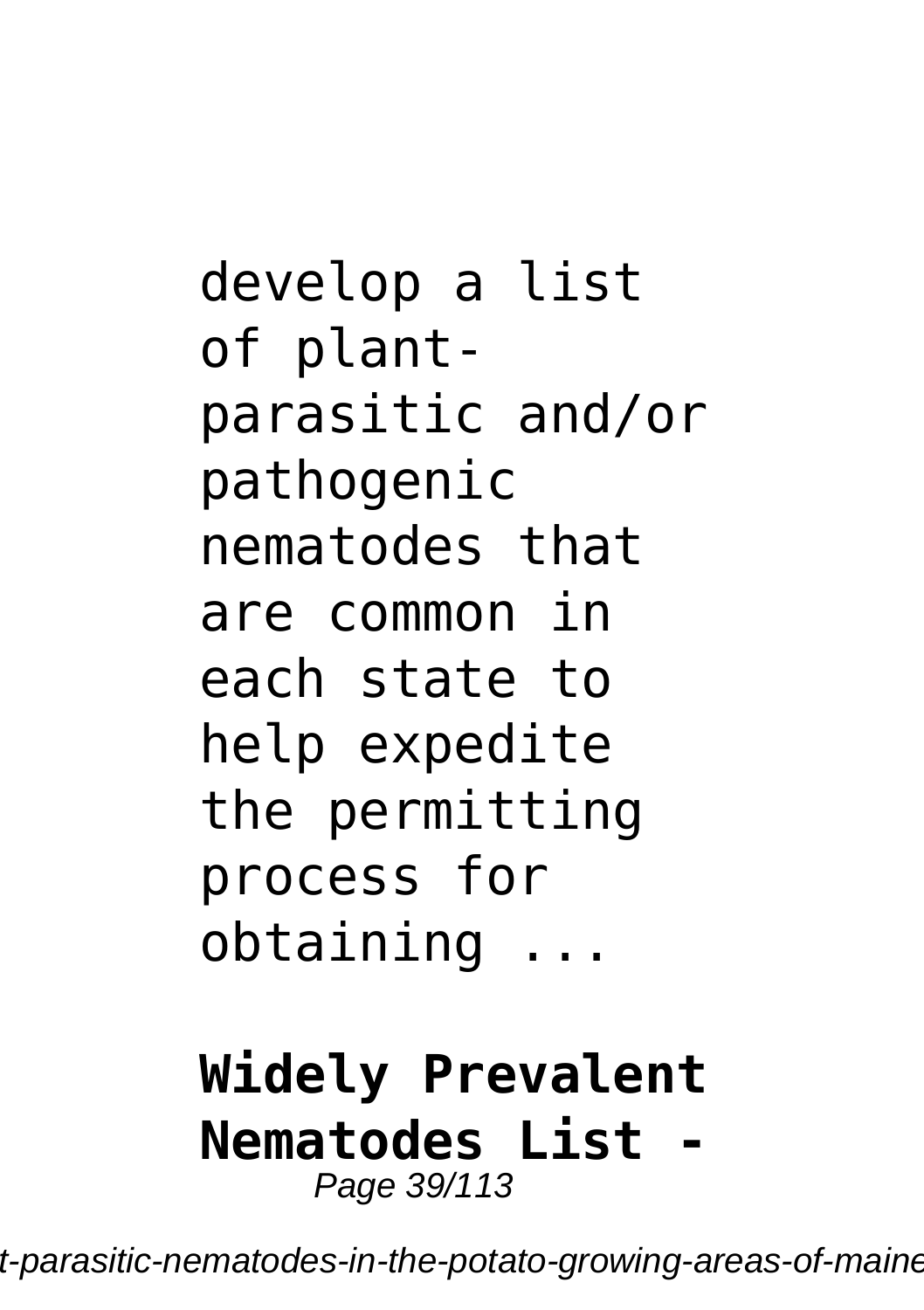develop a list of plant-parasitic and/or pathogenic nematodes that are common in each state to help expedite the permitting process for obtaining ...

**Widely Prevalent Nematodes List -**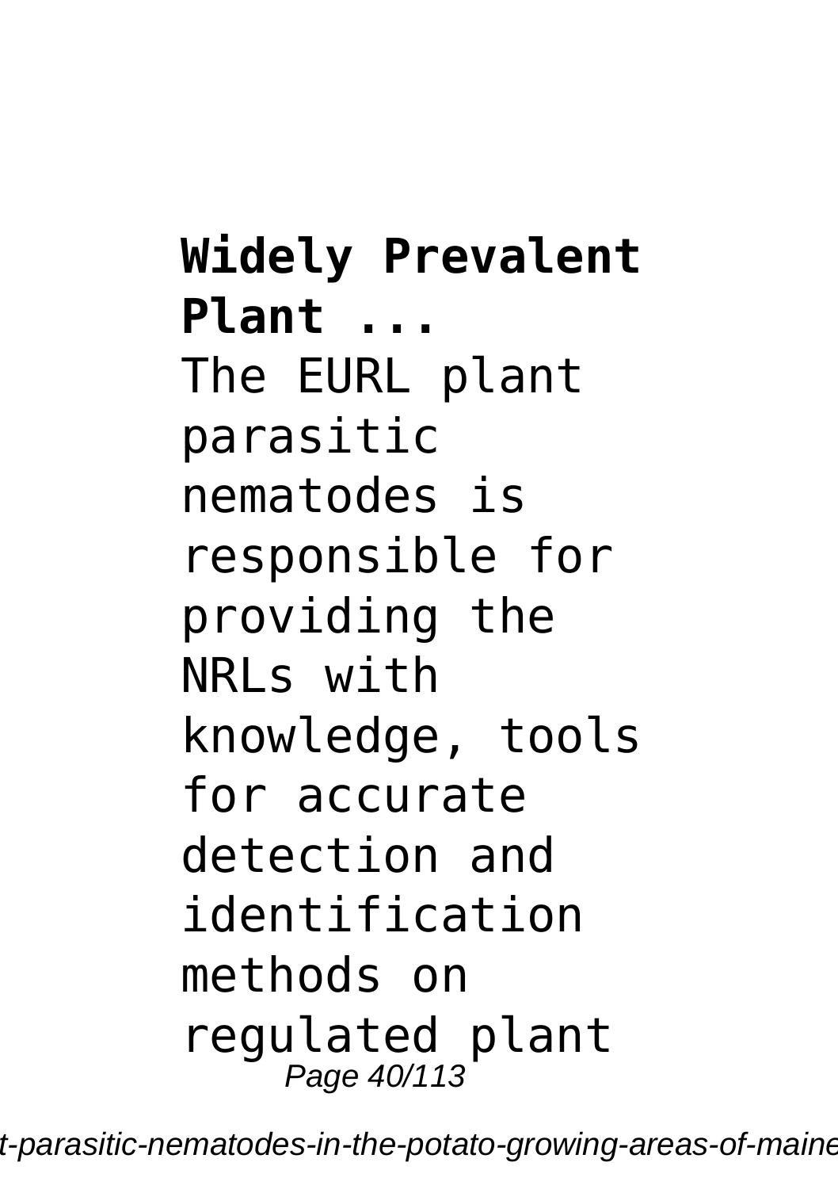**Widely Prevalent Plant ...**

The EURL plant parasitic nematodes is responsible for providing the NRLs with knowledge, tools for accurate detection and identification methods on regulated plant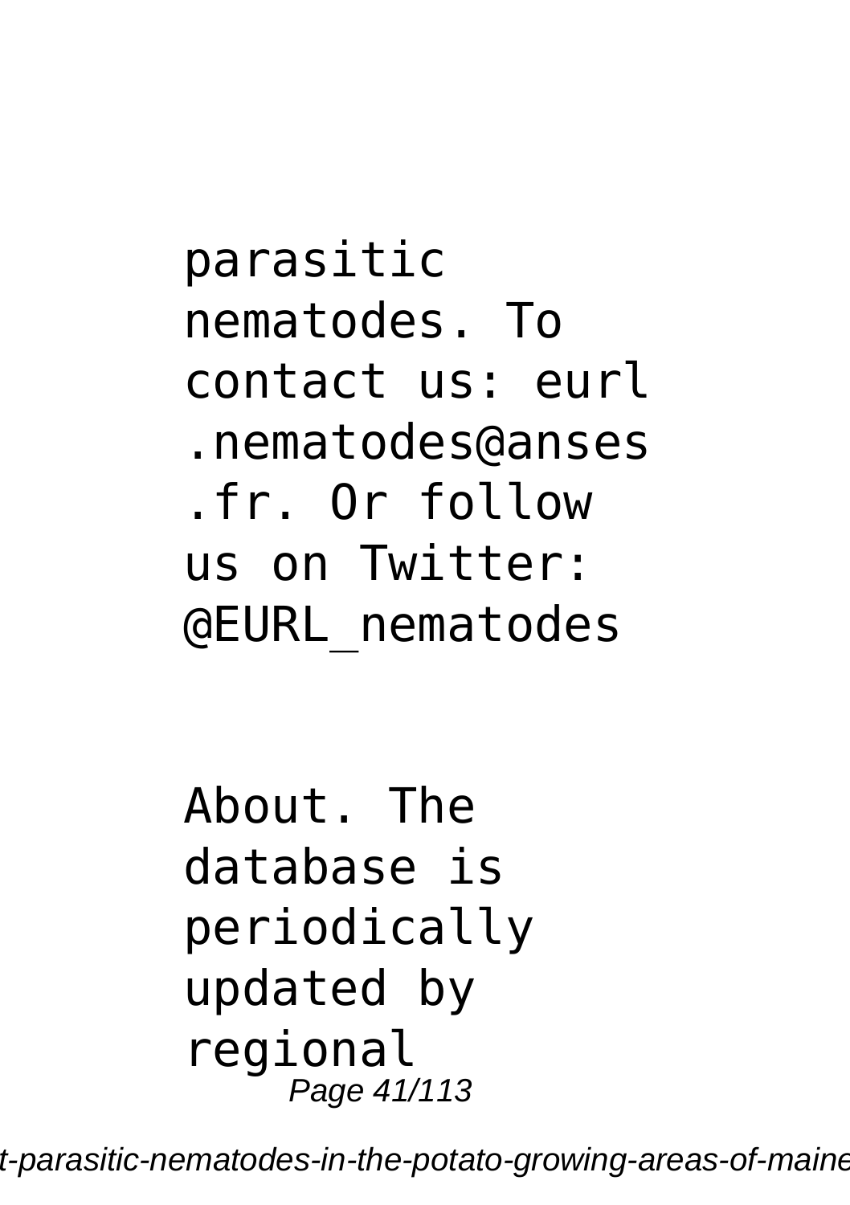parasitic nematodes. To contact us: eurl.nematodes@anses.fr. Or follow us on Twitter: @EURL_nematodes

About. The database is periodically updated by regional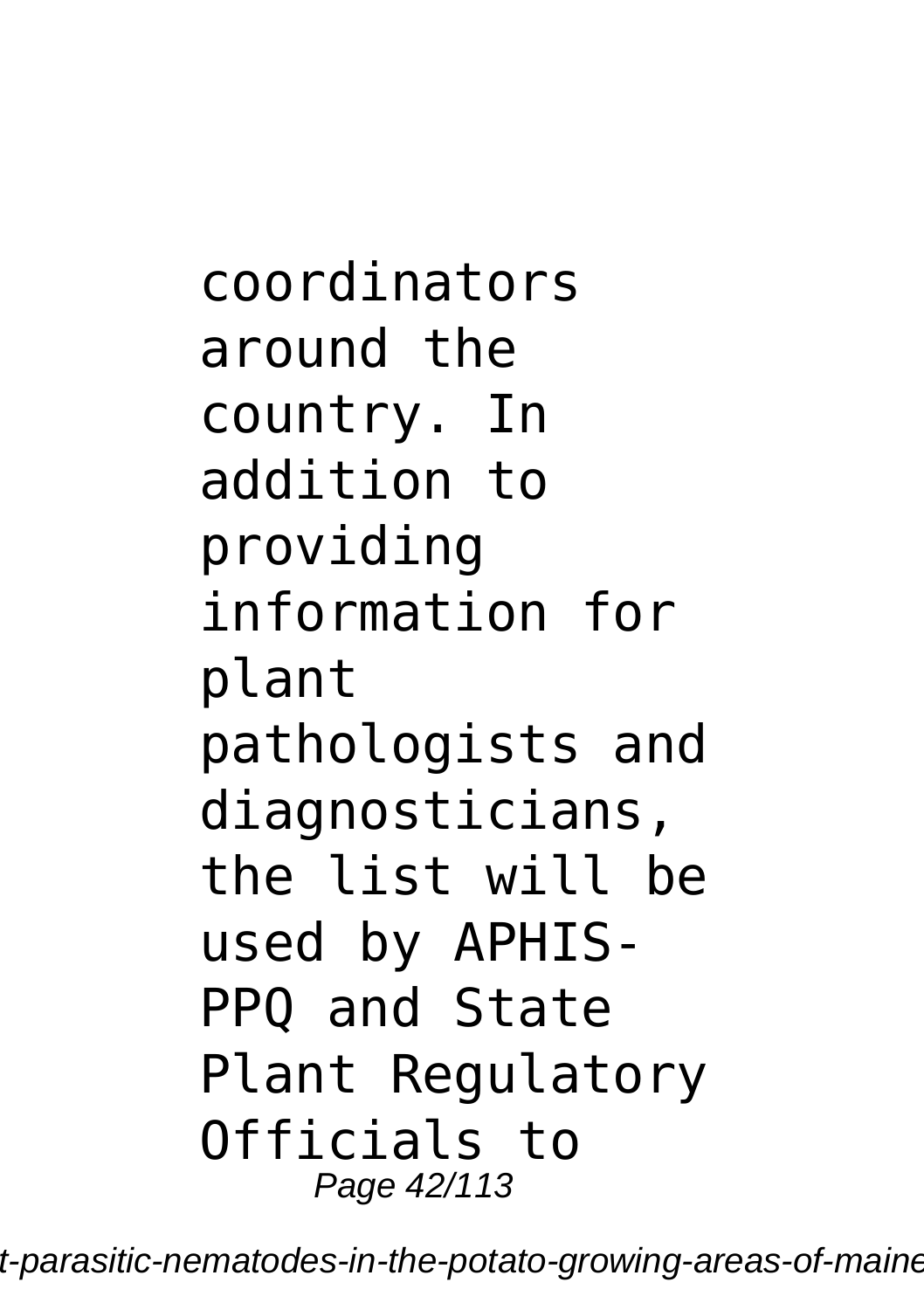coordinators around the country. In addition to providing information for plant pathologists and diagnosticians, the list will be used by APHIS-PPQ and State Plant Regulatory Officials to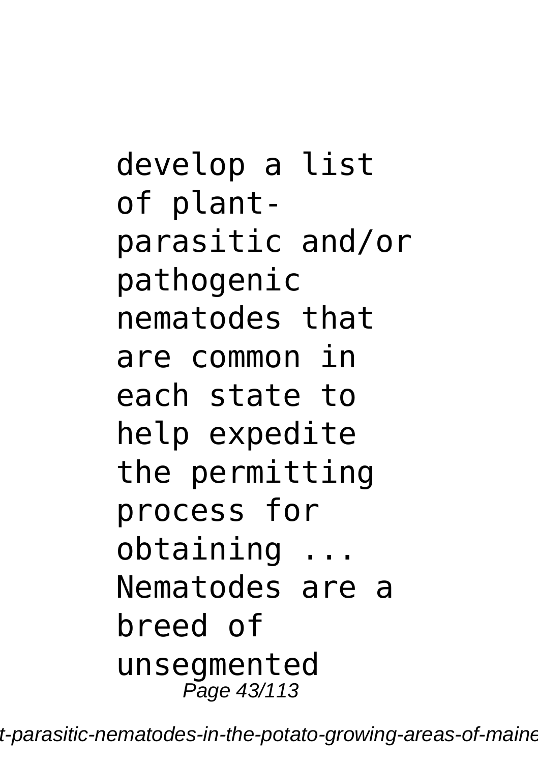develop a list of plant-parasitic and/or pathogenic nematodes that are common in each state to help expedite the permitting process for obtaining ... Nematodes are a breed of unsegmented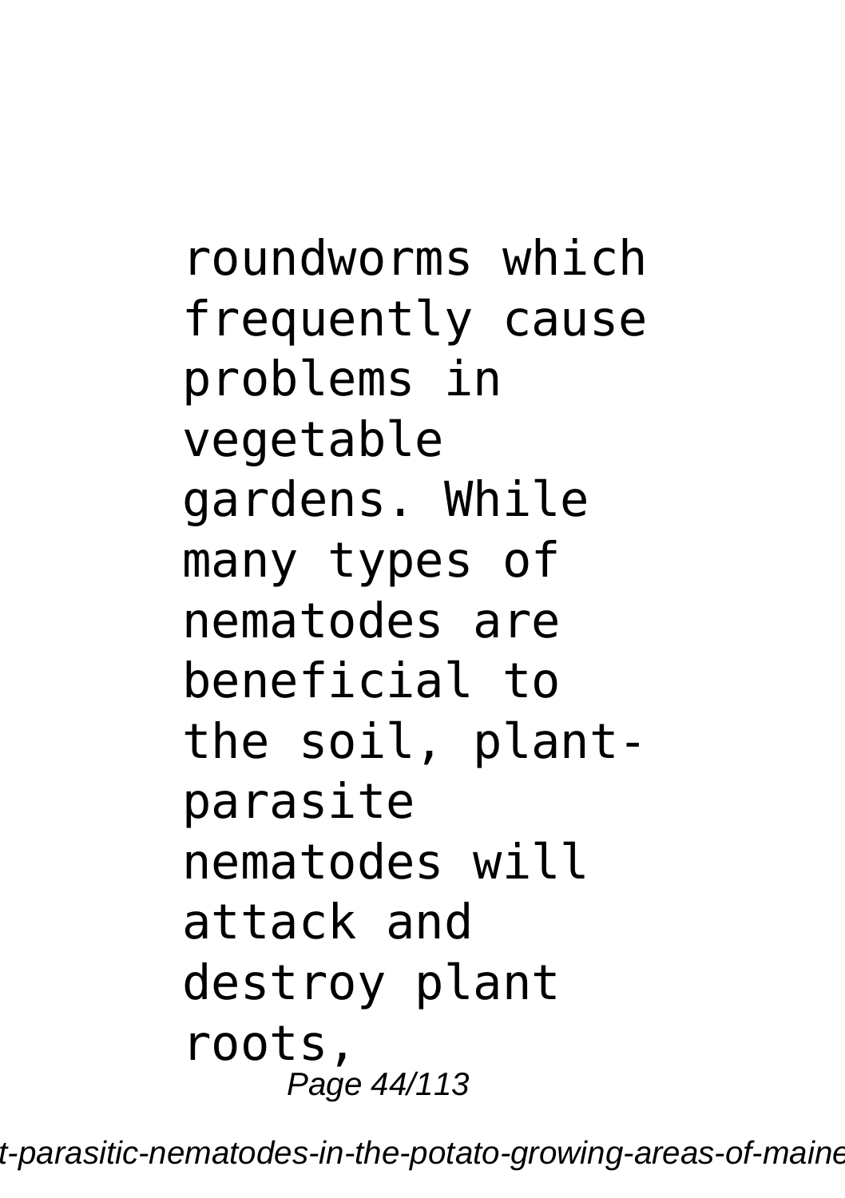roundworms which frequently cause problems in vegetable gardens. While many types of nematodes are beneficial to the soil, plant-parasite nematodes will attack and destroy plant roots,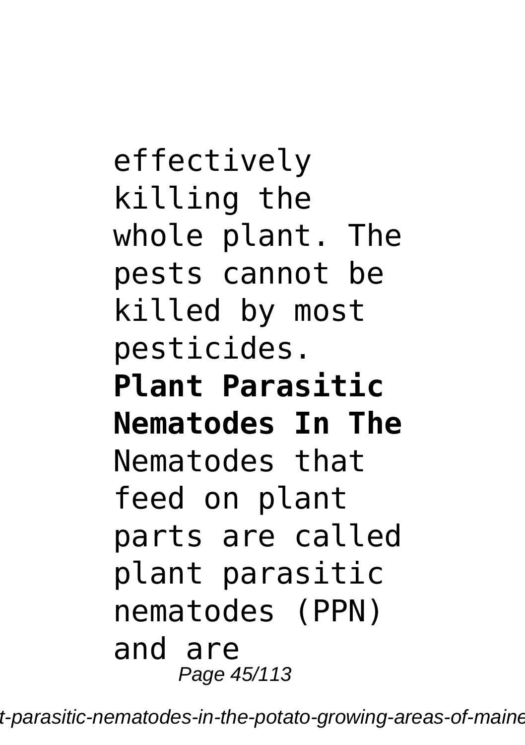effectively killing the whole plant. The pests cannot be killed by most pesticides.

**Plant Parasitic Nematodes In The**

Nematodes that feed on plant parts are called plant parasitic nematodes (PPN) and are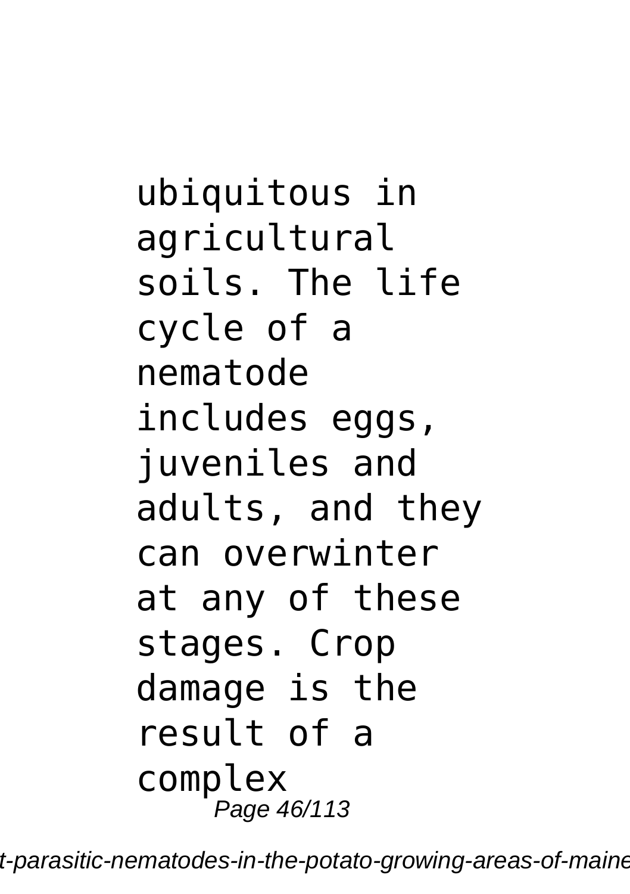ubiquitous in agricultural soils. The life cycle of a nematode includes eggs, juveniles and adults, and they can overwinter at any of these stages. Crop damage is the result of a complex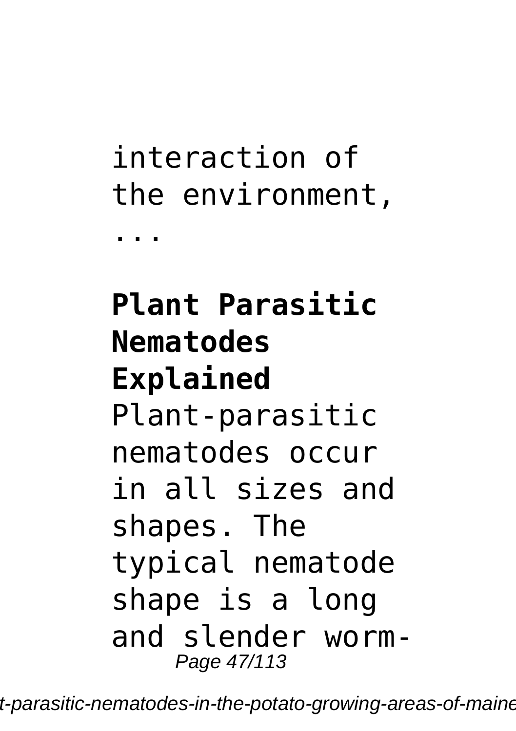interaction of the environment, ...

**Plant Parasitic Nematodes Explained**

Plant-parasitic nematodes occur in all sizes and shapes. The typical nematode shape is a long and slender worm-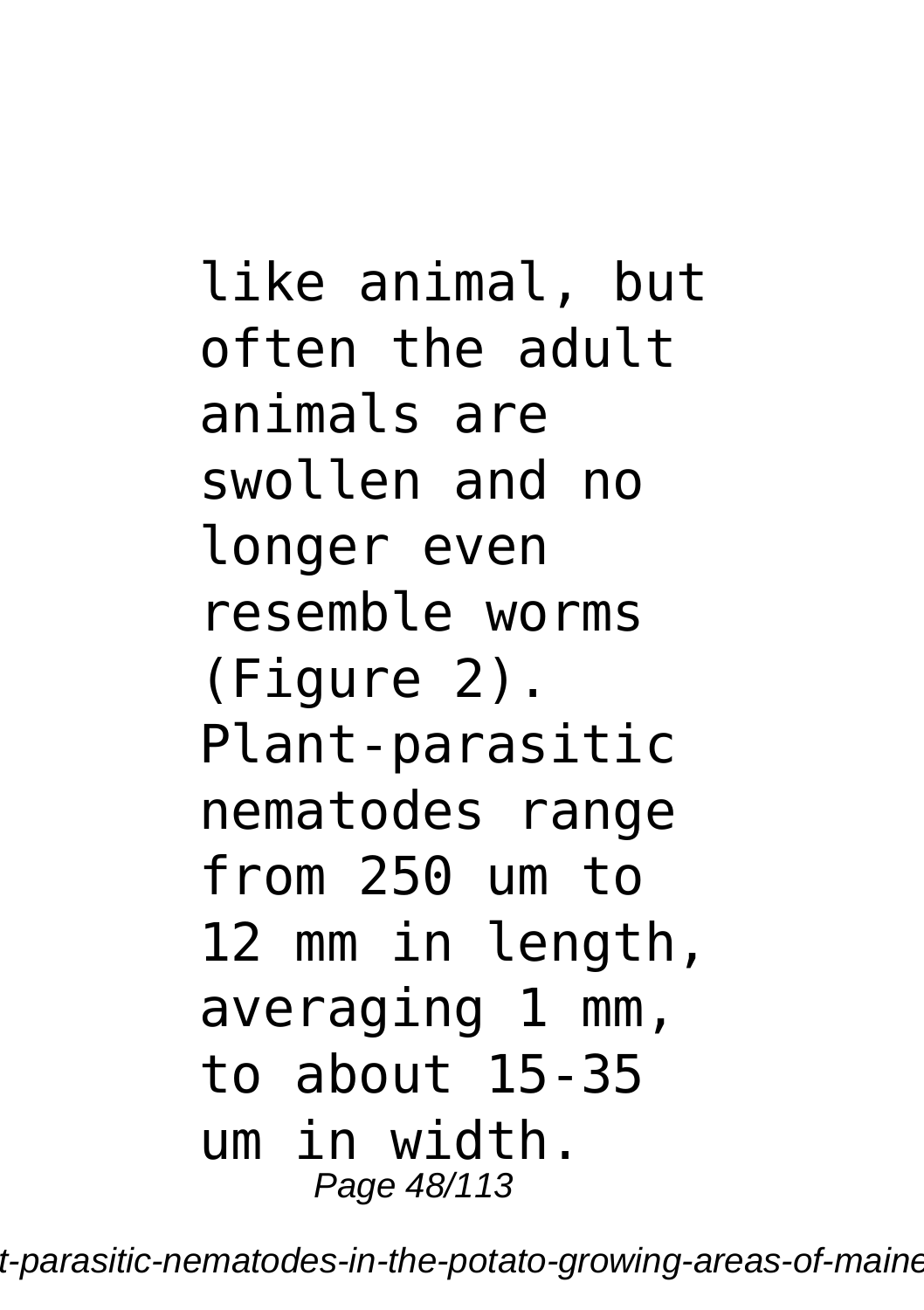like animal, but often the adult animals are swollen and no longer even resemble worms (Figure 2). Plant-parasitic nematodes range from 250 um to 12 mm in length, averaging 1 mm, to about 15-35 um in width.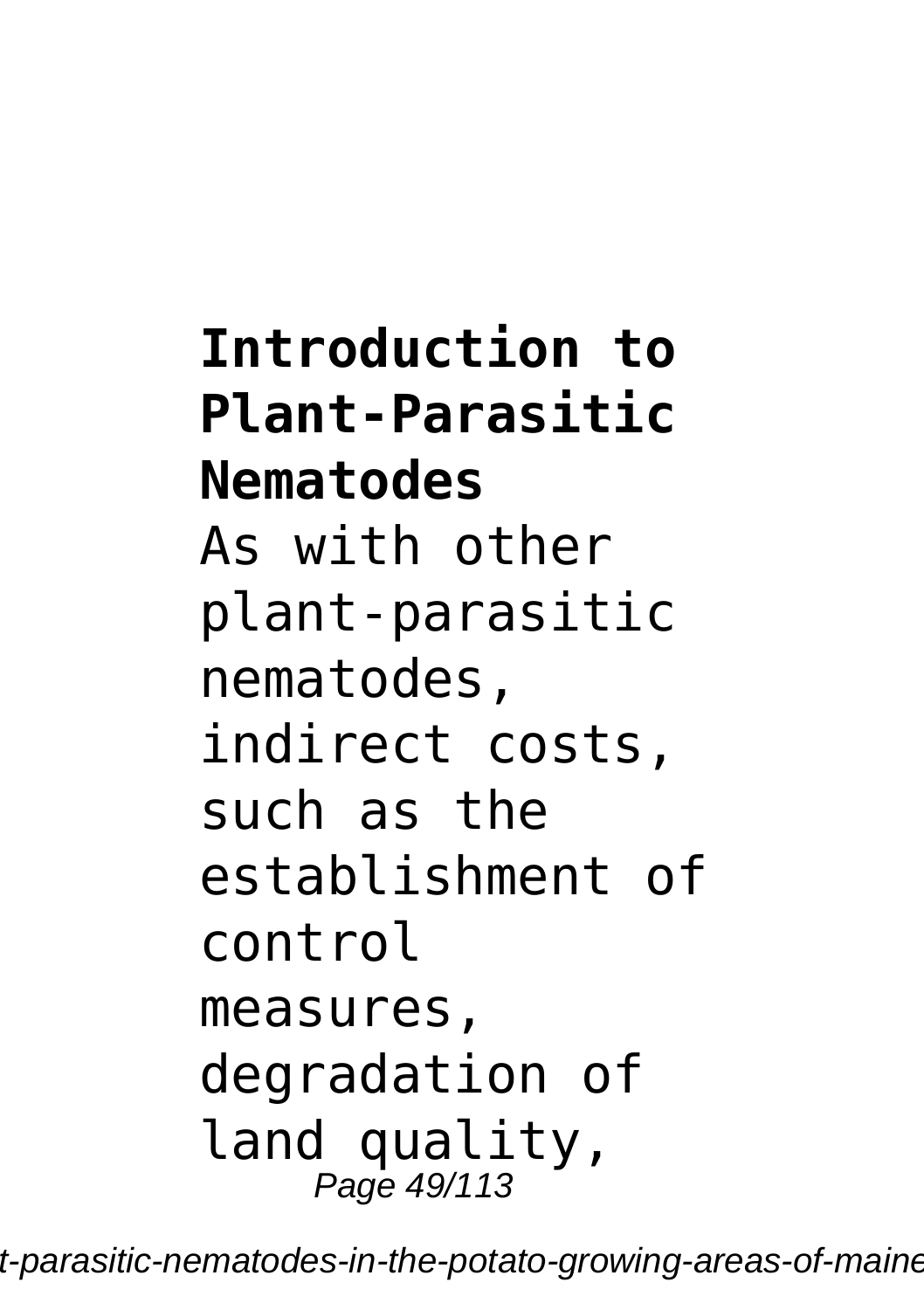**Introduction to Plant-Parasitic Nematodes**

As with other plant-parasitic nematodes, indirect costs, such as the establishment of control measures, degradation of land quality,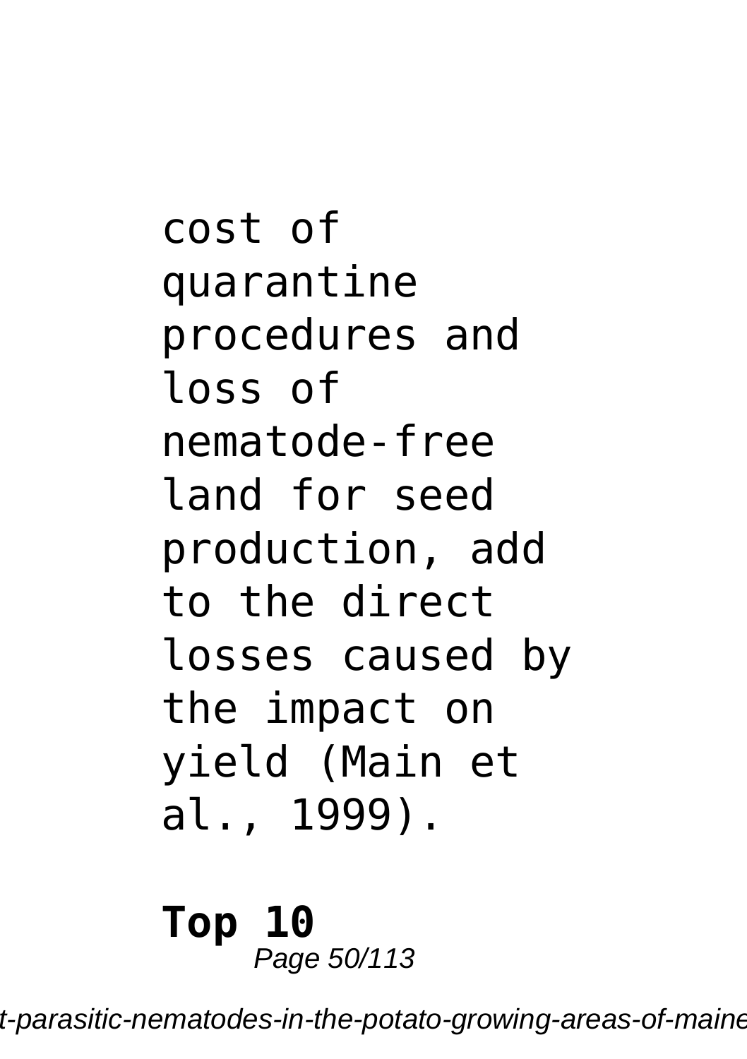cost of quarantine procedures and loss of nematode-free land for seed production, add to the direct losses caused by the impact on yield (Main et al., 1999).

**Top 10**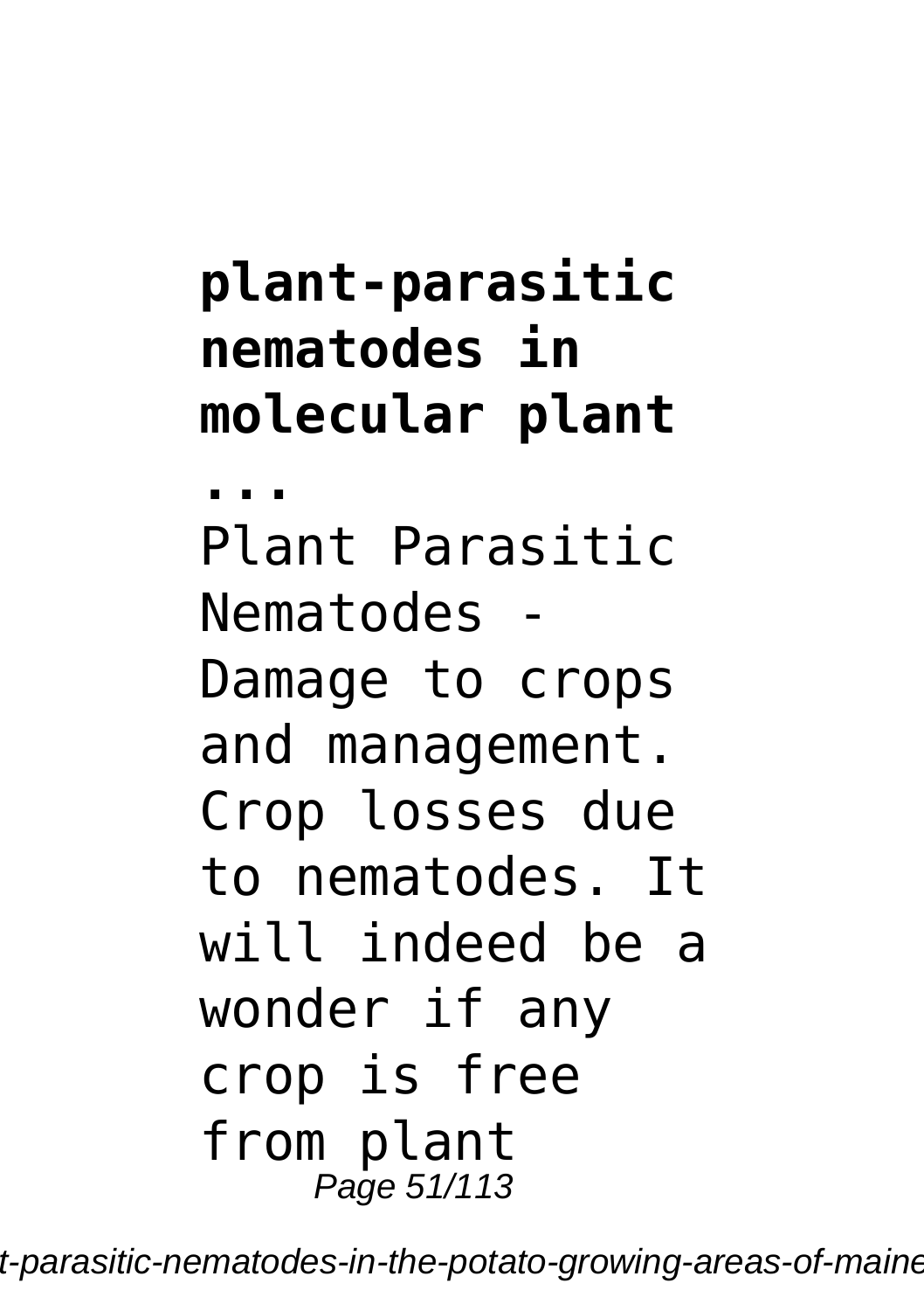**plant-parasitic nematodes in molecular plant ...**

Plant Parasitic Nematodes - Damage to crops and management. Crop losses due to nematodes. It will indeed be a wonder if any crop is free from plant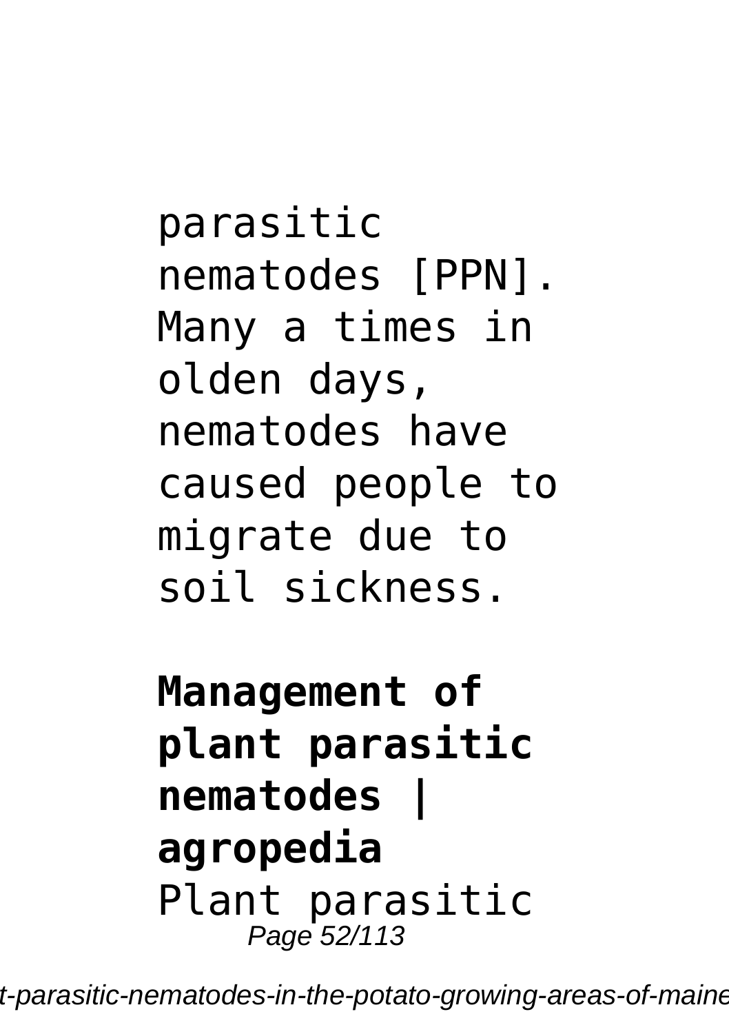parasitic nematodes [PPN]. Many a times in olden days, nematodes have caused people to migrate due to soil sickness.

**Management of plant parasitic nematodes | agropedia**

Plant parasitic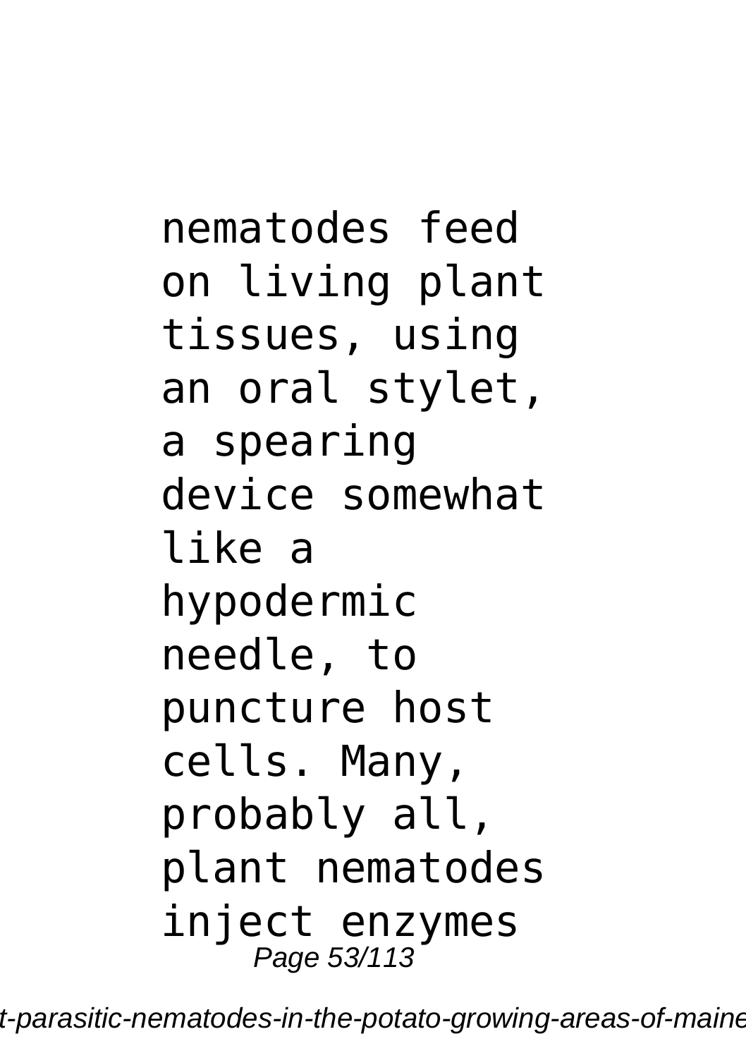nematodes feed on living plant tissues, using an oral stylet, a spearing device somewhat like a hypodermic needle, to puncture host cells. Many, probably all, plant nematodes inject enzymes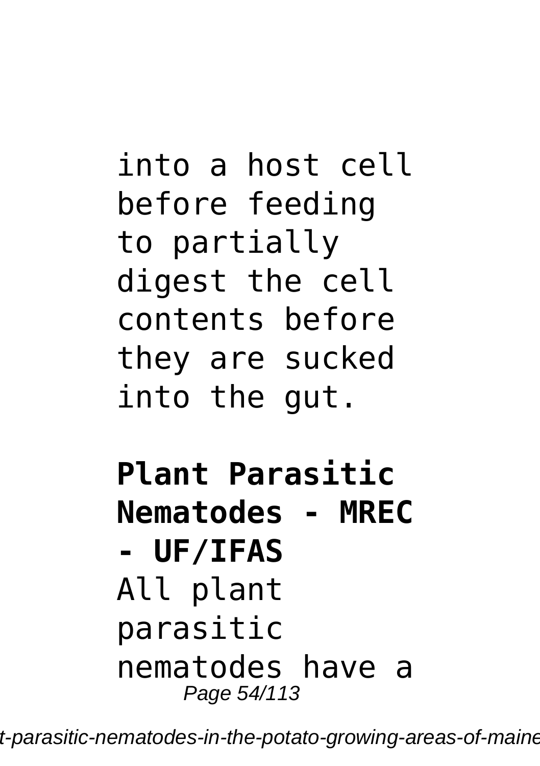into a host cell before feeding to partially digest the cell contents before they are sucked into the gut.

**Plant Parasitic Nematodes - MREC - UF/IFAS**

All plant parasitic nematodes have a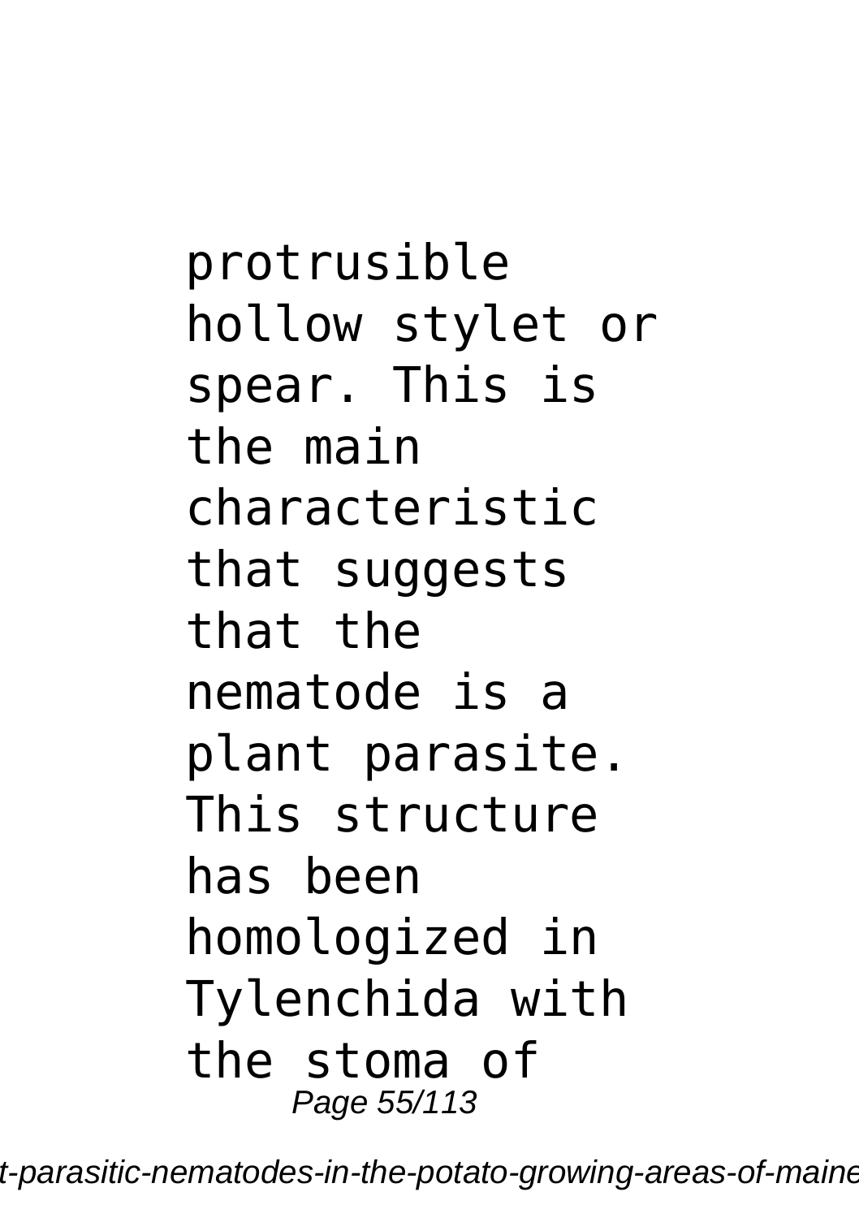protrusible hollow stylet or spear. This is the main characteristic that suggests that the nematode is a plant parasite. This structure has been homologized in Tylenchida with the stoma of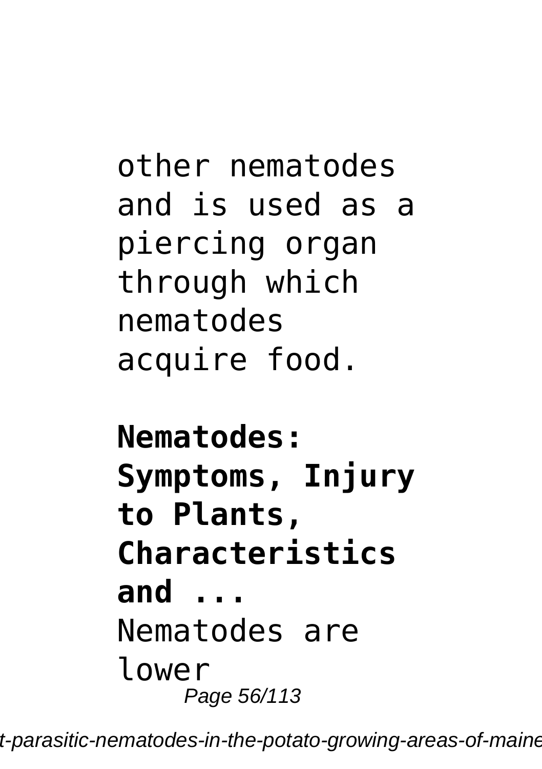other nematodes and is used as a piercing organ through which nematodes acquire food.

**Nematodes: Symptoms, Injury to Plants, Characteristics and ...**

Nematodes are lower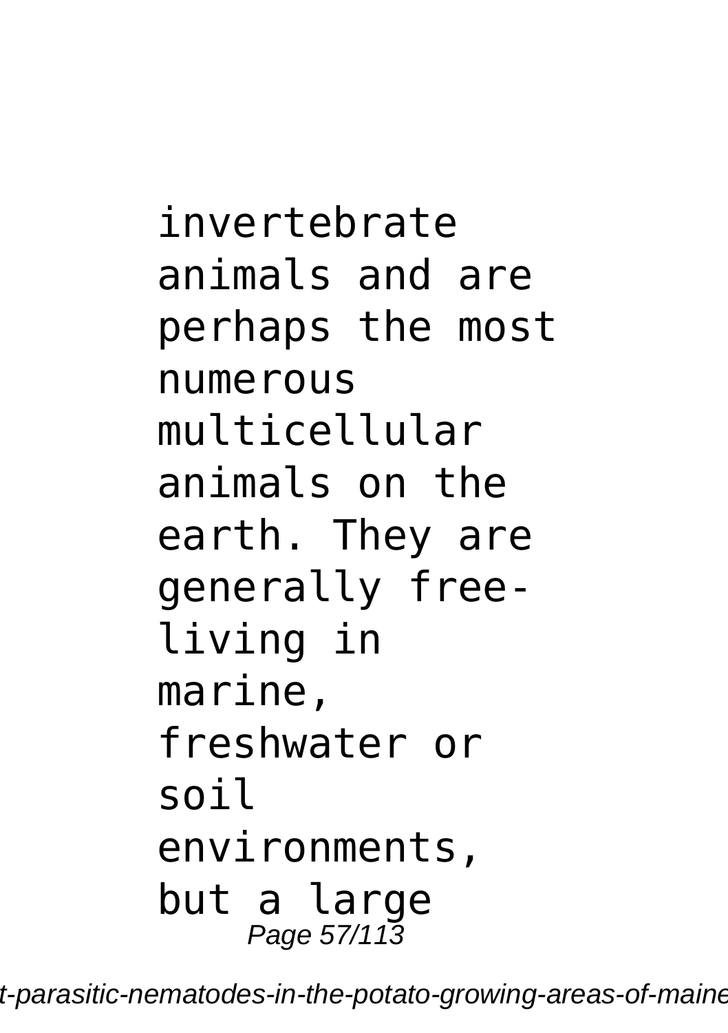invertebrate animals and are perhaps the most numerous multicellular animals on the earth. They are generally free-living in marine, freshwater or soil environments, but a large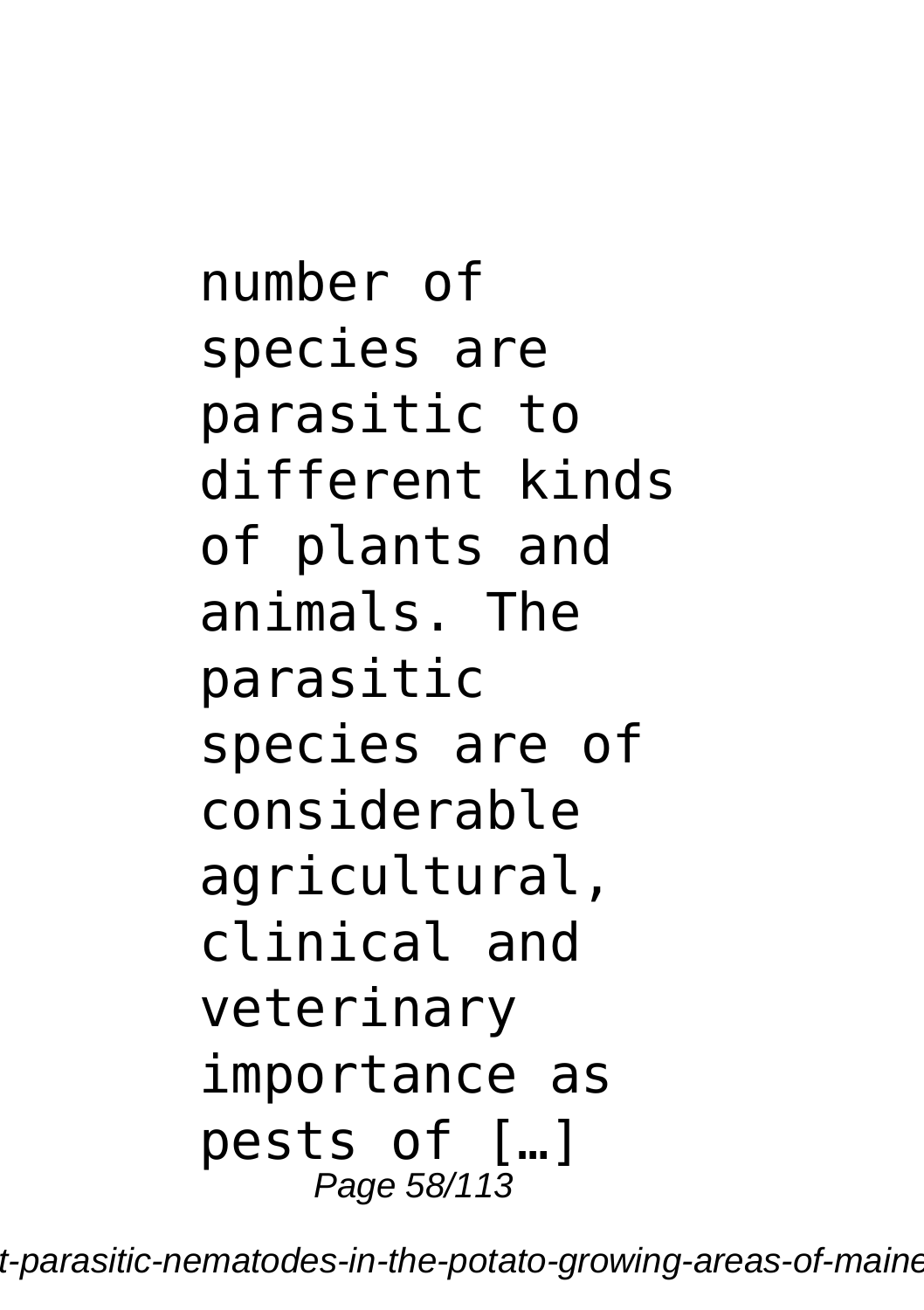number of species are parasitic to different kinds of plants and animals. The parasitic species are of considerable agricultural, clinical and veterinary importance as pests of […]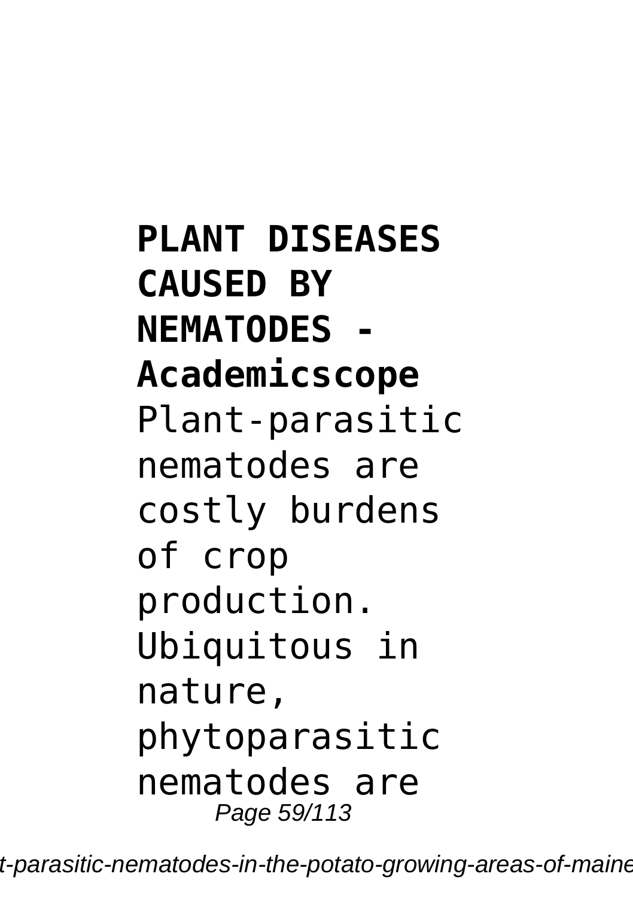**PLANT DISEASES CAUSED BY NEMATODES - Academicscope**
Plant-parasitic nematodes are costly burdens of crop production. Ubiquitous in nature, phytoparasitic nematodes are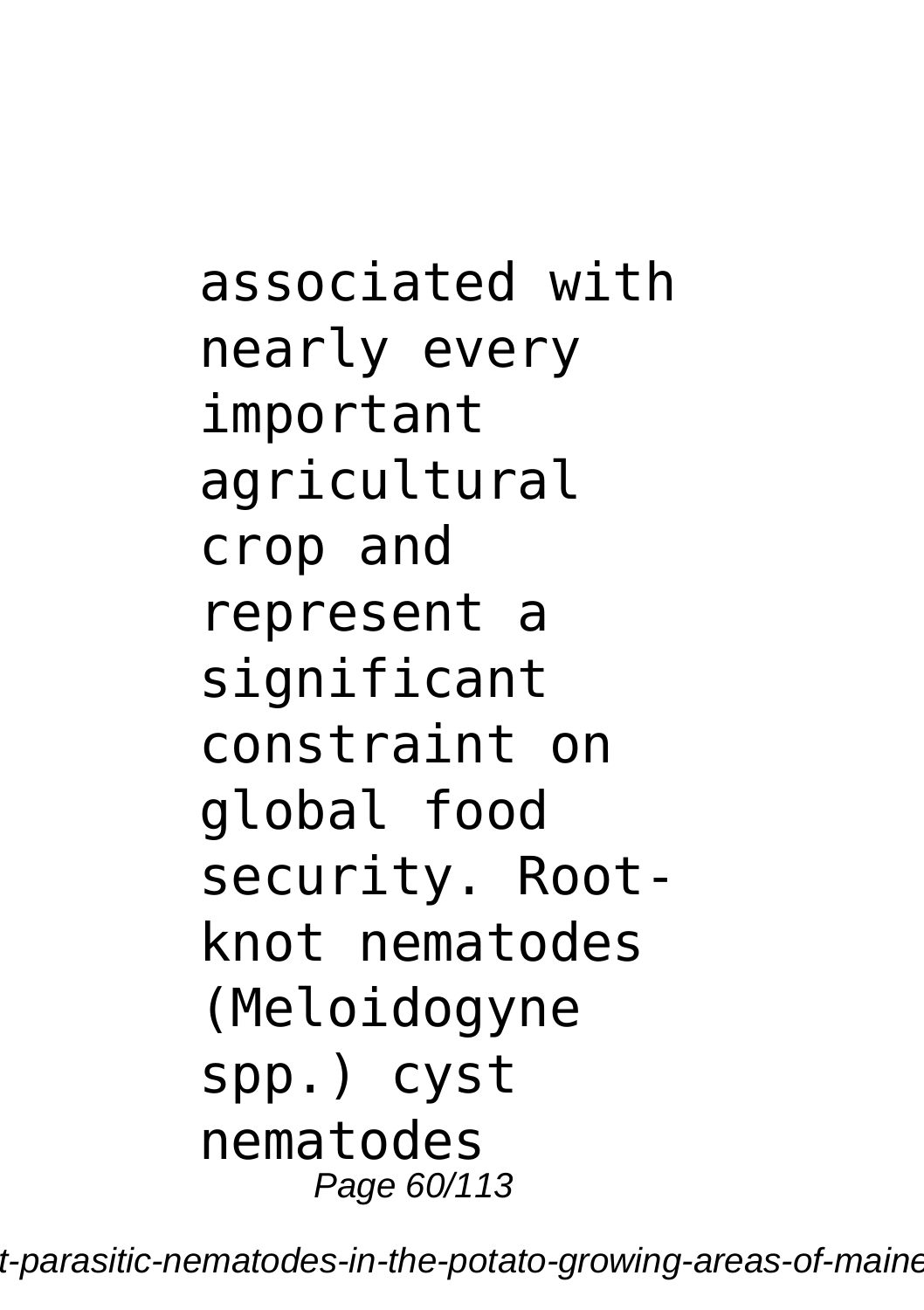associated with nearly every important agricultural crop and represent a significant constraint on global food security. Root-knot nematodes (*Meloidogyne* spp.) cyst nematodes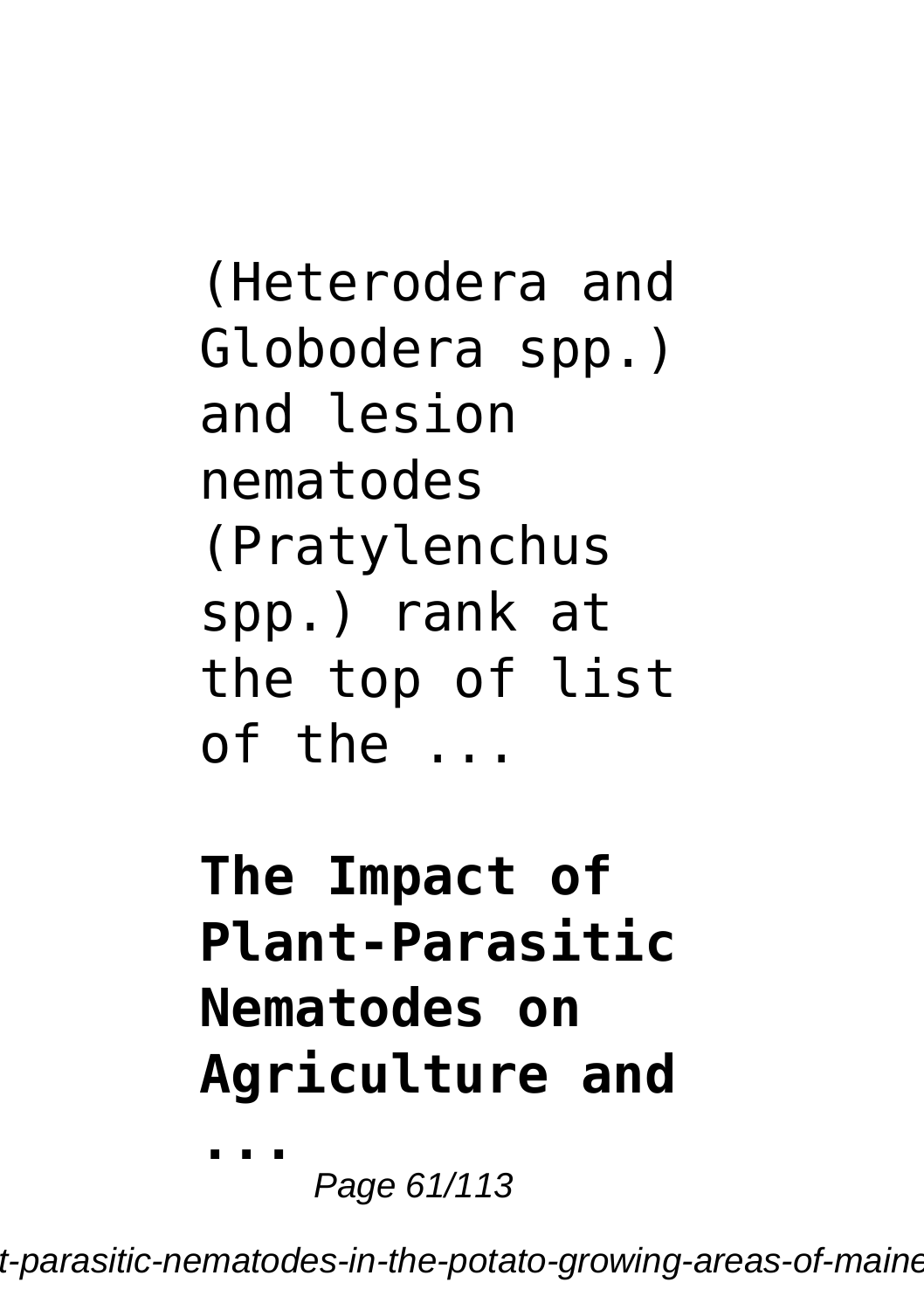(Heterodera and Globodera spp.) and lesion nematodes (Pratylenchus spp.) rank at the top of list of the ...

**The Impact of Plant-Parasitic Nematodes on Agriculture and ...**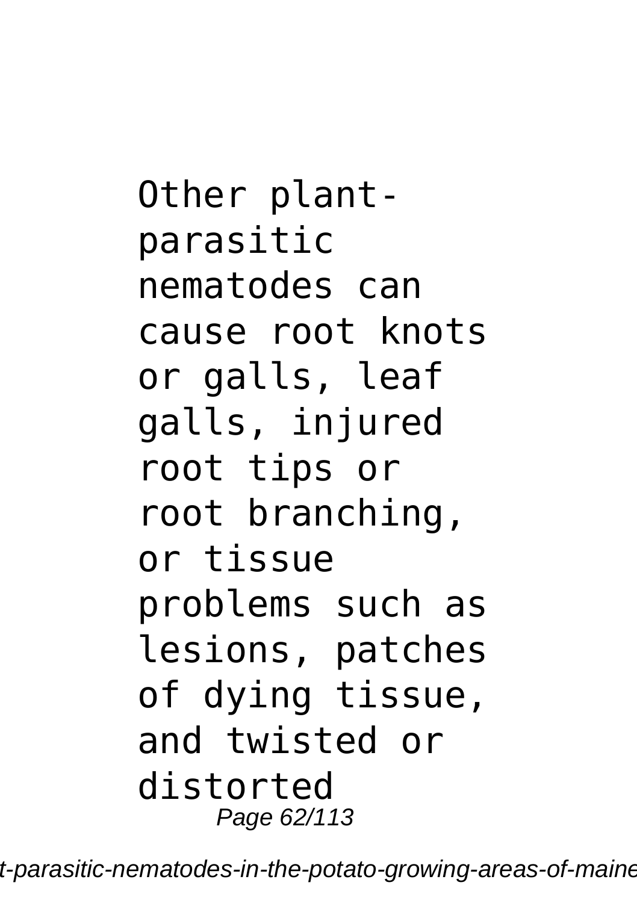Other plant-parasitic nematodes can cause root knots or galls, leaf galls, injured root tips or root branching, or tissue problems such as lesions, patches of dying tissue, and twisted or distorted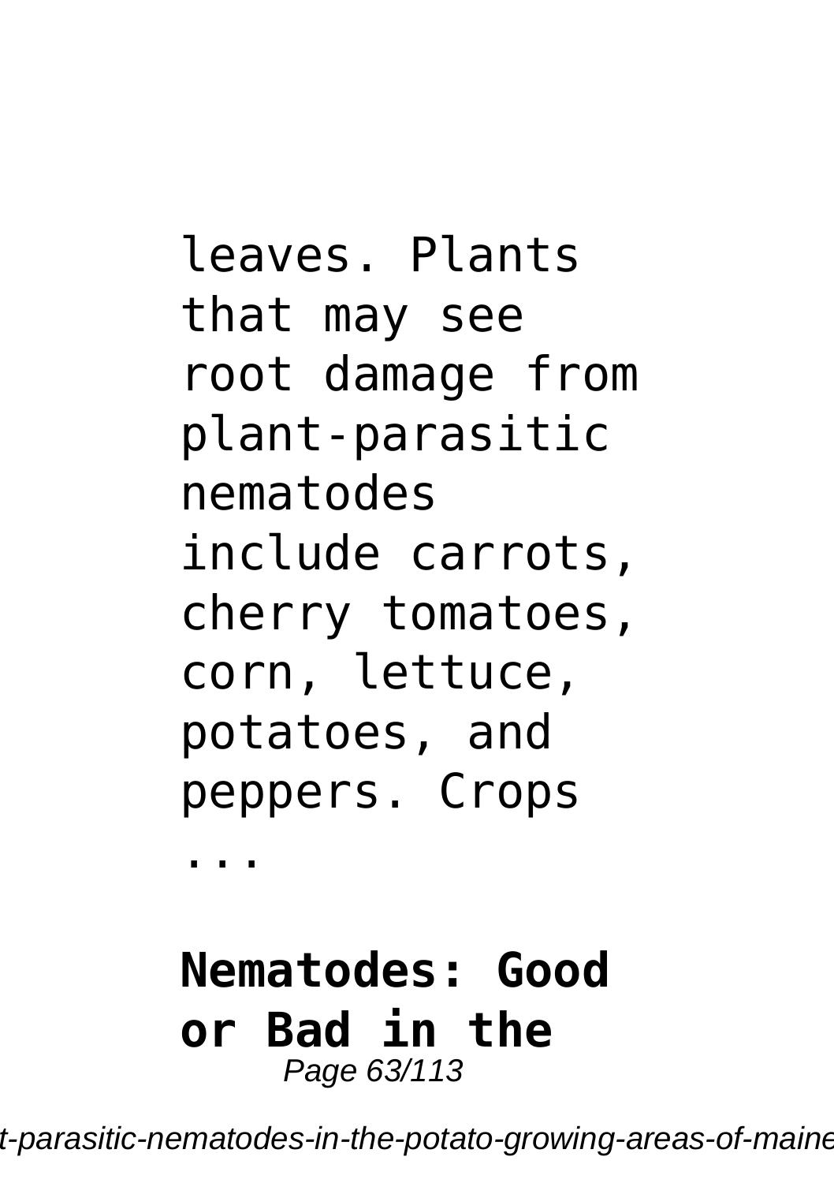leaves. Plants that may see root damage from plant-parasitic nematodes include carrots, cherry tomatoes, corn, lettuce, potatoes, and peppers. Crops ...

**Nematodes: Good or Bad in the**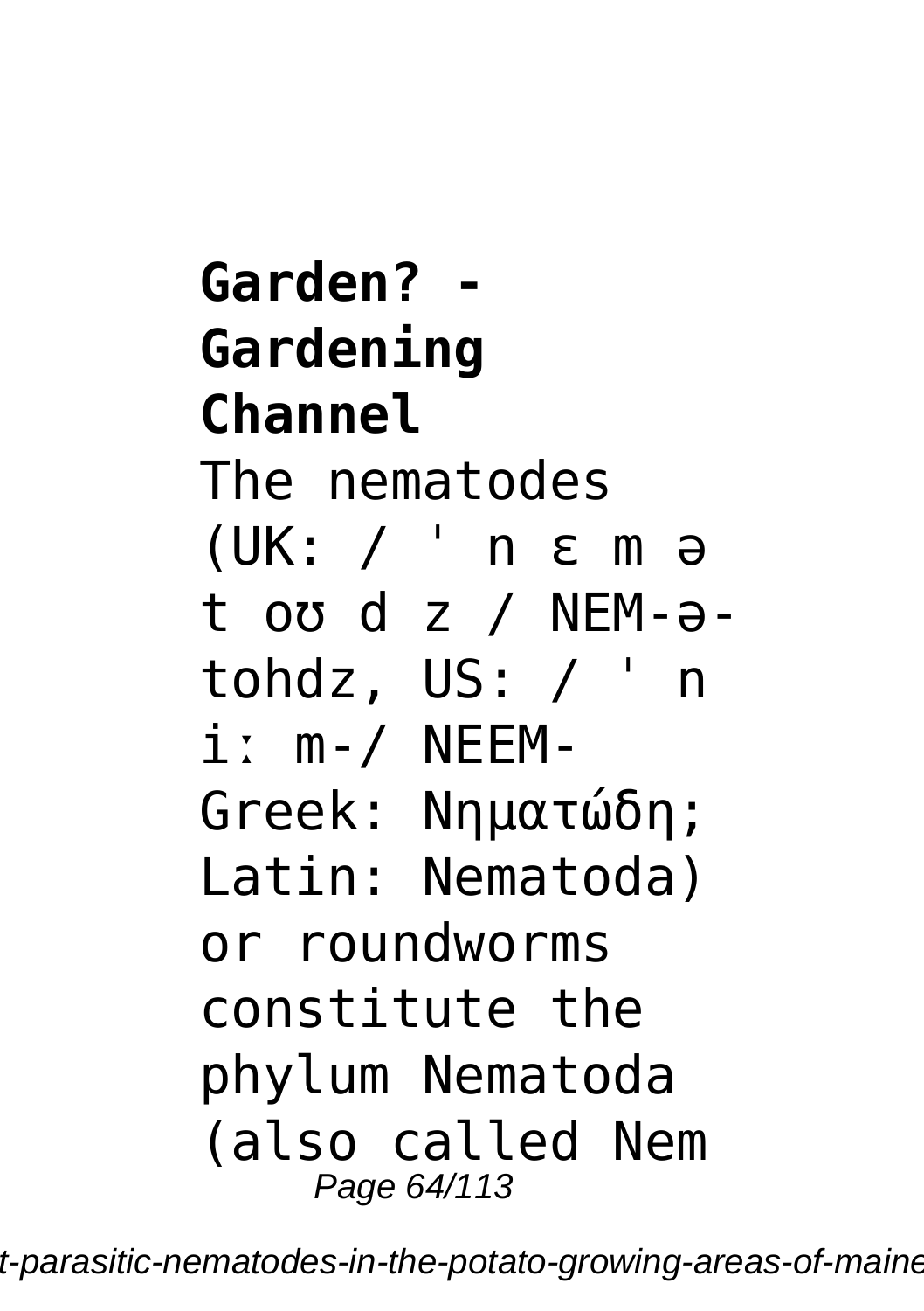**Garden? - Gardening Channel**

The nematodes (UK: / ˈ n ɛ m ə t oʊ d z / NEM-ə-tohdz, US: / ˈ n iː m-/ NEEM-Greek: Νηματώδη; Latin: Nematoda) or roundworms constitute the phylum Nematoda (also called Nem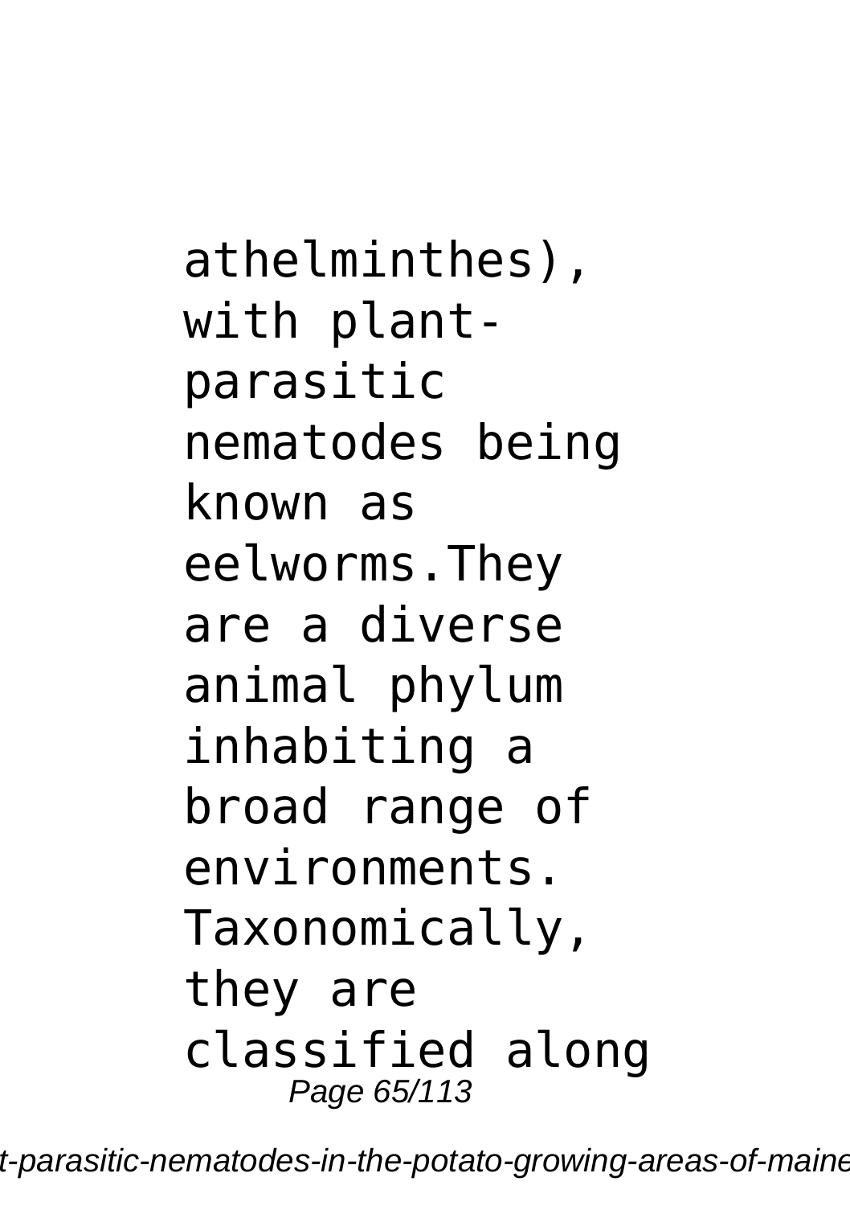athelminthes), with plant-parasitic nematodes being known as eelworms.They are a diverse animal phylum inhabiting a broad range of environments. Taxonomically, they are classified along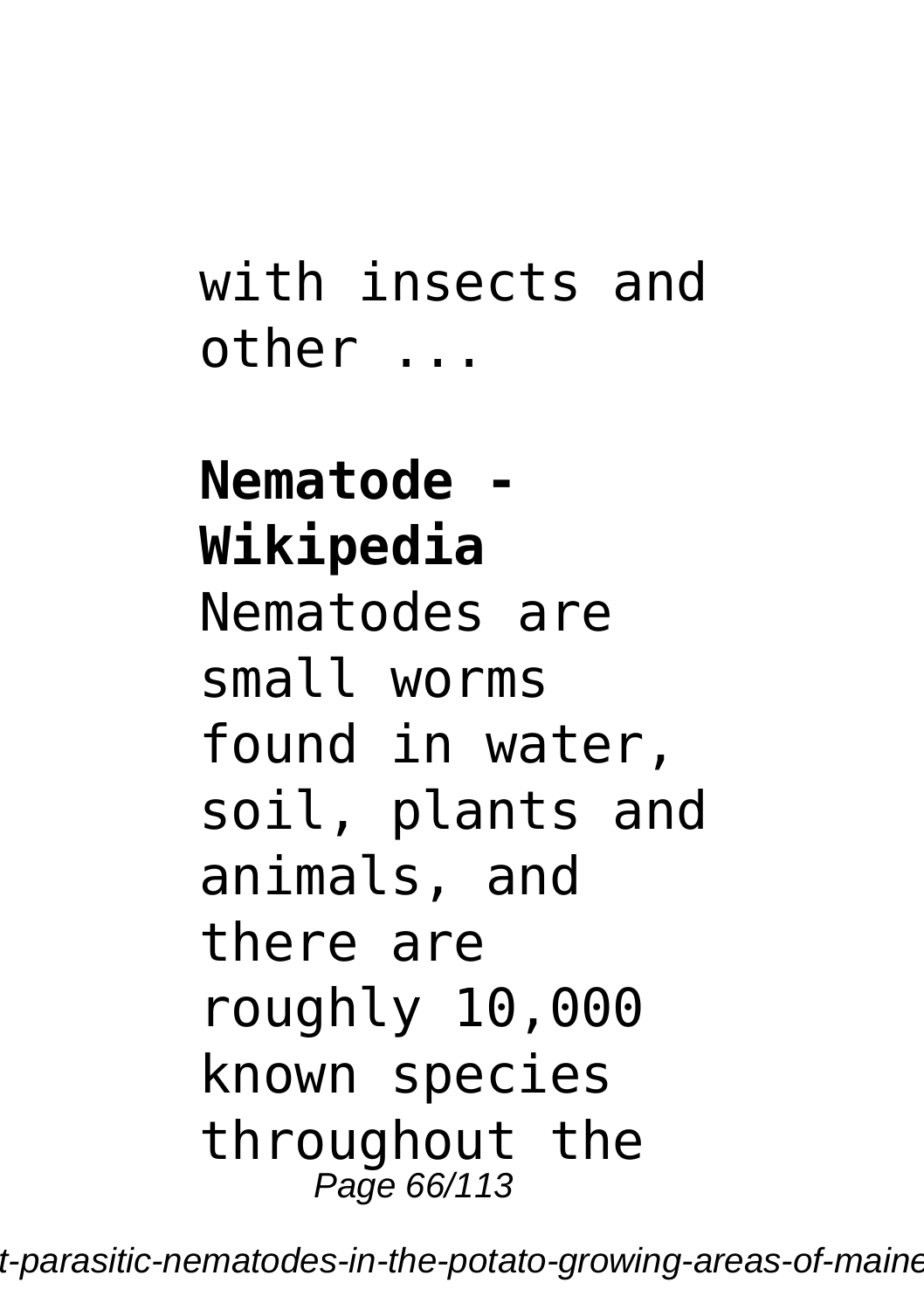with insects and other ...

**Nematode - Wikipedia**

Nematodes are small worms found in water, soil, plants and animals, and there are roughly 10,000 known species throughout the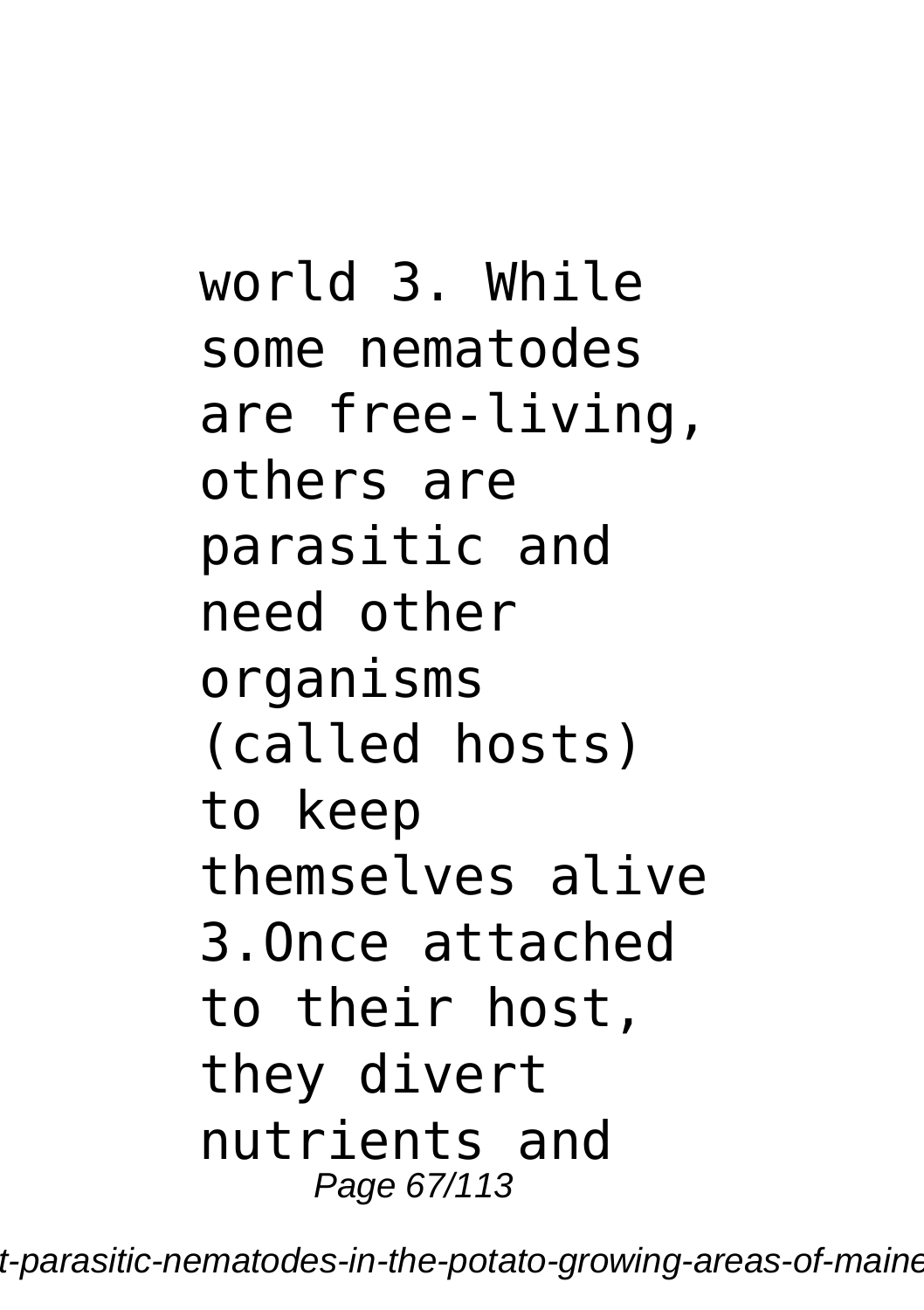world 3. While some nematodes are free-living, others are parasitic and need other organisms (called hosts) to keep themselves alive 3.Once attached to their host, they divert nutrients and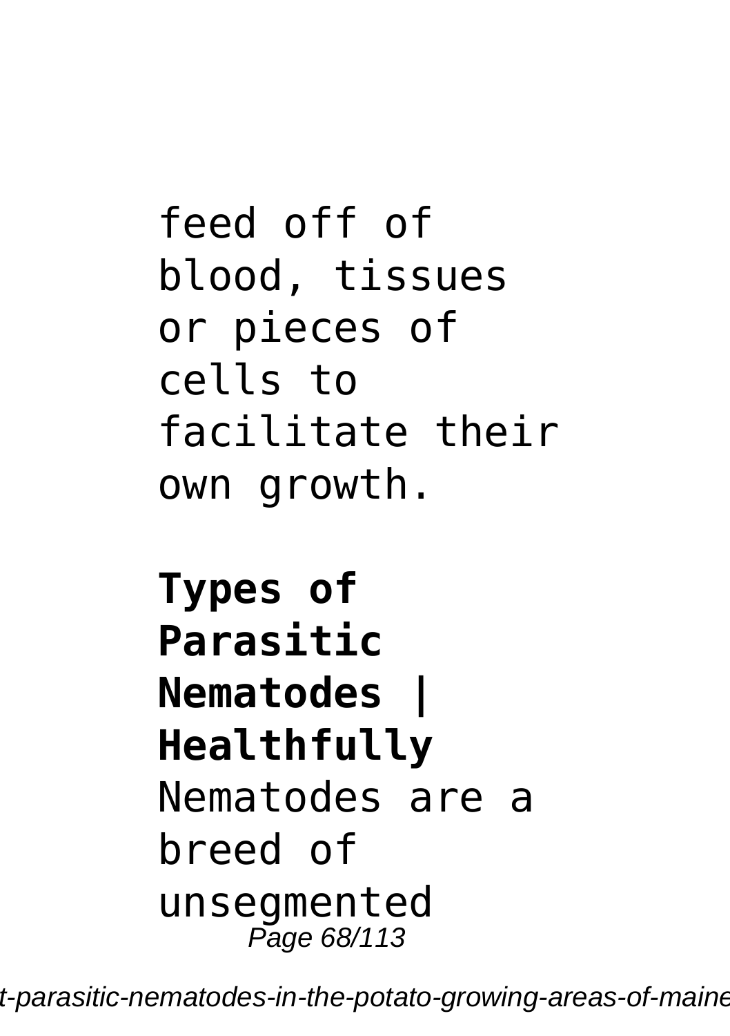feed off of blood, tissues or pieces of cells to facilitate their own growth.

**Types of Parasitic Nematodes | Healthfully**
Nematodes are a breed of unsegmented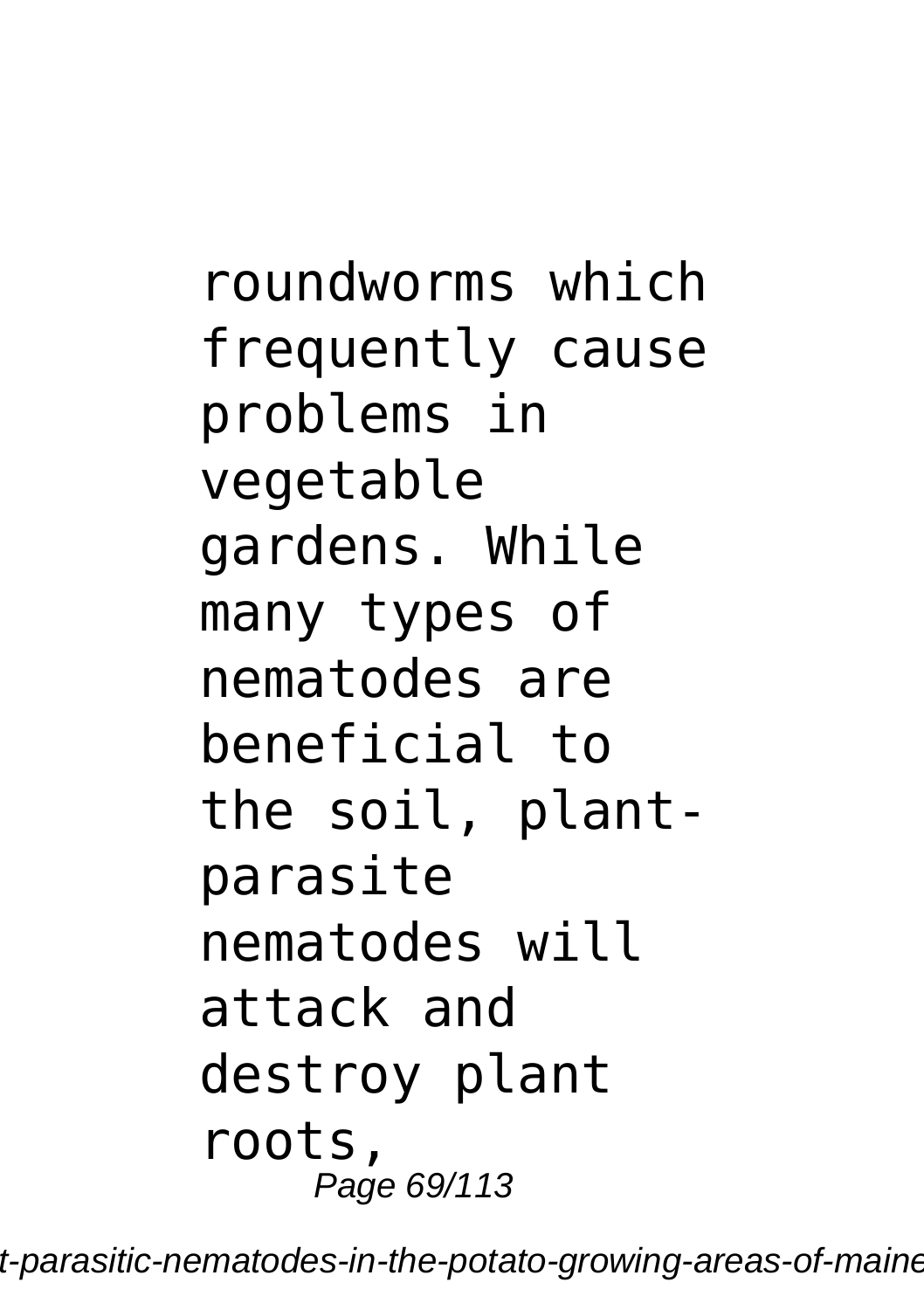roundworms which frequently cause problems in vegetable gardens. While many types of nematodes are beneficial to the soil, plant-parasite nematodes will attack and destroy plant roots,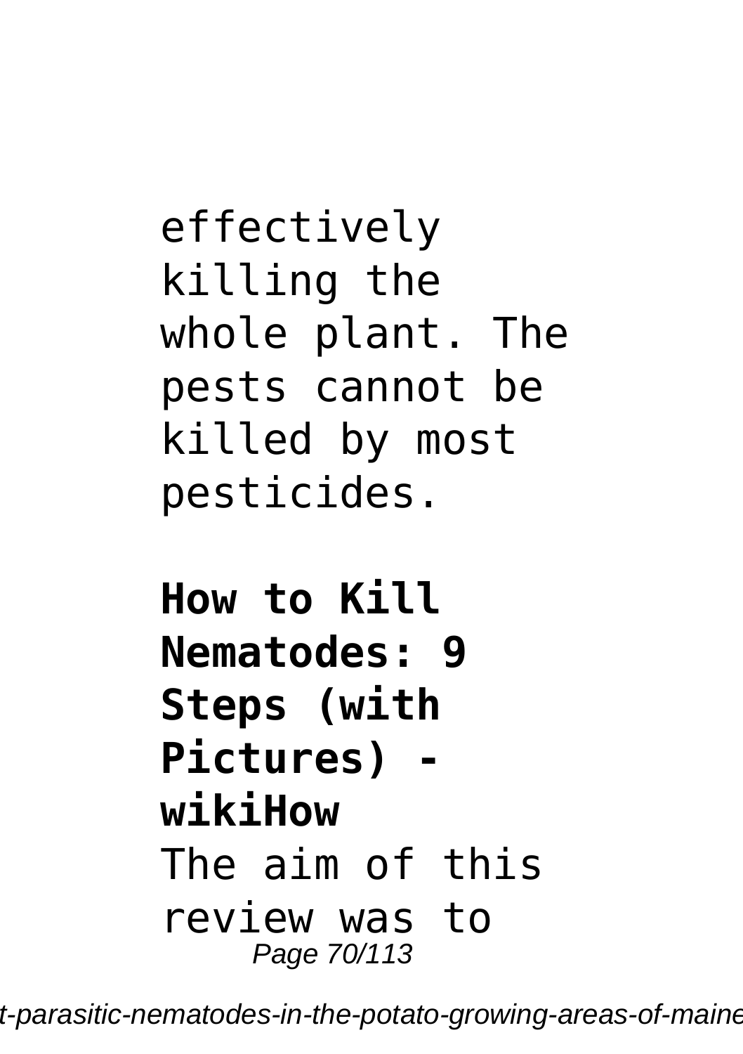effectively killing the whole plant. The pests cannot be killed by most pesticides.

**How to Kill Nematodes: 9 Steps (with Pictures) - wikiHow**

The aim of this review was to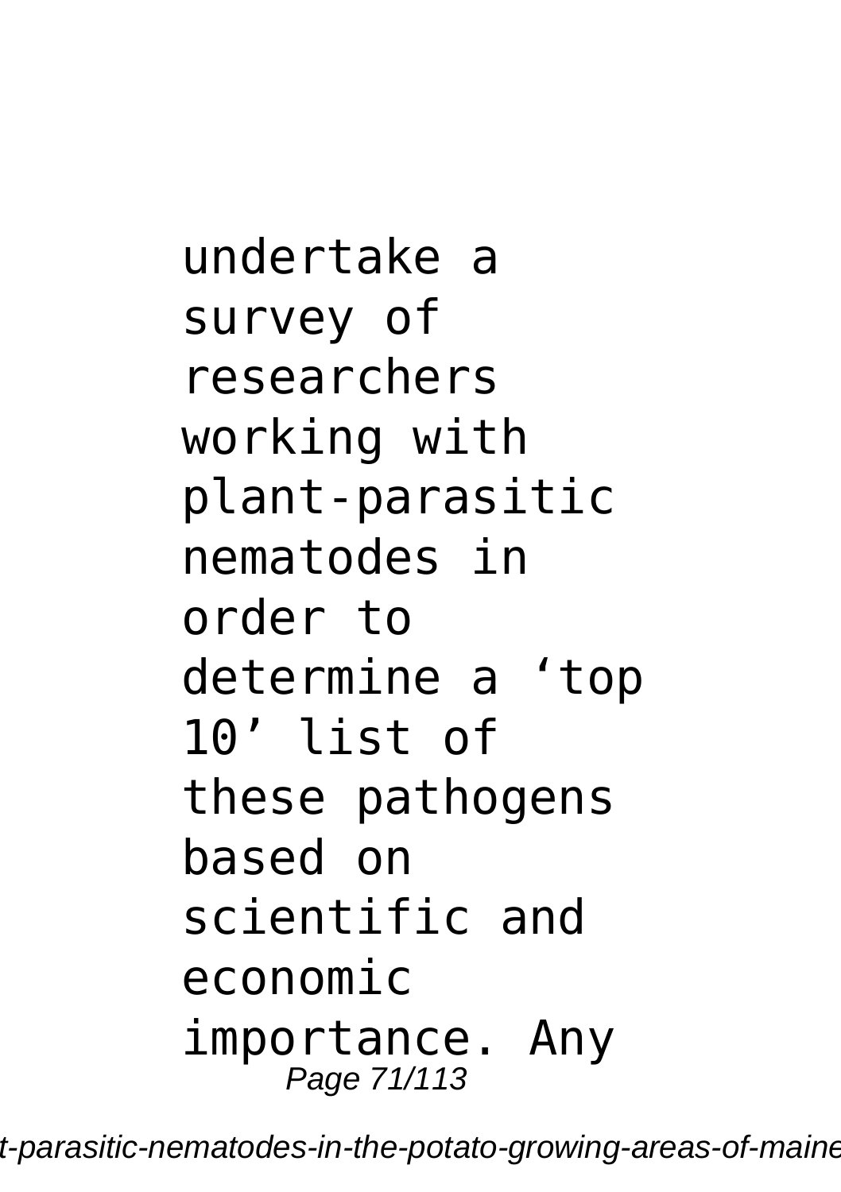undertake a survey of researchers working with plant-parasitic nematodes in order to determine a ‘top 10’ list of these pathogens based on scientific and economic importance. Any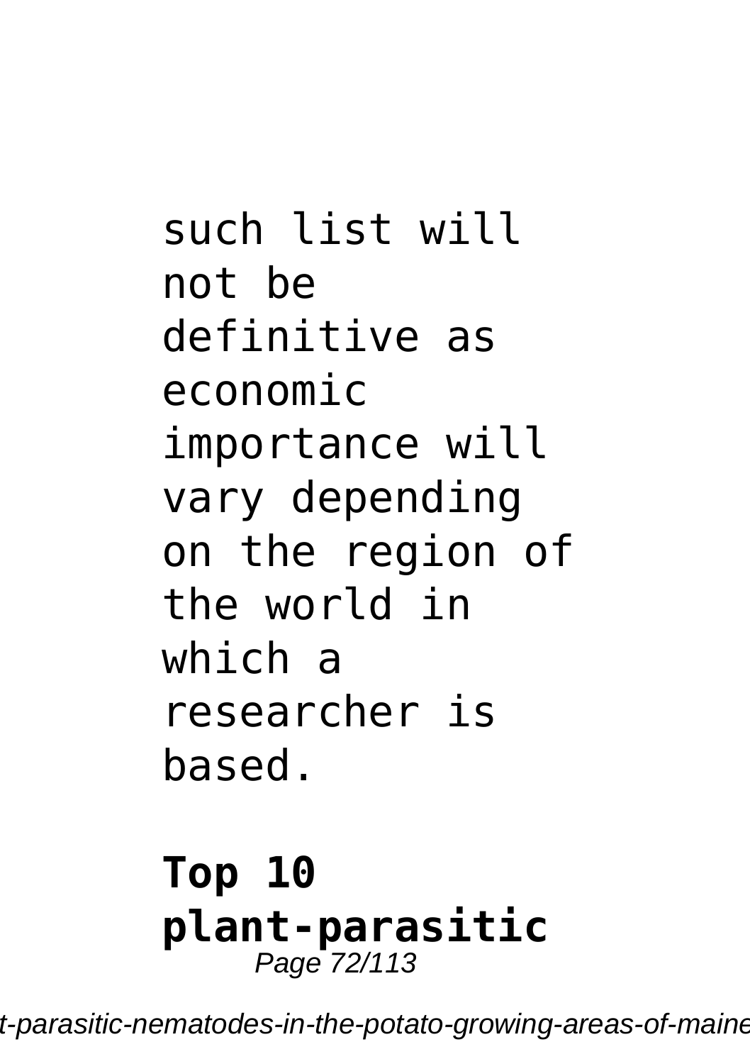such list will not be definitive as economic importance will vary depending on the region of the world in which a researcher is based.

**Top 10 plant-parasitic**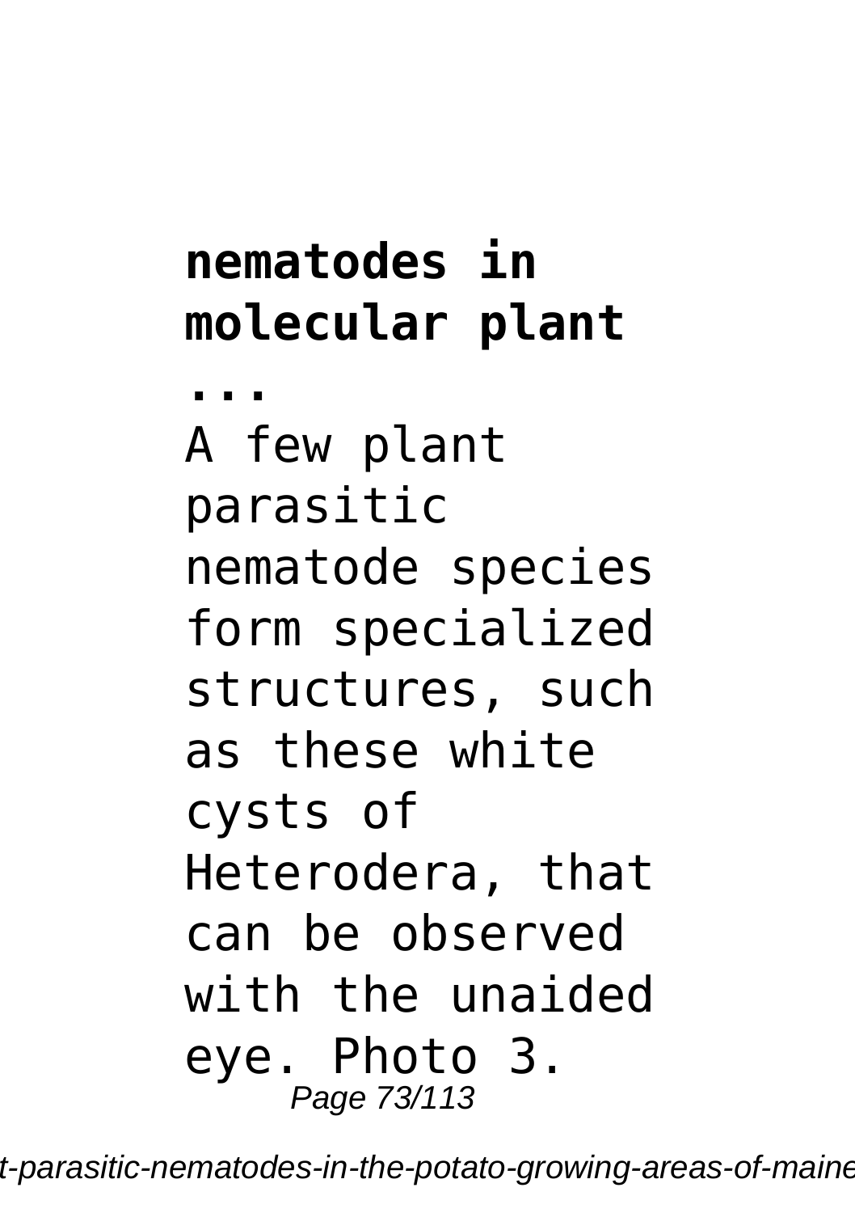**nematodes in molecular plant ...**

A few plant parasitic nematode species form specialized structures, such as these white cysts of Heterodera, that can be observed with the unaided eye. Photo 3.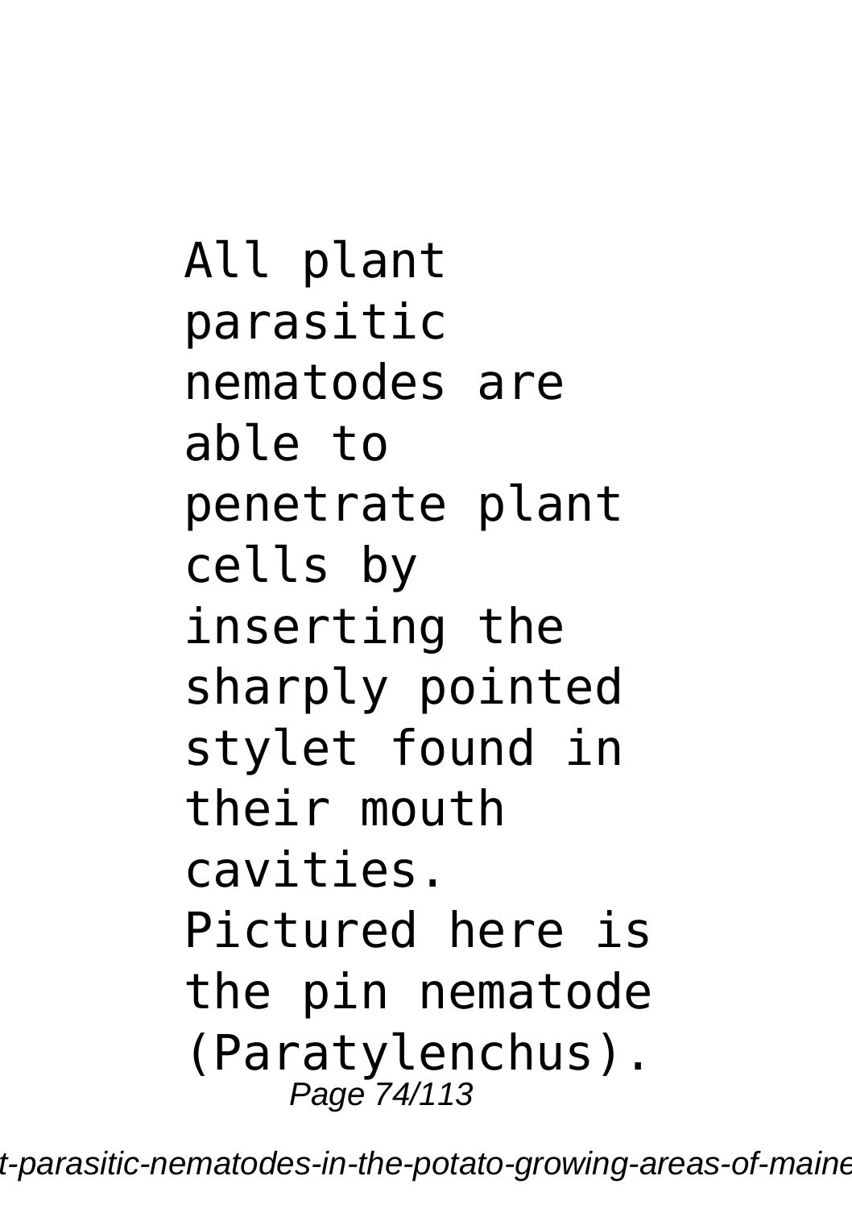All plant parasitic nematodes are able to penetrate plant cells by inserting the sharply pointed stylet found in their mouth cavities. Pictured here is the pin nematode (Paratylenchus).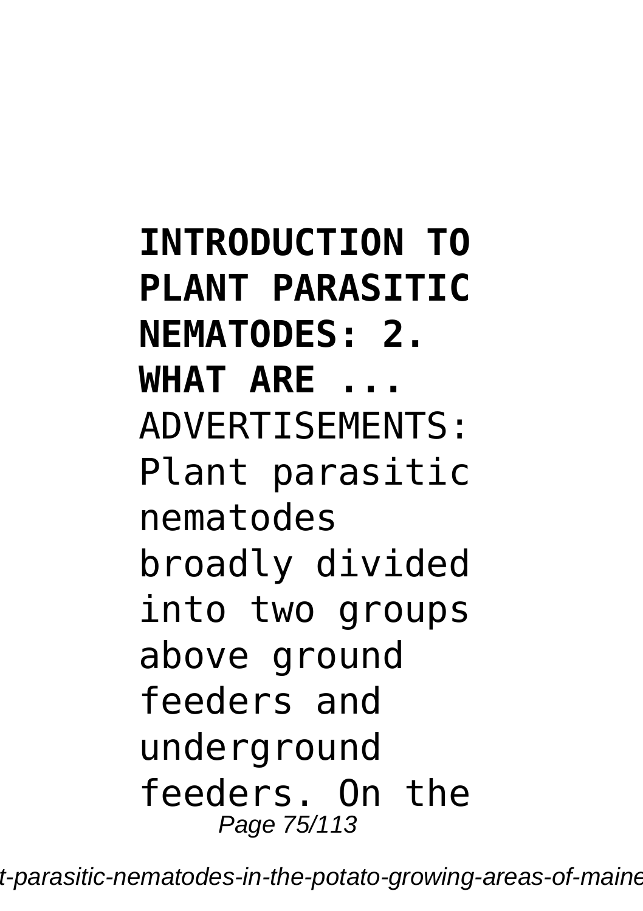**INTRODUCTION TO PLANT PARASITIC NEMATODES: 2. WHAT ARE ...**

ADVERTISEMENTS: Plant parasitic nematodes broadly divided into two groups above ground feeders and underground feeders. On the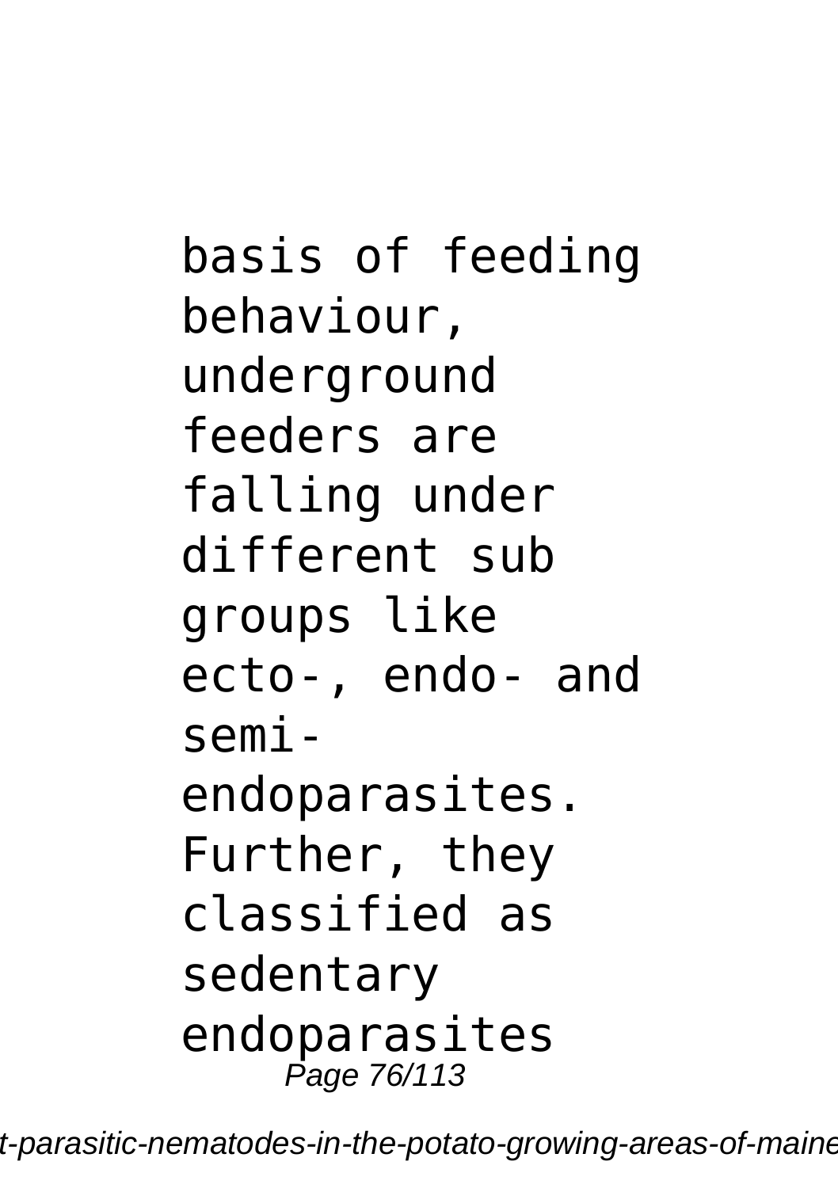basis of feeding behaviour, underground feeders are falling under different sub groups like ecto-, endo- and semi-endoparasites. Further, they classified as sedentary endoparasites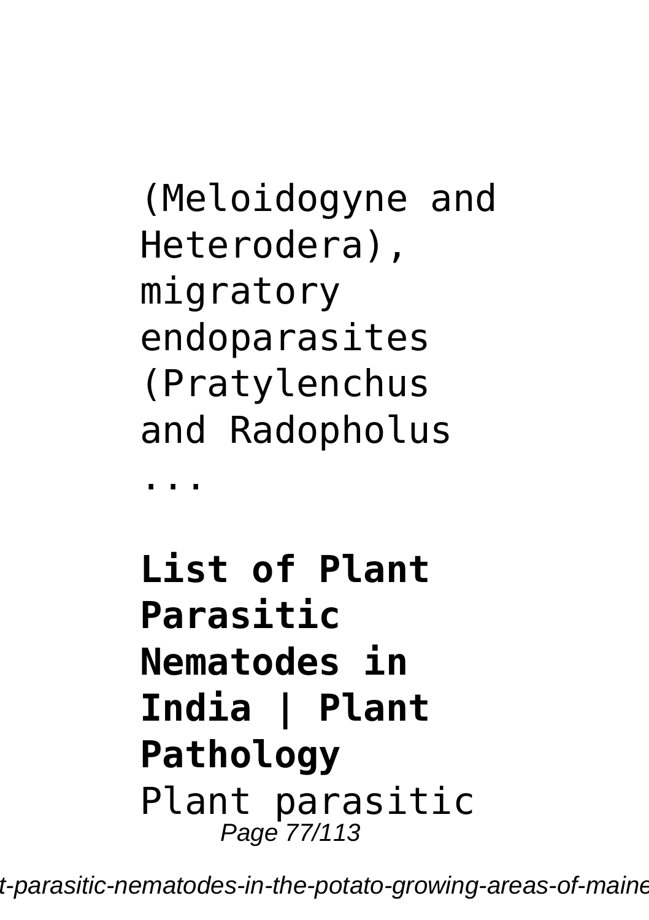(Meloidogyne and Heterodera), migratory endoparasites (Pratylenchus and Radopholus ...

**List of Plant Parasitic Nematodes in India | Plant Pathology**

Plant parasitic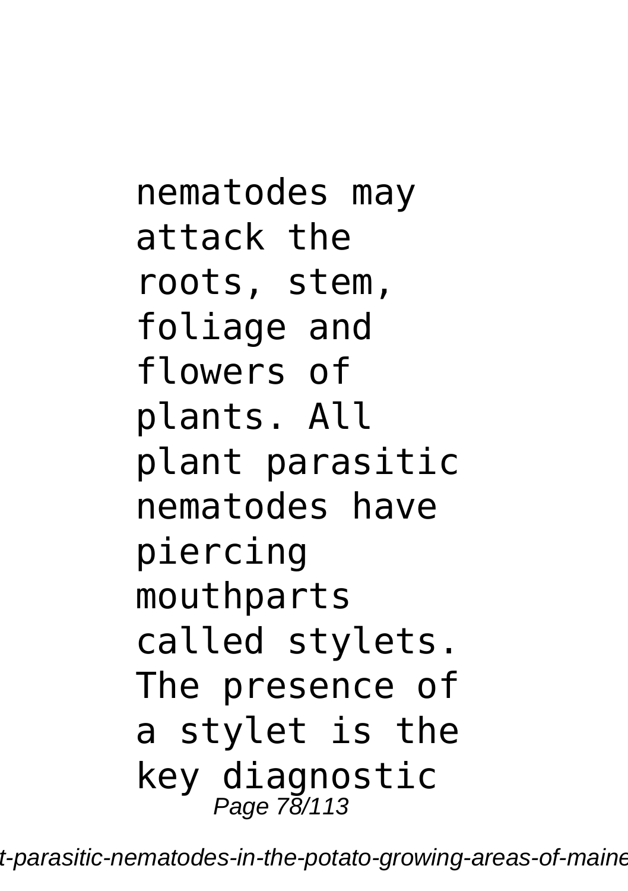nematodes may attack the roots, stem, foliage and flowers of plants. All plant parasitic nematodes have piercing mouthparts called stylets. The presence of a stylet is the key diagnostic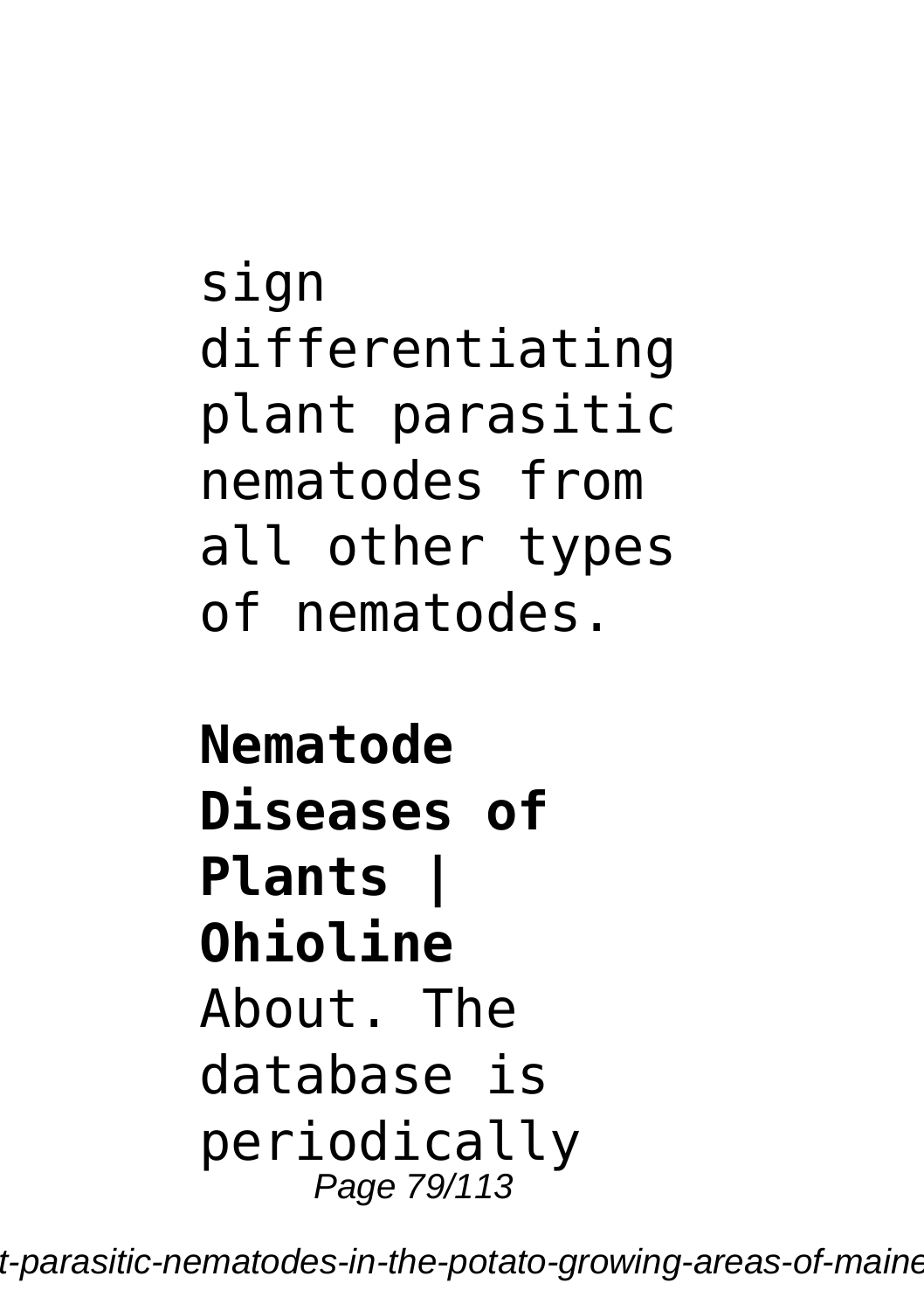sign differentiating plant parasitic nematodes from all other types of nematodes.

**Nematode Diseases of Plants | Ohioline**

About. The database is periodically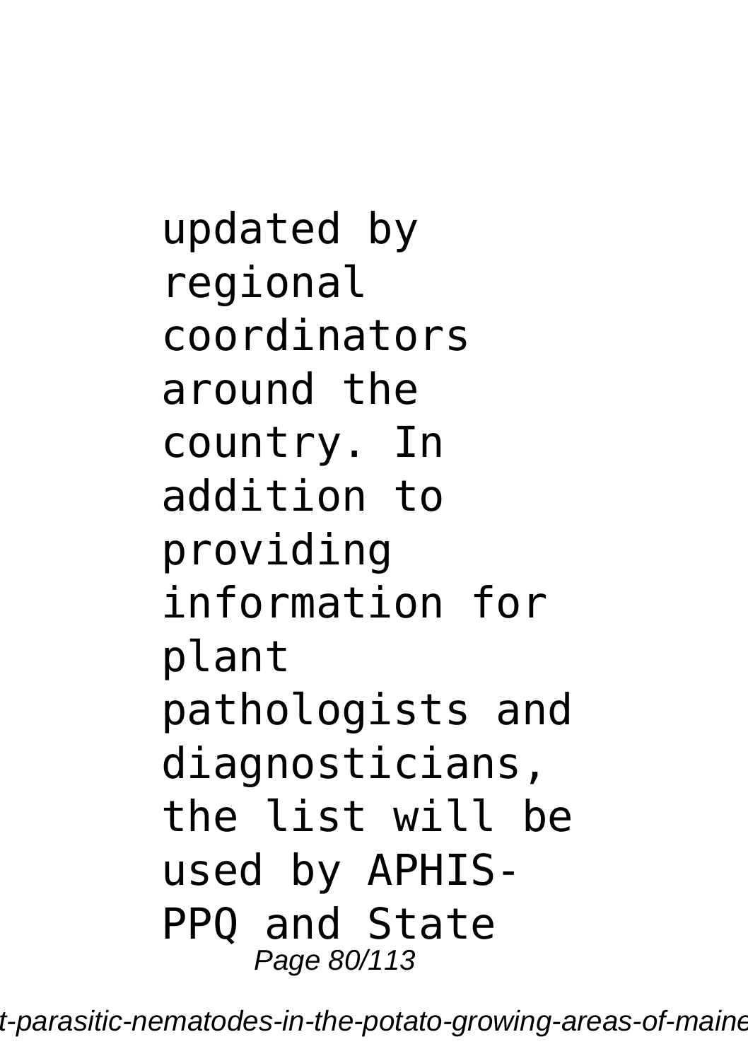updated by regional coordinators around the country. In addition to providing information for plant pathologists and diagnosticians, the list will be used by APHIS-PPQ and State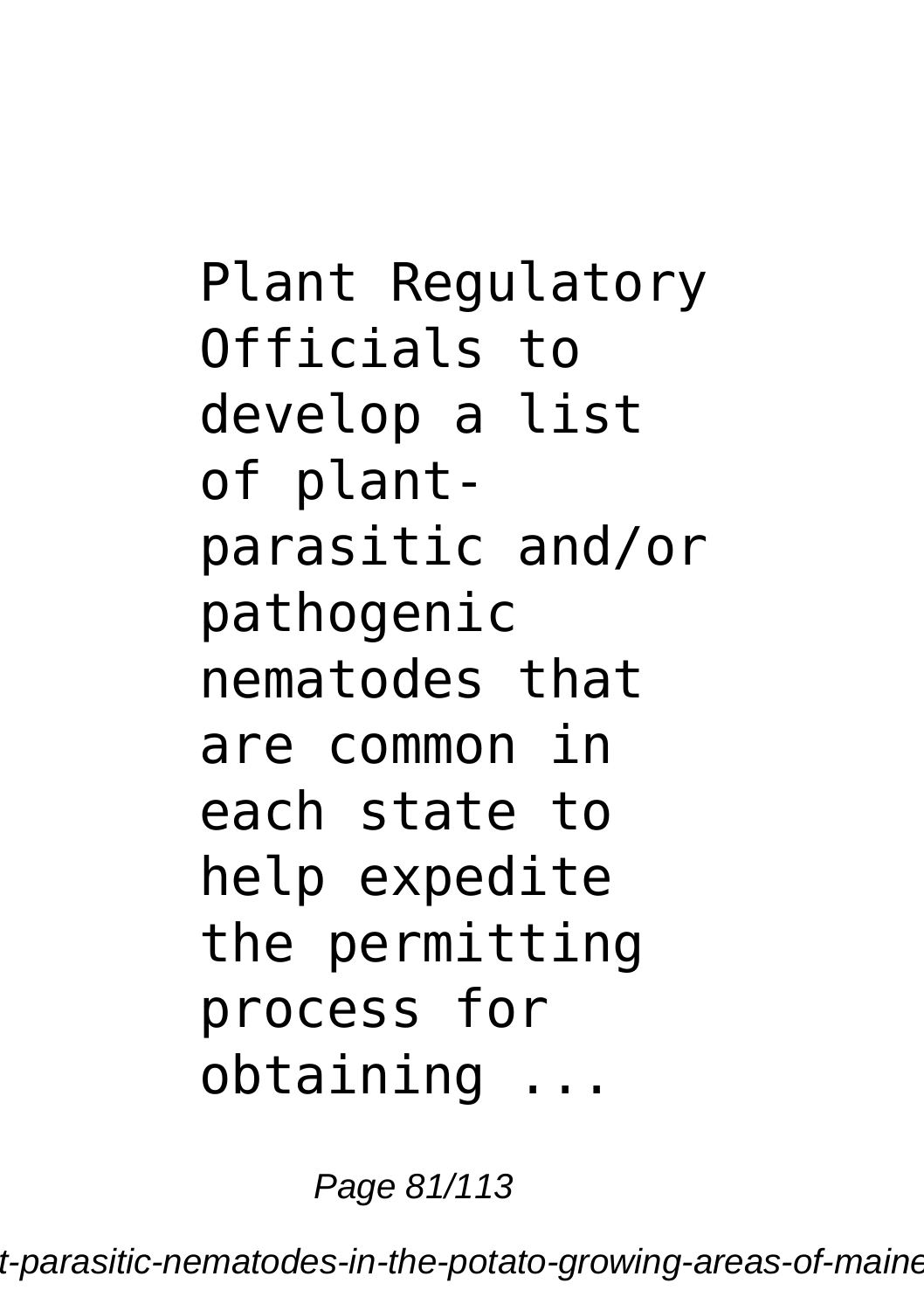Plant Regulatory Officials to develop a list of plant-parasitic and/or pathogenic nematodes that are common in each state to help expedite the permitting process for obtaining ...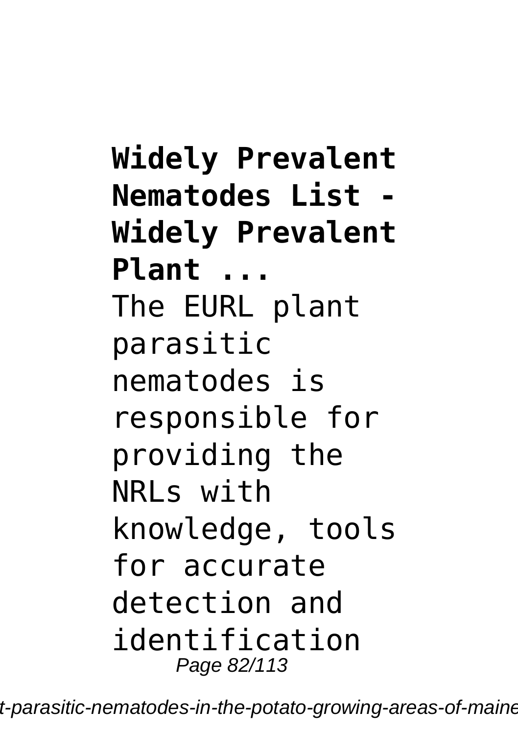**Widely Prevalent Nematodes List - Widely Prevalent Plant ...**

The EURL plant parasitic nematodes is responsible for providing the NRLs with knowledge, tools for accurate detection and identification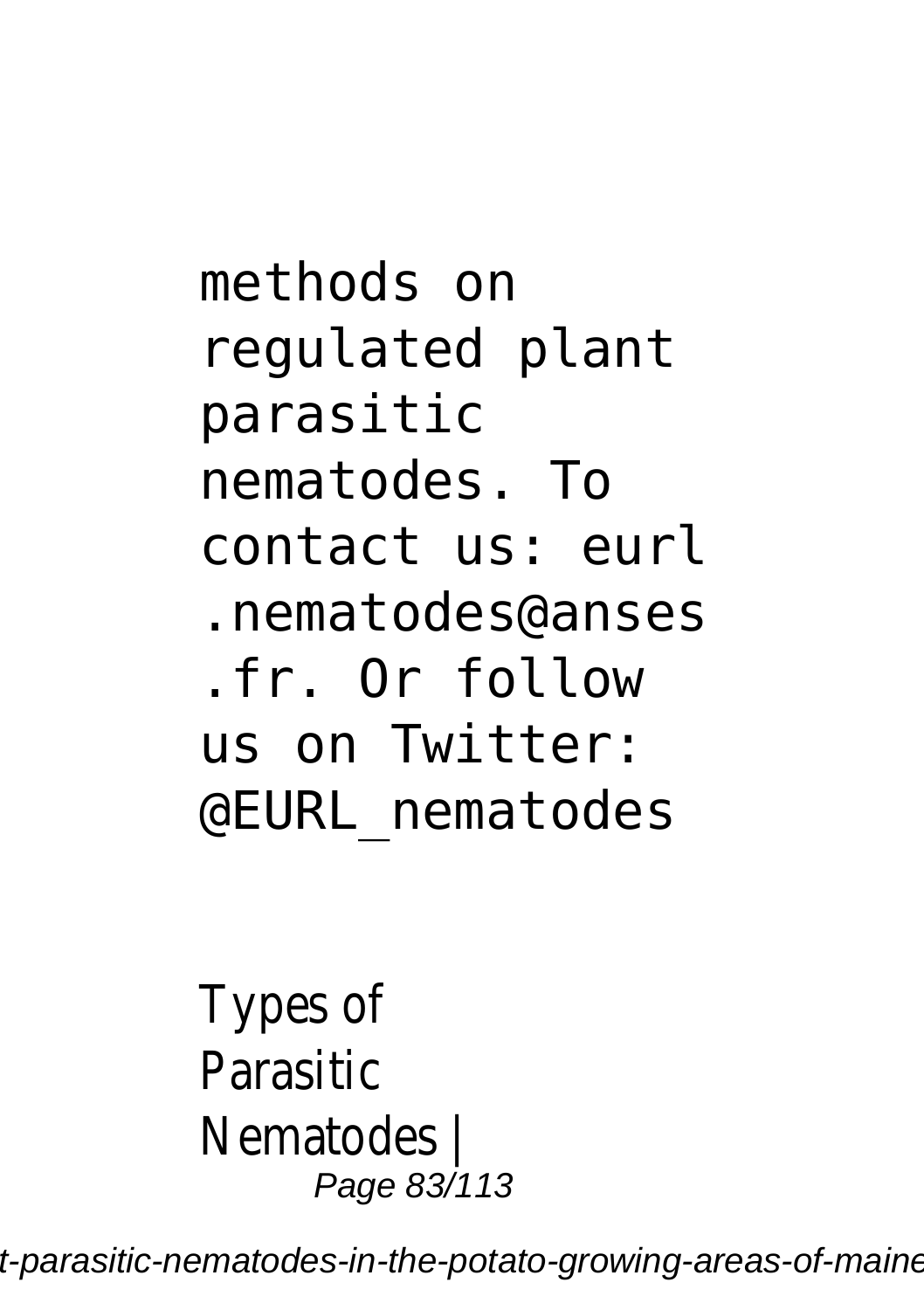methods on regulated plant parasitic nematodes. To contact us: eurl.nematodes@anses.fr. Or follow us on Twitter: @EURL_nematodes

Types of Parasitic Nematodes |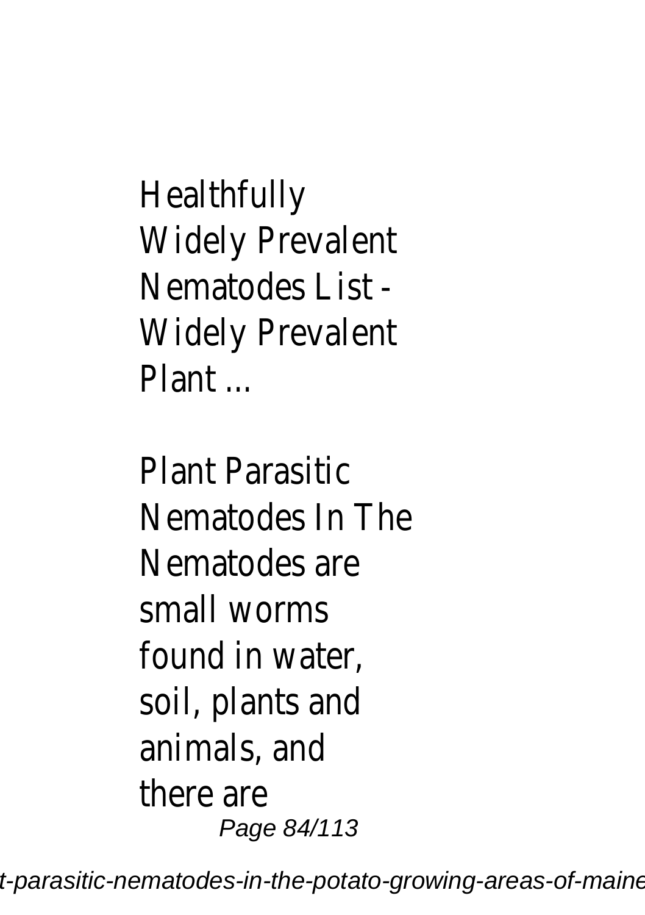Healthfully
Widely Prevalent Nematodes List - Widely Prevalent Plant ...

Plant Parasitic Nematodes In The
Nematodes are small worms found in water, soil, plants and animals, and there are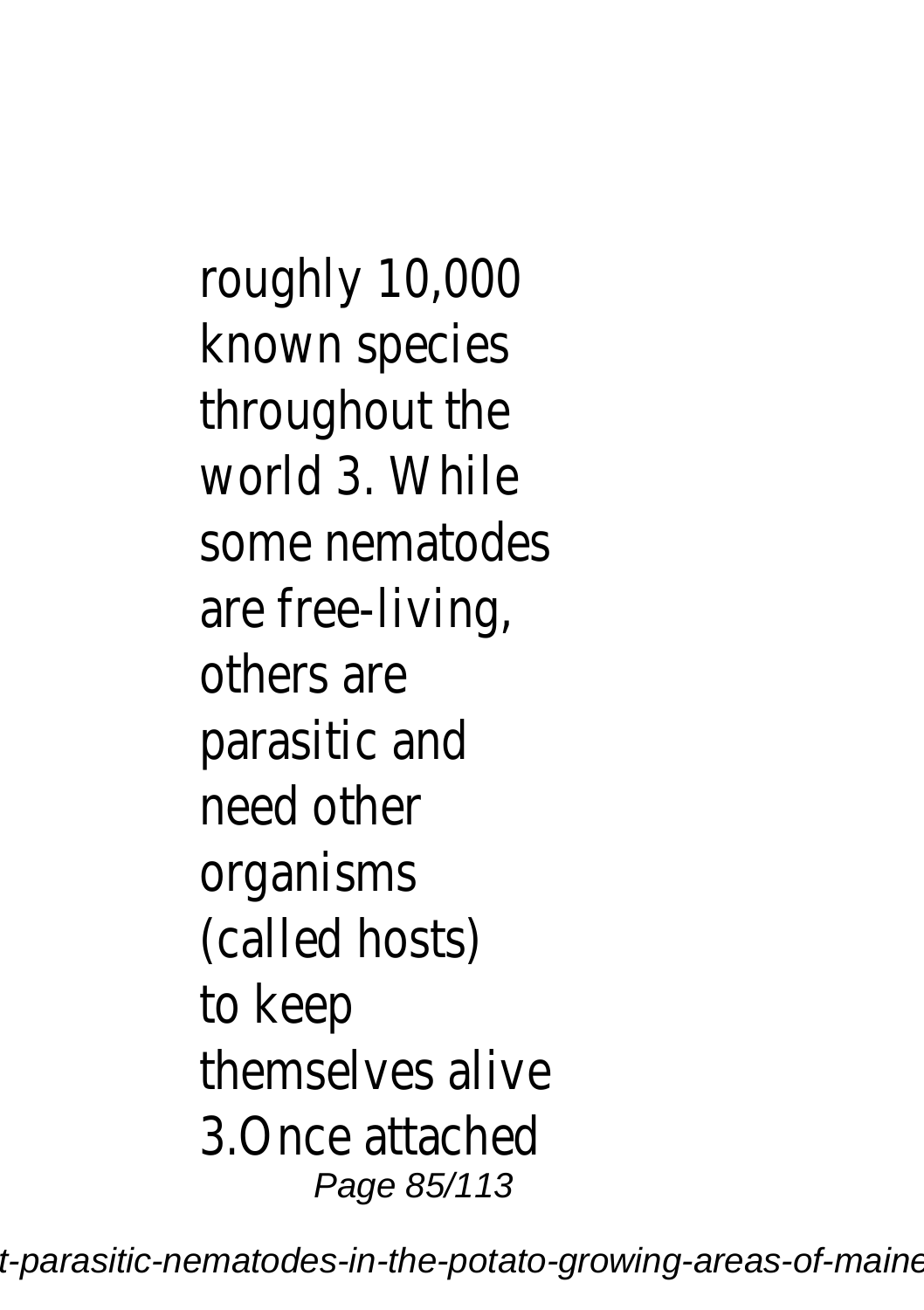roughly 10,000 known species throughout the world 3. While some nematodes are free-living, others are parasitic and need other organisms (called hosts) to keep themselves alive 3.Once attached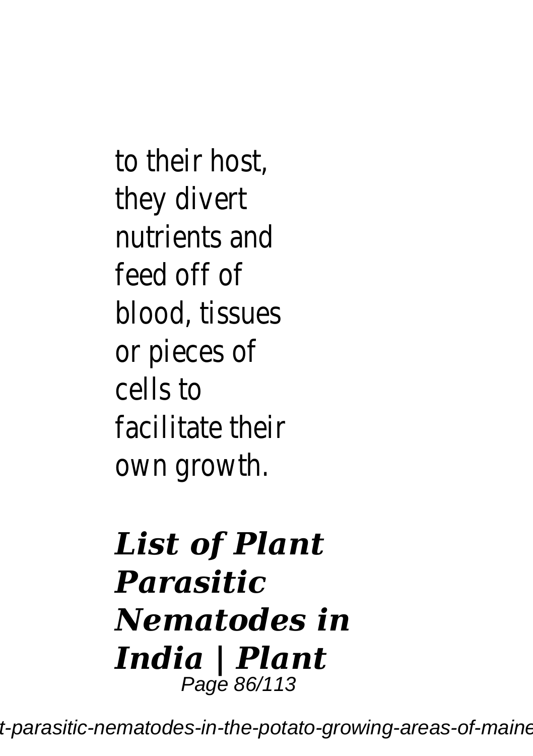to their host, they divert nutrients and feed off of blood, tissues or pieces of cells to facilitate their own growth.

### *List of Plant Parasitic Nematodes in India | Plant*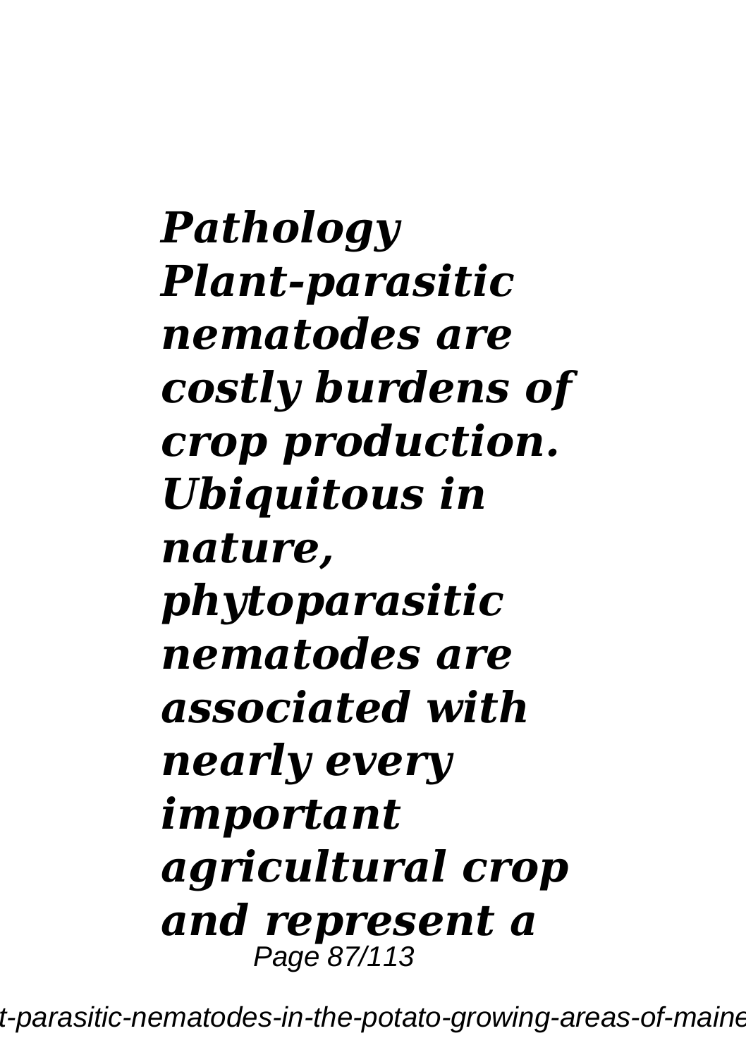***Pathology Plant-parasitic nematodes are costly burdens of crop production. Ubiquitous in nature, phytoparasitic nematodes are associated with nearly every important agricultural crop and represent a***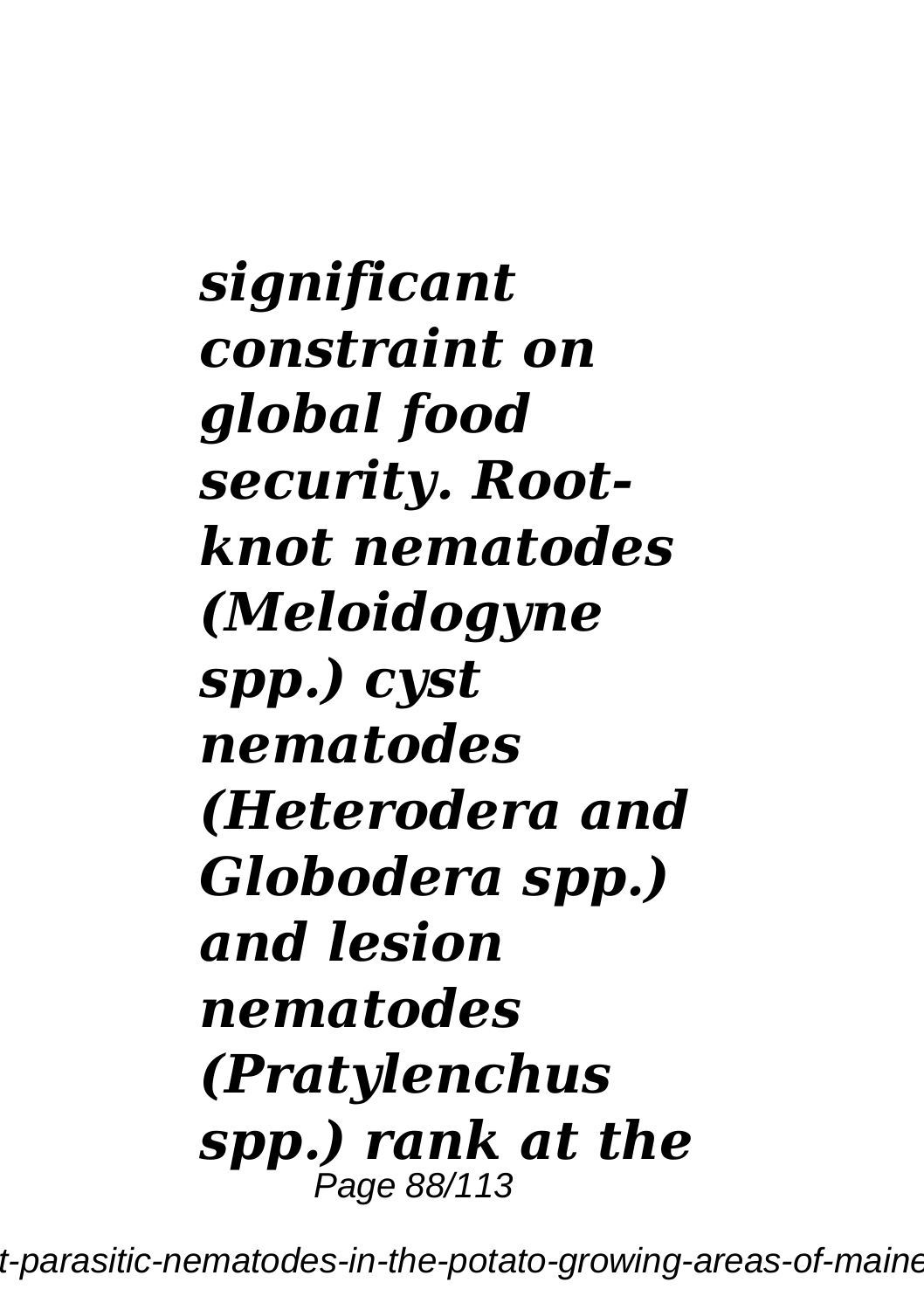***significant constraint on global food security. Root-knot nematodes (Meloidogyne spp.) cyst nematodes (Heterodera and Globodera spp.) and lesion nematodes (Pratylenchus spp.) rank at the***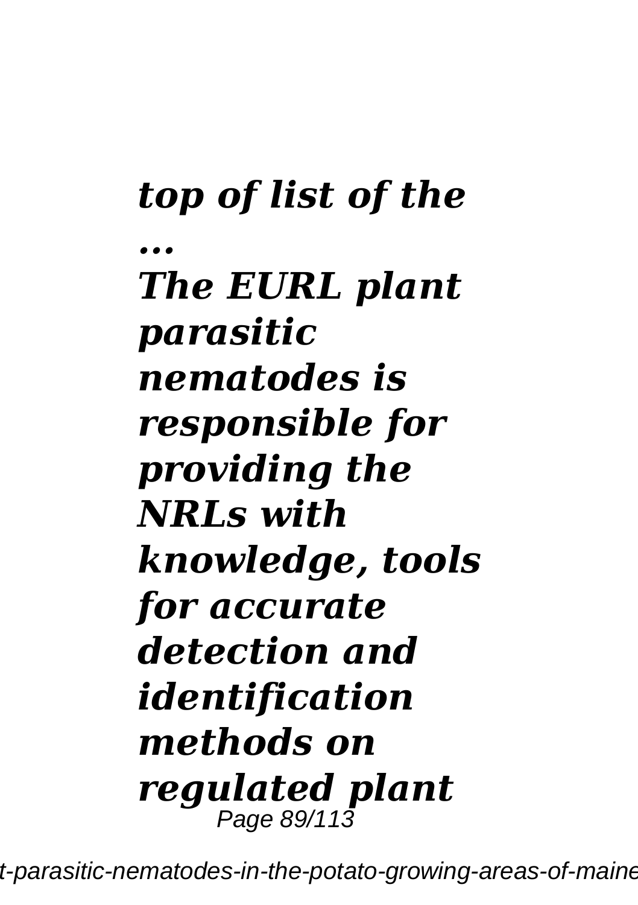***top of list of the ...***

***The EURL plant parasitic nematodes is responsible for providing the NRLs with knowledge, tools for accurate detection and identification methods on regulated plant***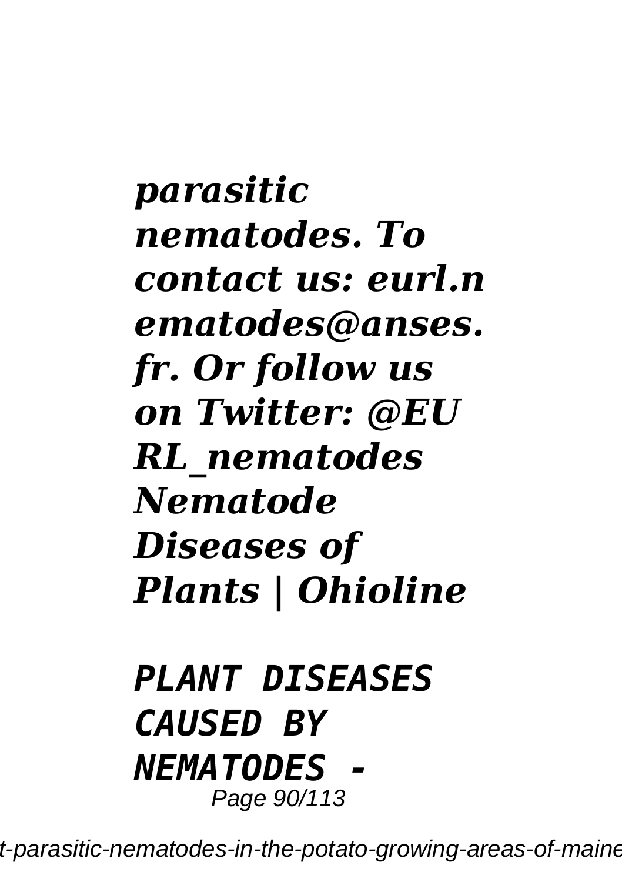***parasitic nematodes. To contact us: eurl.nematodes@anses.fr. Or follow us on Twitter: @EURL_nematodes Nematode Diseases of Plants | Ohioline***

***PLANT DISEASES CAUSED BY NEMATODES -***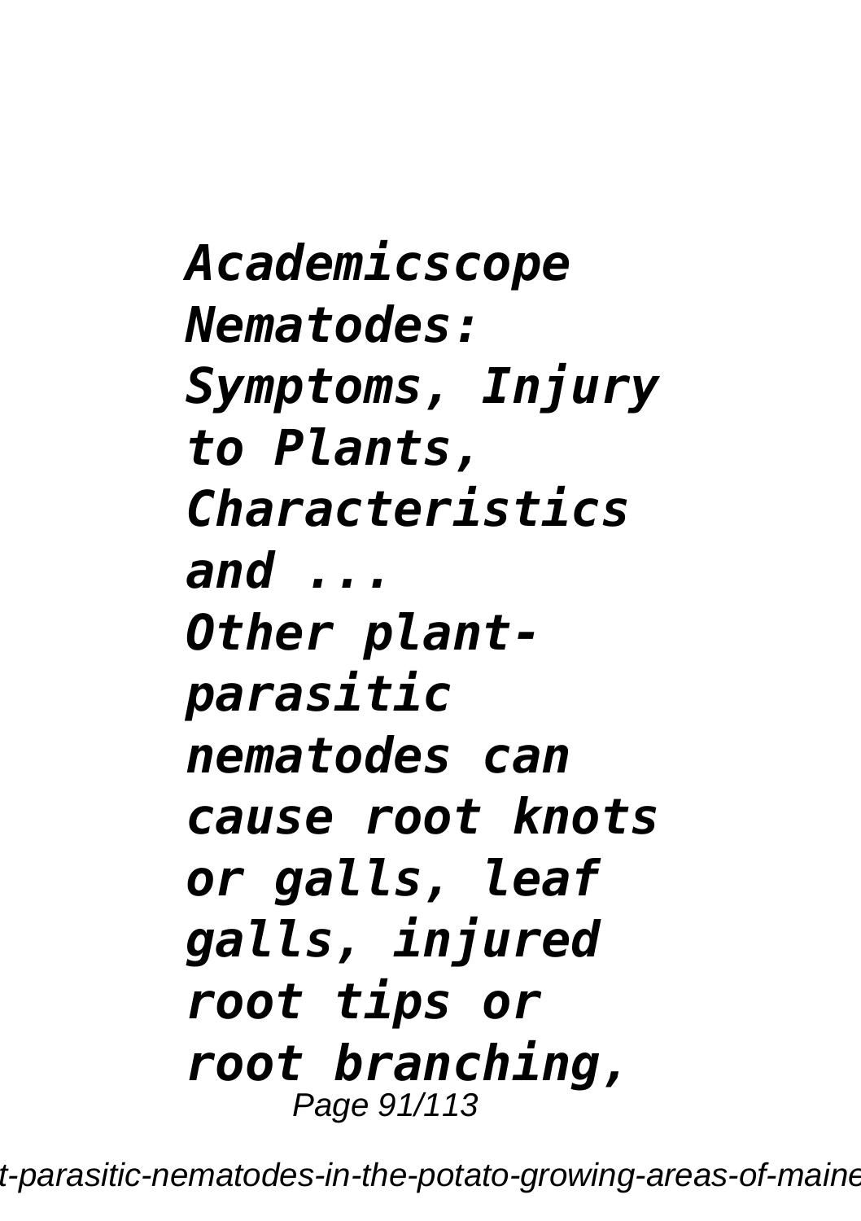***Academicscope Nematodes: Symptoms, Injury to Plants, Characteristics and ...***

***Other plant-parasitic nematodes can cause root knots or galls, leaf galls, injured root tips or root branching,***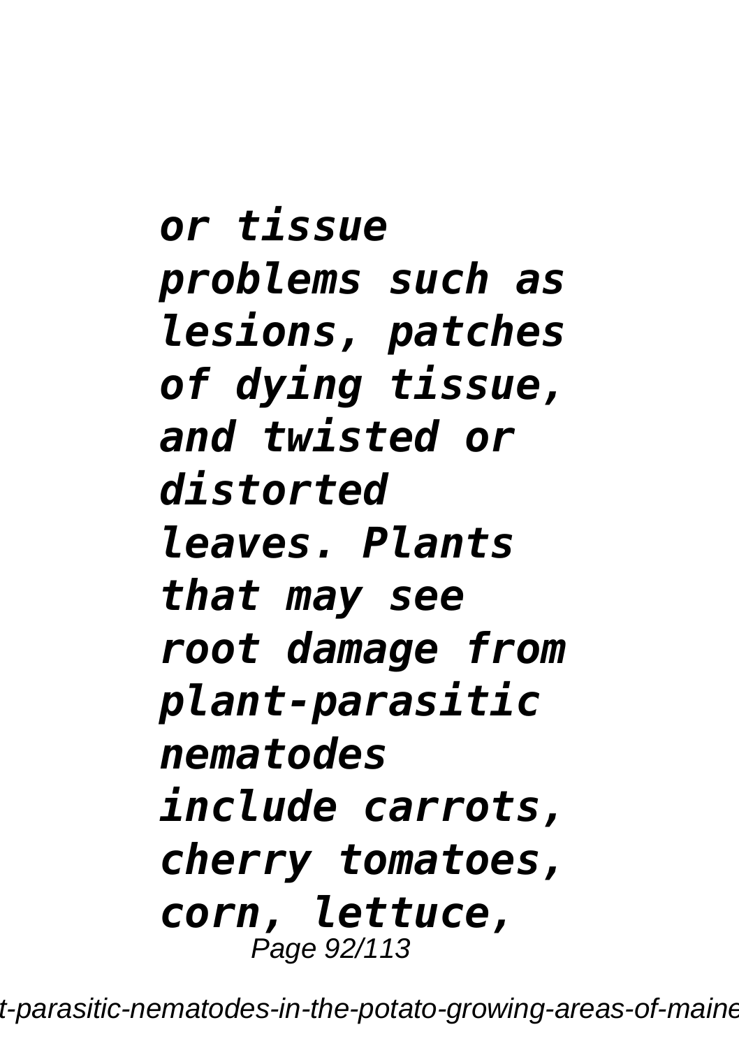*or tissue problems such as lesions, patches of dying tissue, and twisted or distorted leaves. Plants that may see root damage from plant-parasitic nematodes include carrots, cherry tomatoes, corn, lettuce,*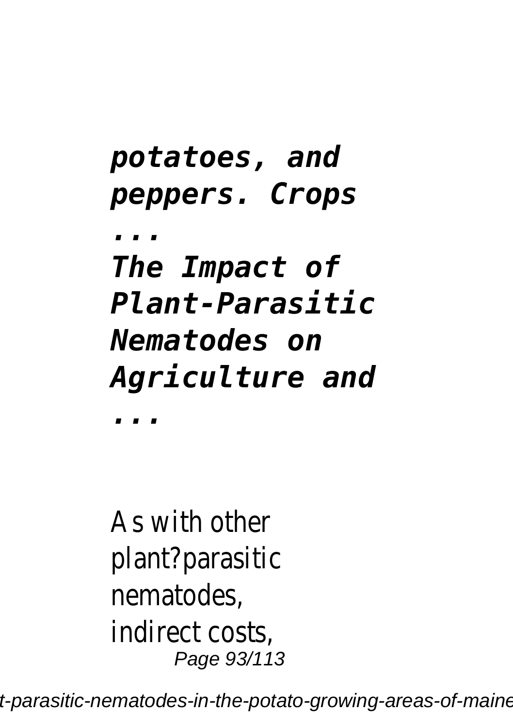***potatoes, and peppers. Crops ...***

***The Impact of Plant-Parasitic Nematodes on Agriculture and ...***

As with other plant?parasitic nematodes, indirect costs,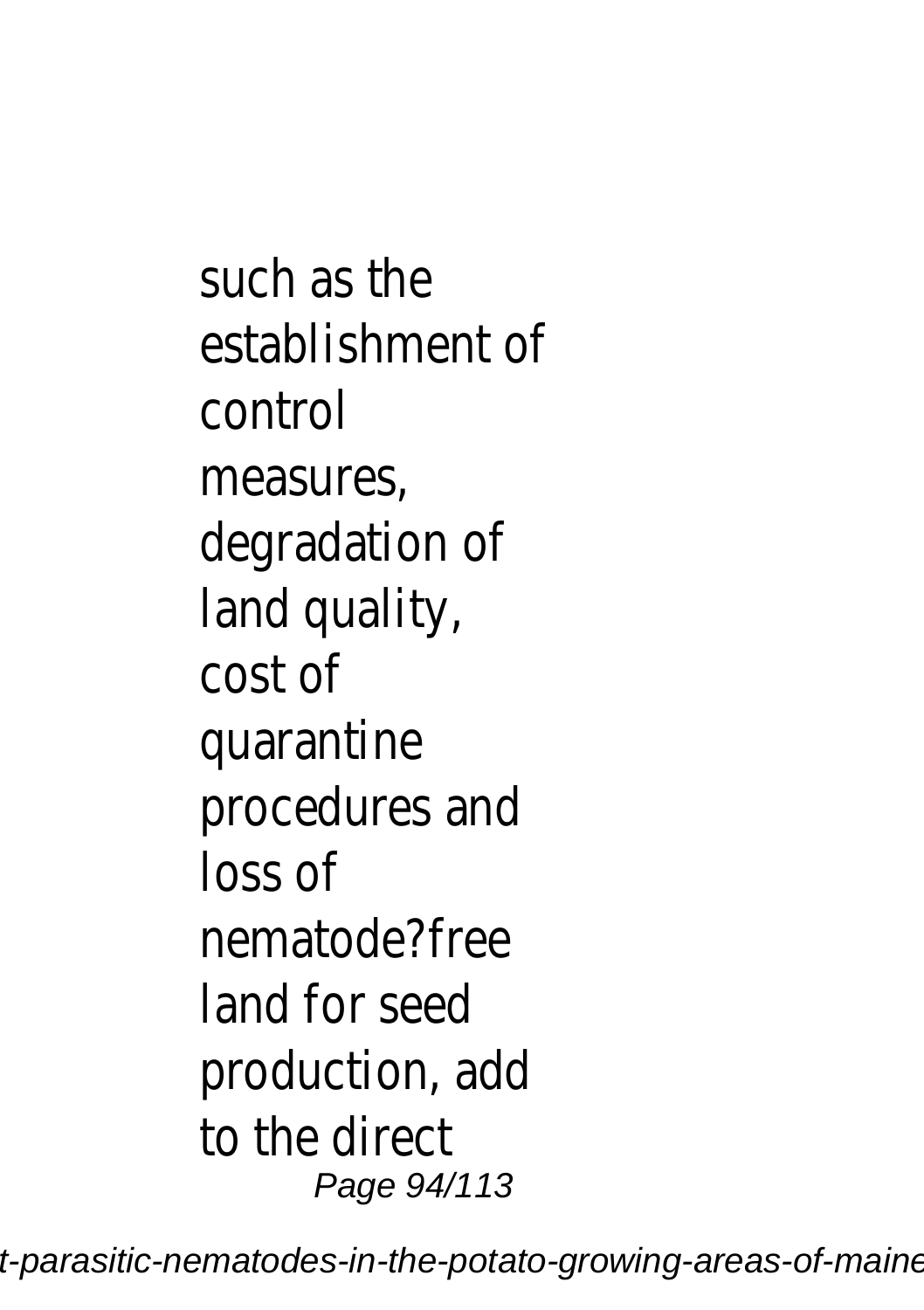such as the establishment of control measures, degradation of land quality, cost of quarantine procedures and loss of nematode?free land for seed production, add to the direct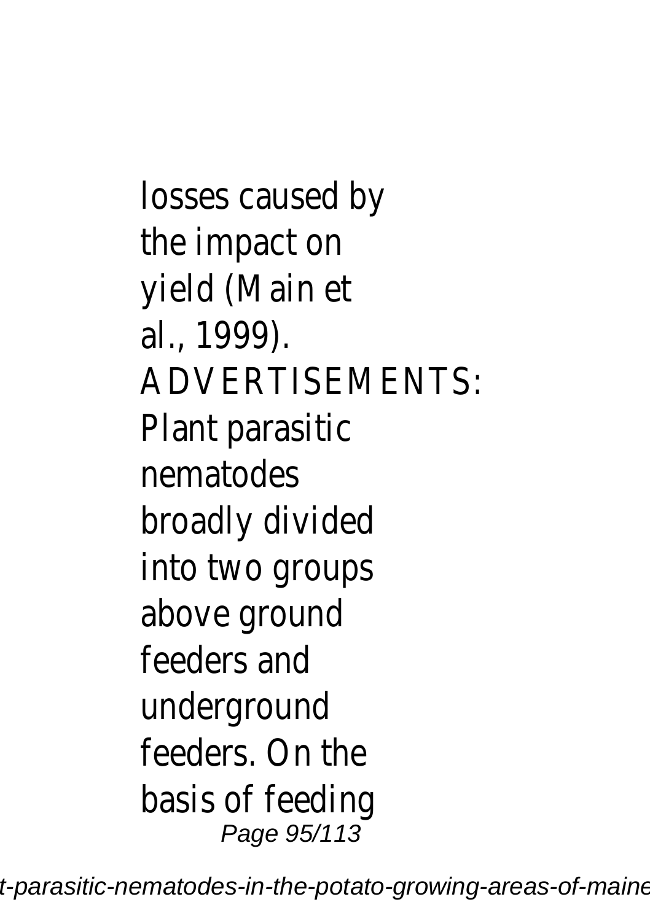losses caused by the impact on yield (Main et al., 1999). ADVERTISEMENTS: Plant parasitic nematodes broadly divided into two groups above ground feeders and underground feeders. On the basis of feeding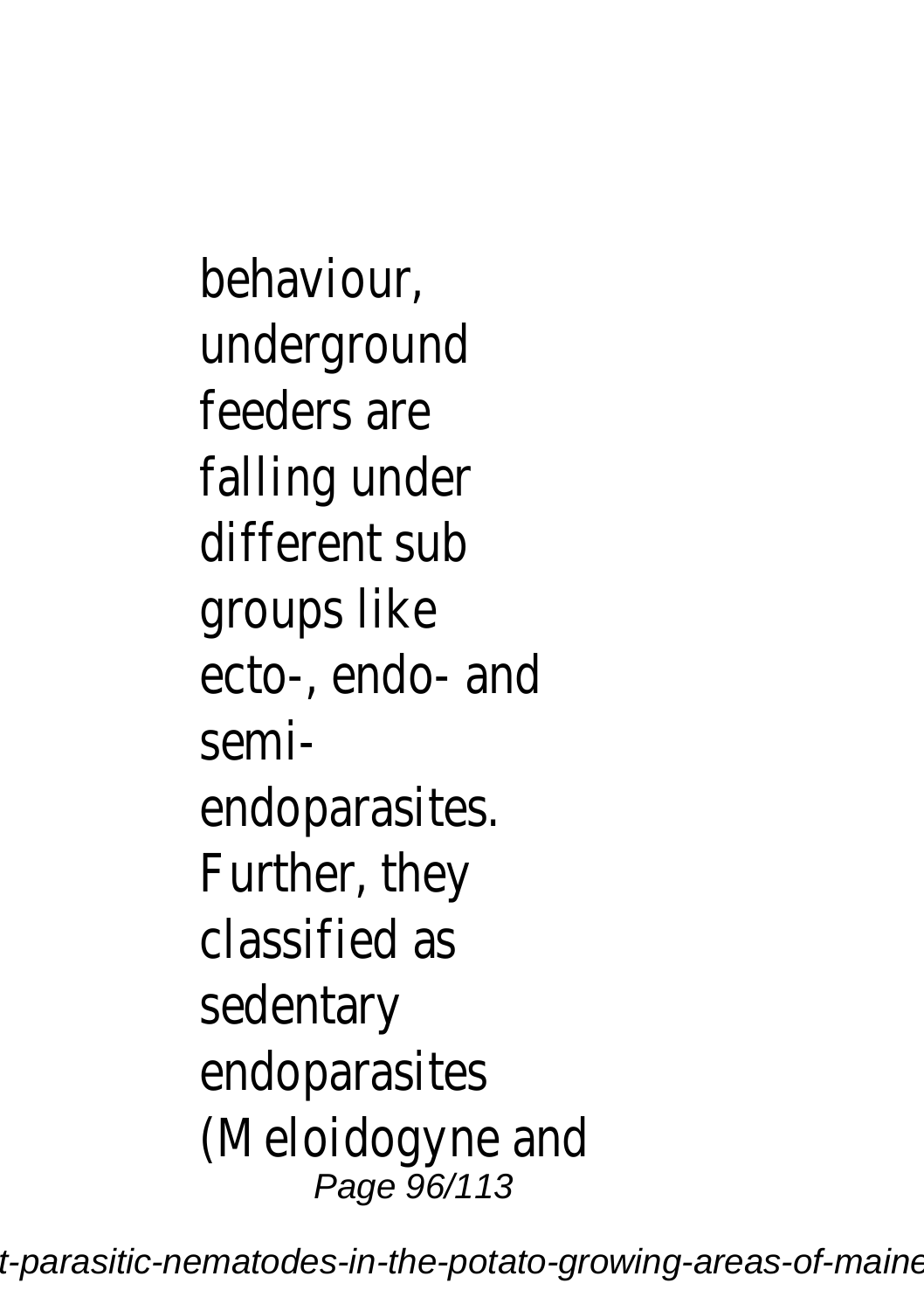behaviour, underground feeders are falling under different sub groups like ecto-, endo- and semi-endoparasites. Further, they classified as sedentary endoparasites (*Meloidogyne* and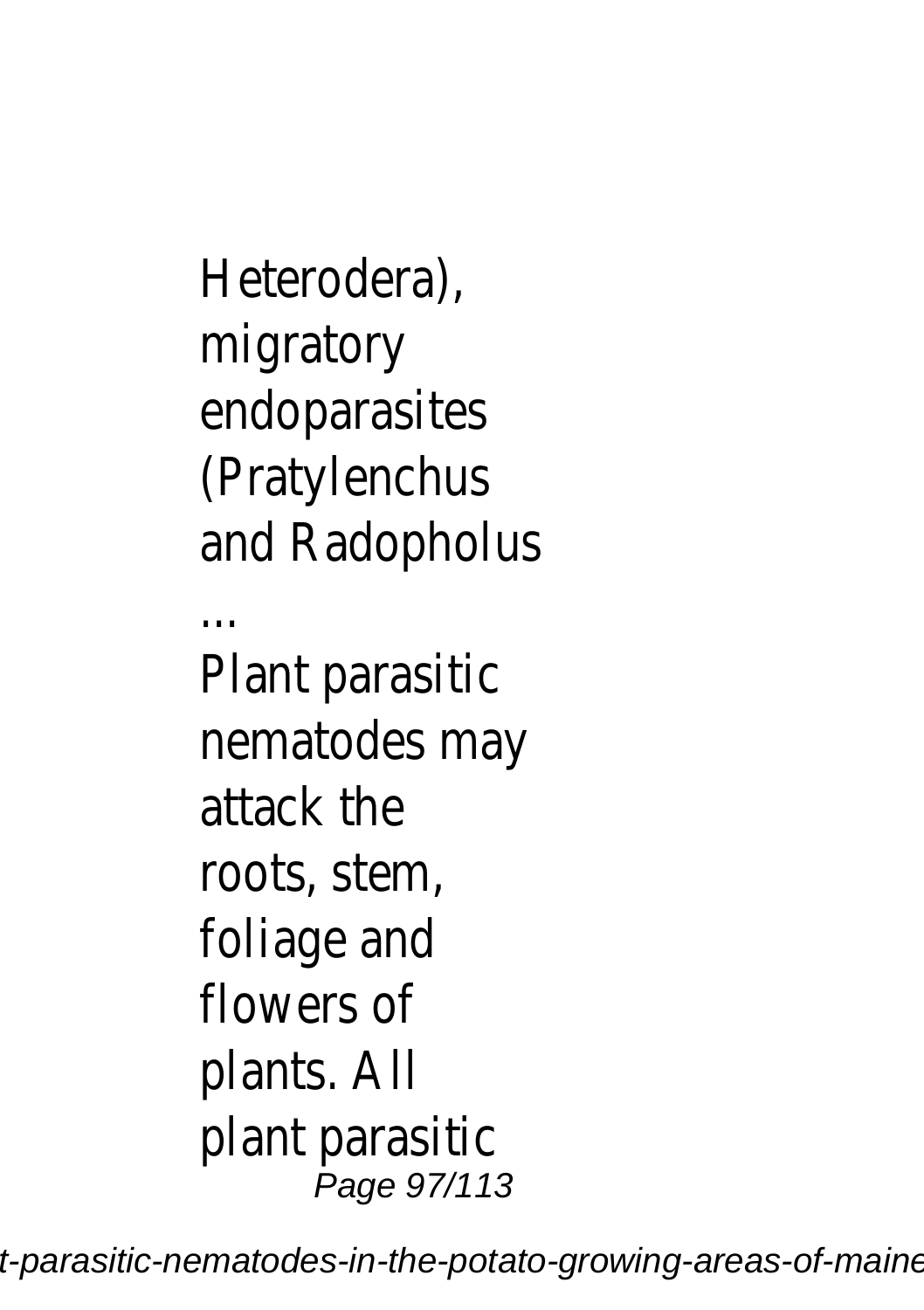Heterodera), migratory endoparasites (Pratylenchus and Radopholus ...

Plant parasitic nematodes may attack the roots, stem, foliage and flowers of plants. All plant parasitic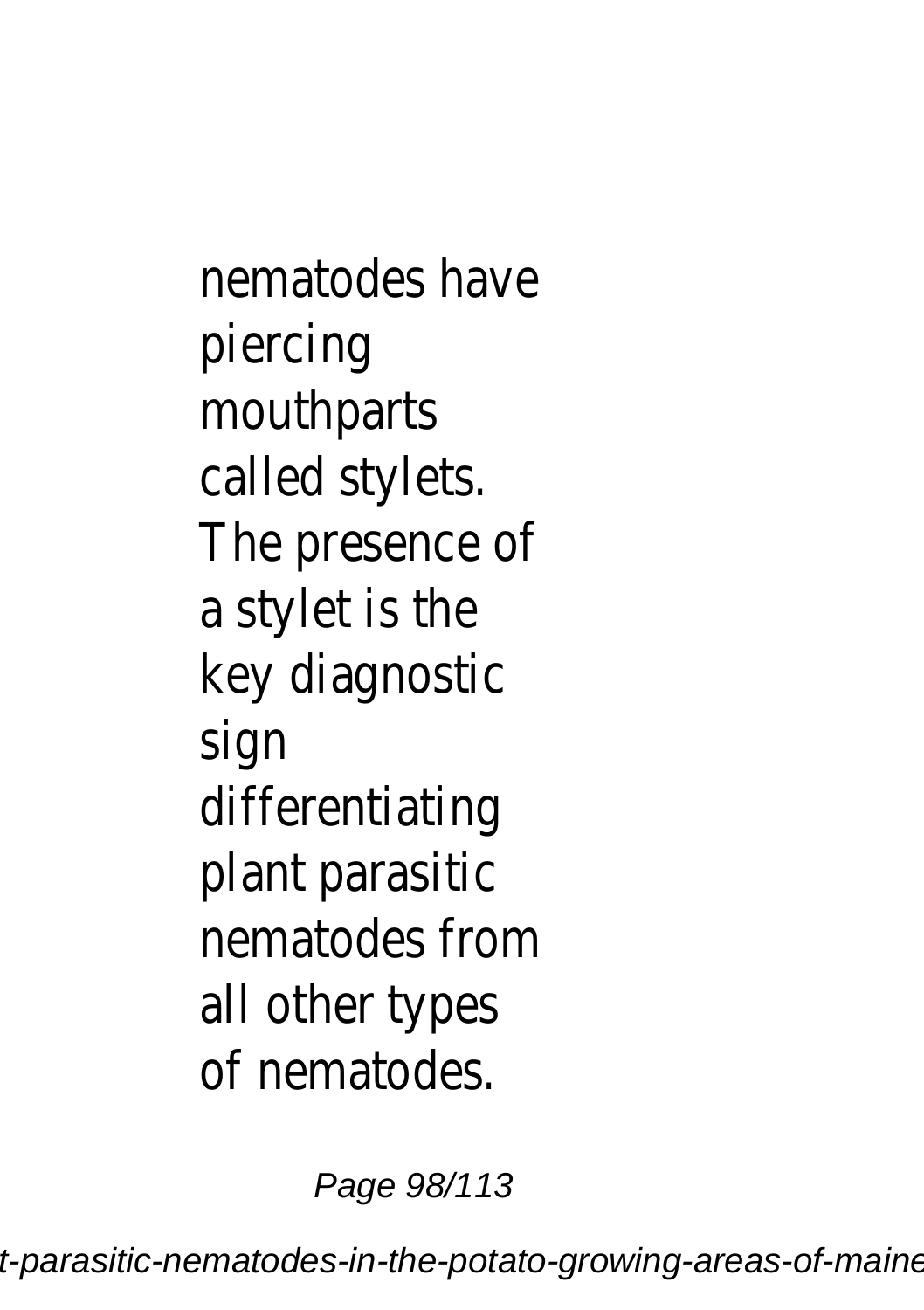nematodes have piercing mouthparts called stylets. The presence of a stylet is the key diagnostic sign differentiating plant parasitic nematodes from all other types of nematodes.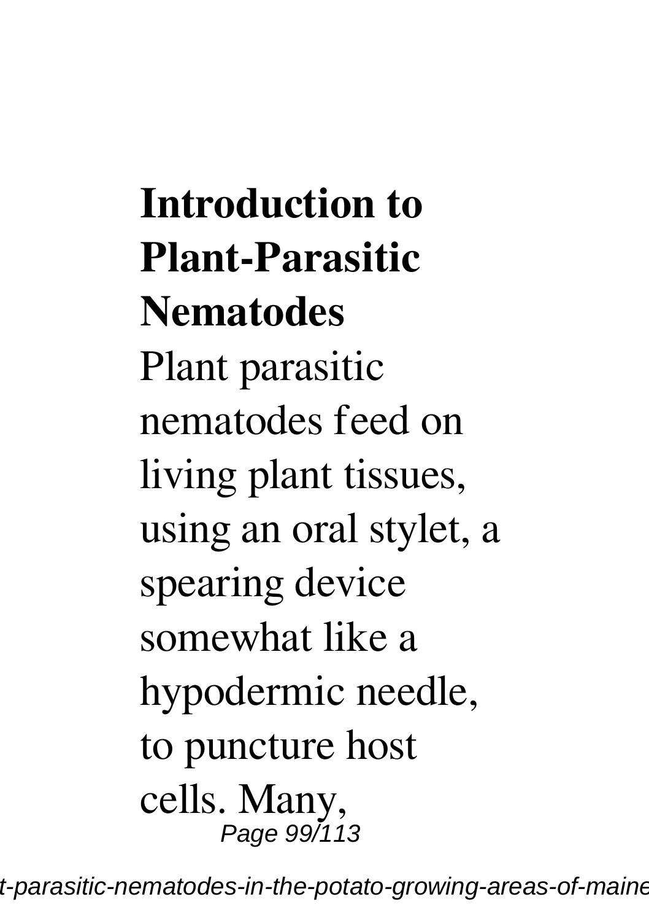## Introduction to Plant-Parasitic Nematodes

Plant parasitic nematodes feed on living plant tissues, using an oral stylet, a spearing device somewhat like a hypodermic needle, to puncture host cells. Many,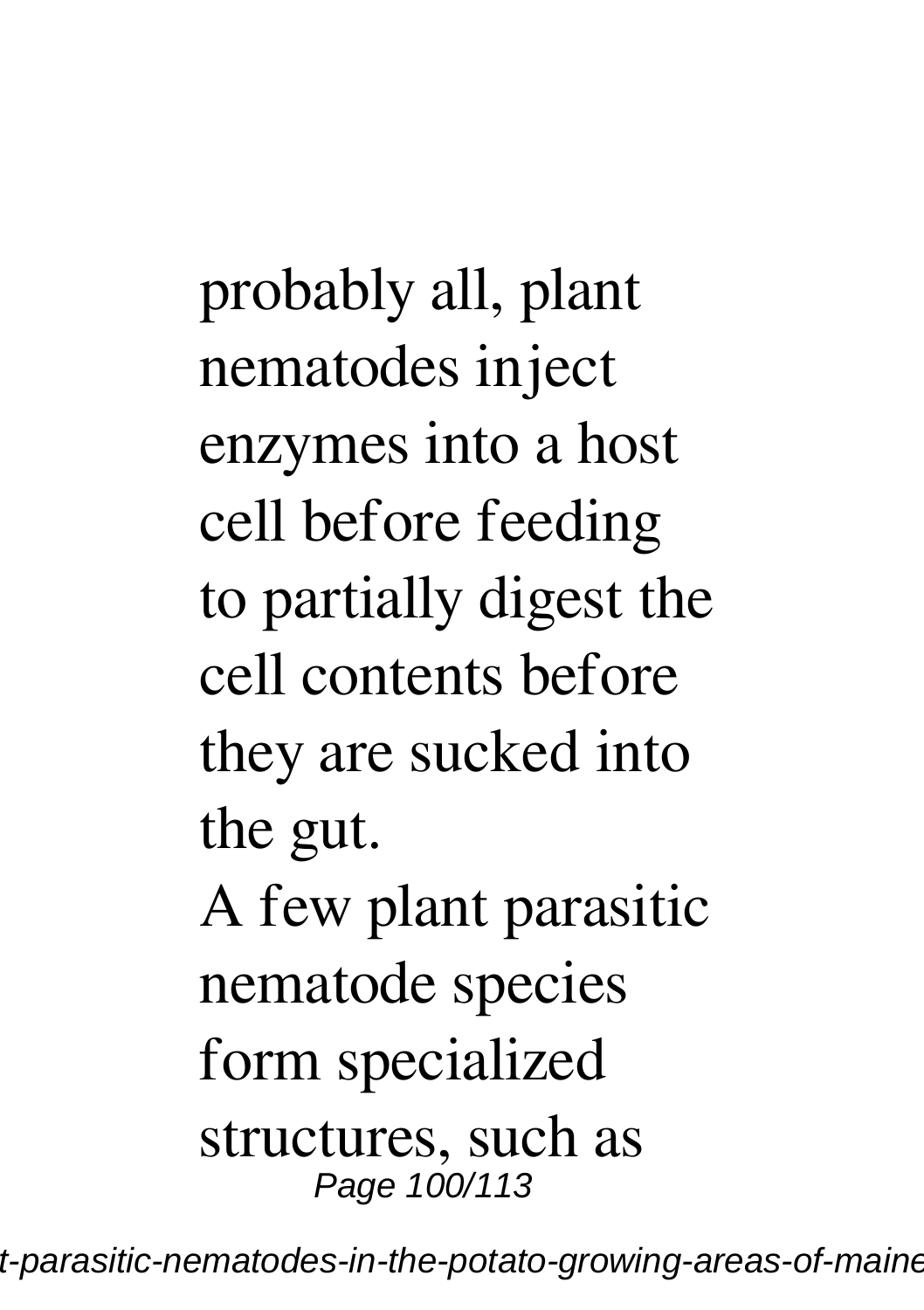probably all, plant nematodes inject enzymes into a host cell before feeding to partially digest the cell contents before they are sucked into the gut.

A few plant parasitic nematode species form specialized structures, such as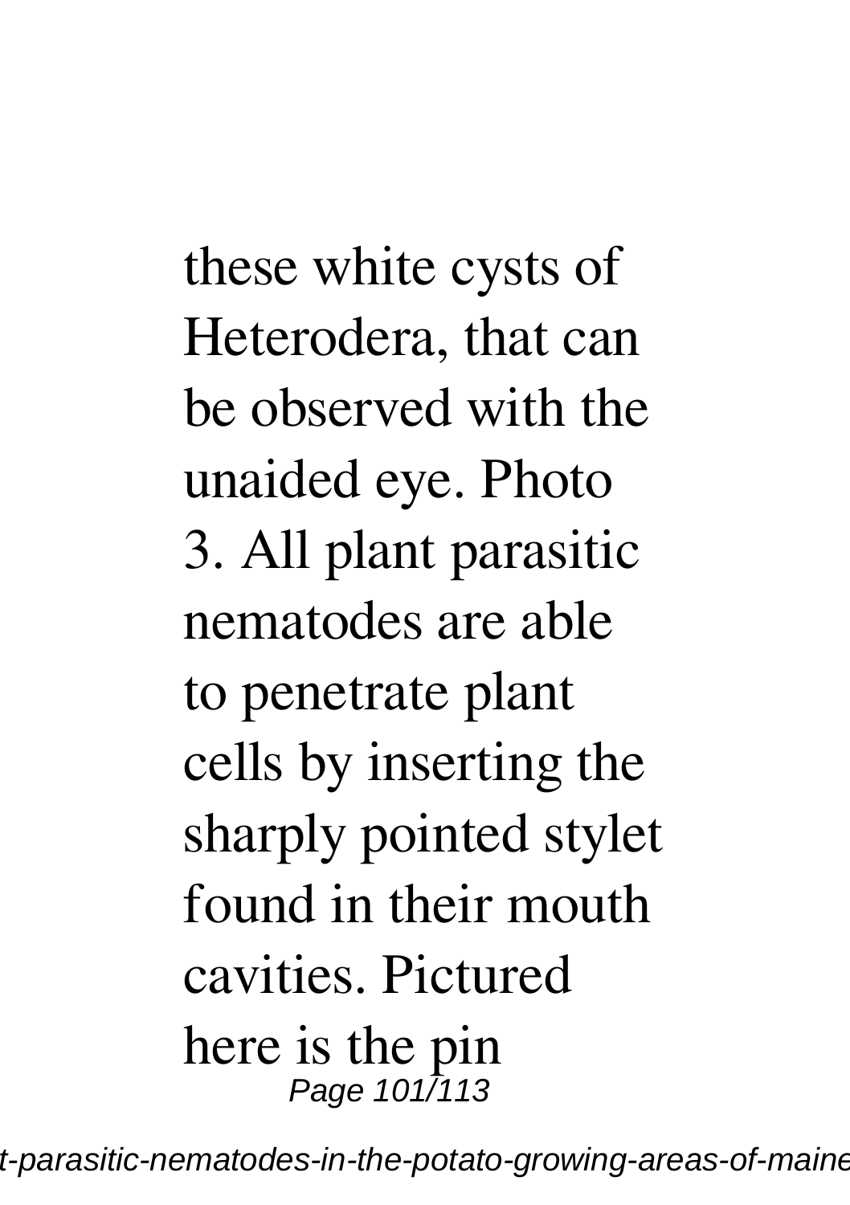these white cysts of Heterodera, that can be observed with the unaided eye. Photo 3. All plant parasitic nematodes are able to penetrate plant cells by inserting the sharply pointed stylet found in their mouth cavities. Pictured here is the pin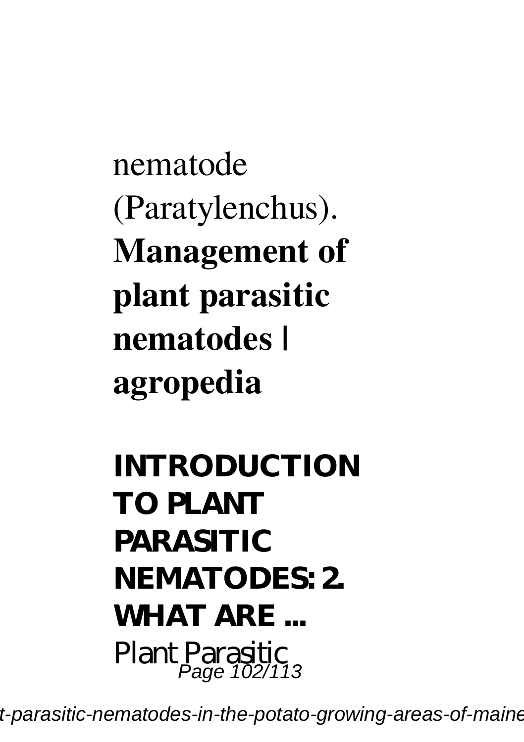nematode (Paratylenchus).

**Management of plant parasitic nematodes | agropedia**

**INTRODUCTION TO PLANT PARASITIC NEMATODES: 2. WHAT ARE ...**

Plant Parasitic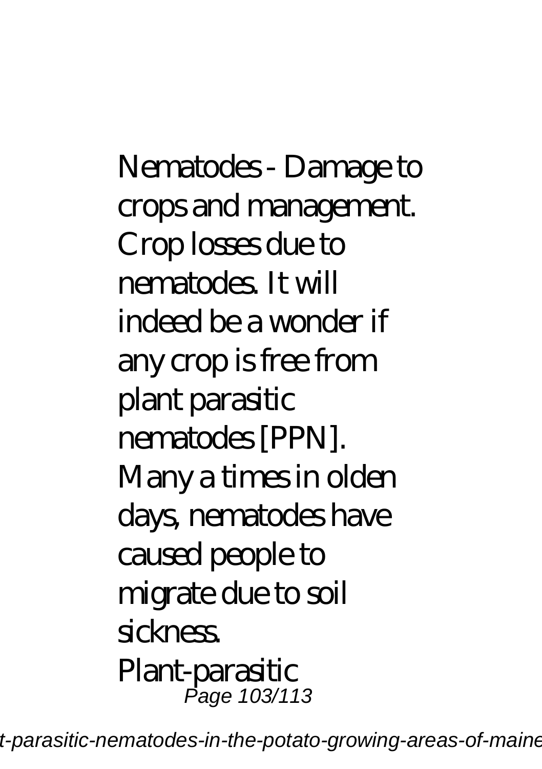Nematodes - Damage to crops and management. Crop losses due to nematodes. It will indeed be a wonder if any crop is free from plant parasitic nematodes [PPN]. Many a times in olden days, nematodes have caused people to migrate due to soil sickness.

Plant-parasitic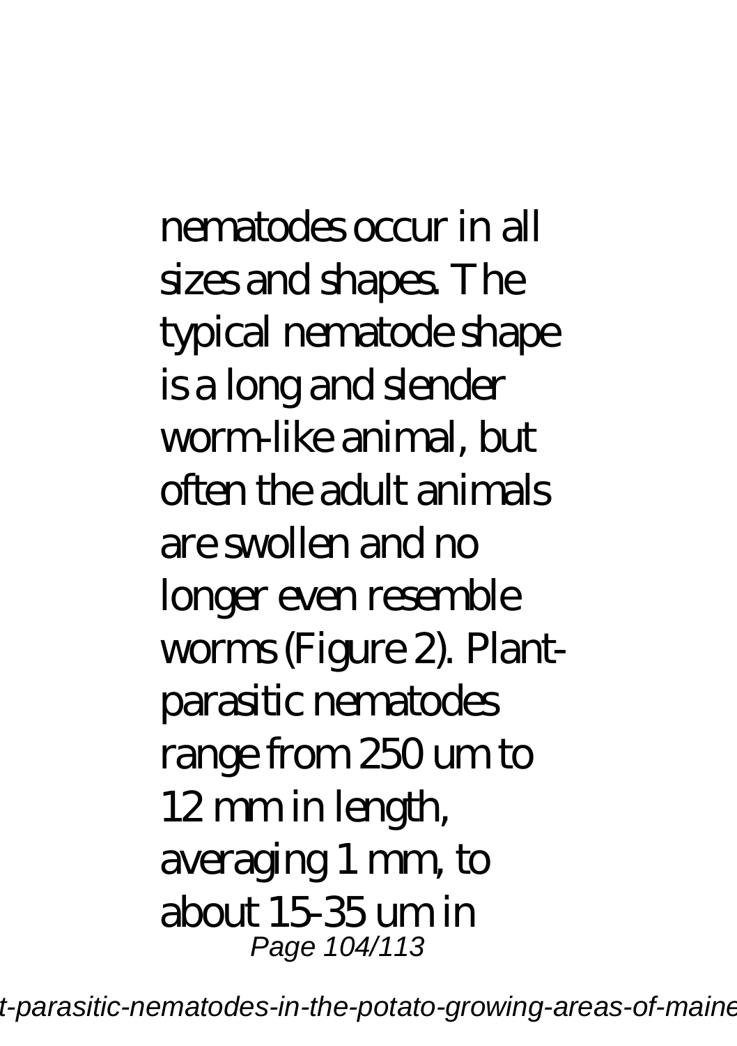nematodes occur in all sizes and shapes. The typical nematode shape is a long and slender worm-like animal, but often the adult animals are swollen and no longer even resemble worms (Figure 2). Plant-parasitic nematodes range from 250 um to 12 mm in length, averaging 1 mm, to about 15-35 um in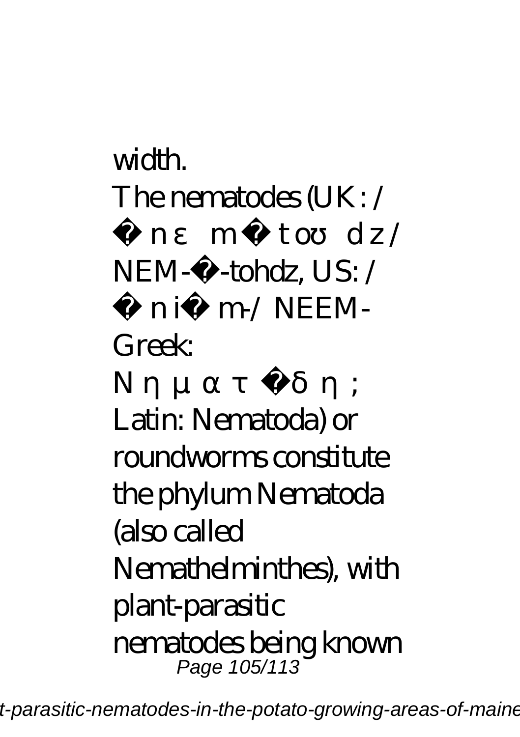width.

The nematodes (UK: /

ˈ n ɛ m ə t oʊ d z /

NEM-ə-tohdz, US: /

ˈ n iː m-/ NEEM-

Greek:

Ν η μ α τ ώ δ η ;

Latin: Nematoda) or roundworms constitute the phylum Nematoda (also called Nemathelminthes), with plant-parasitic nematodes being known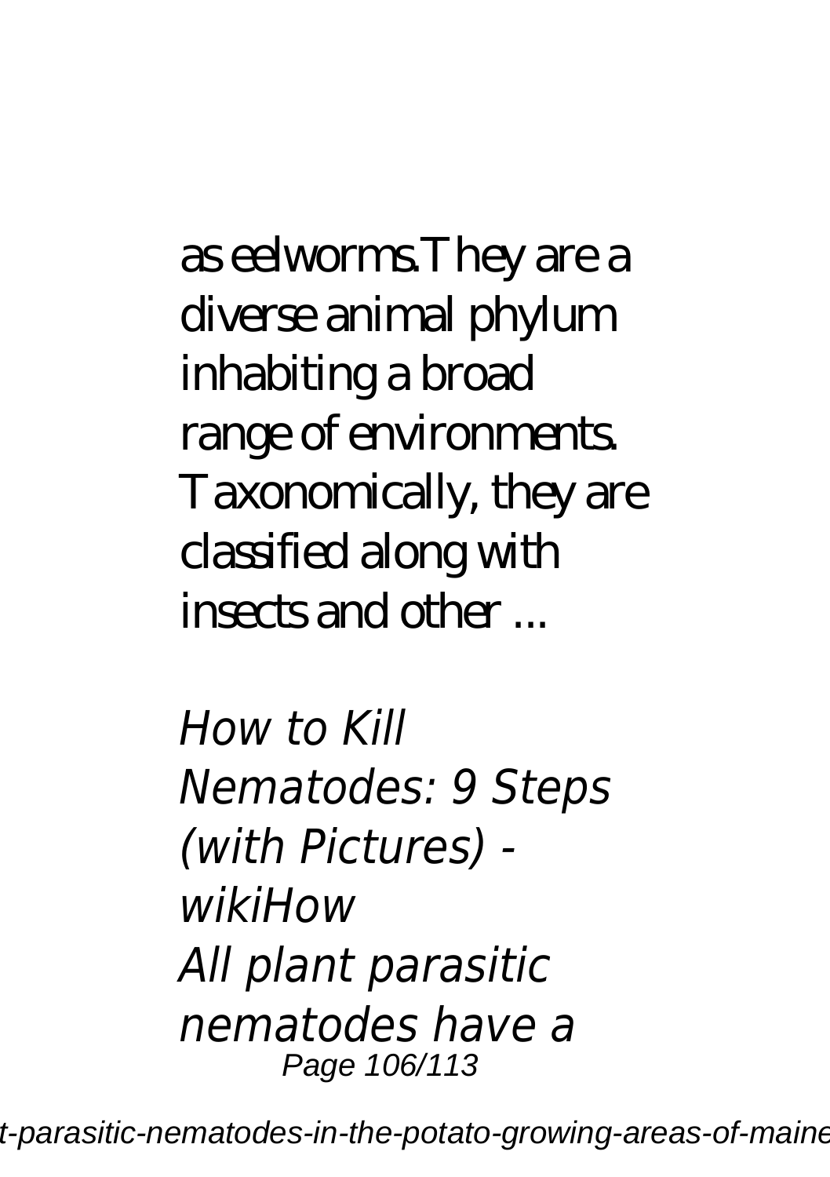as eelworms.They are a diverse animal phylum inhabiting a broad range of environments. Taxonomically, they are classified along with insects and other ...

*How to Kill Nematodes: 9 Steps (with Pictures) - wikiHow*

*All plant parasitic nematodes have a*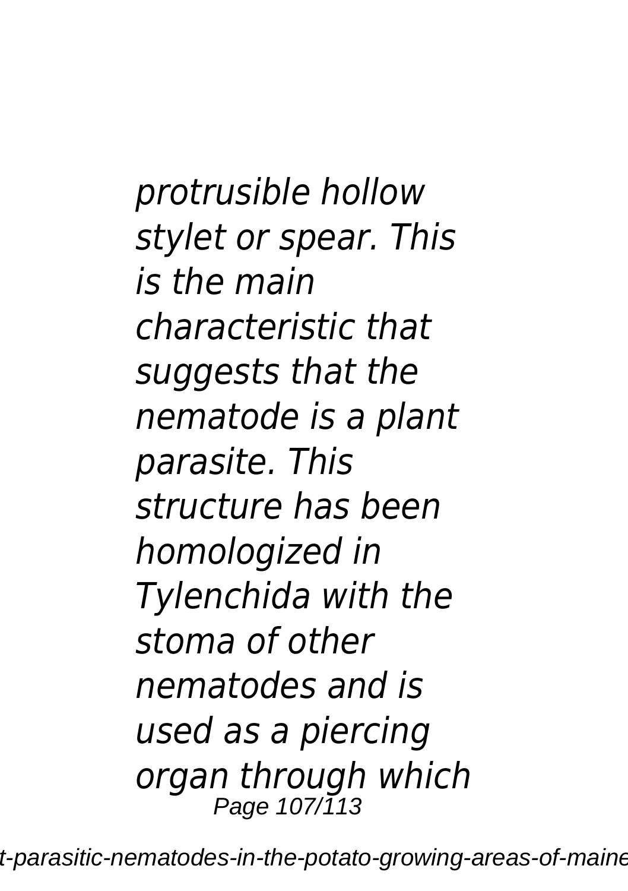*protrusible hollow stylet or spear. This is the main characteristic that suggests that the nematode is a plant parasite. This structure has been homologized in Tylenchida with the stoma of other nematodes and is used as a piercing organ through which*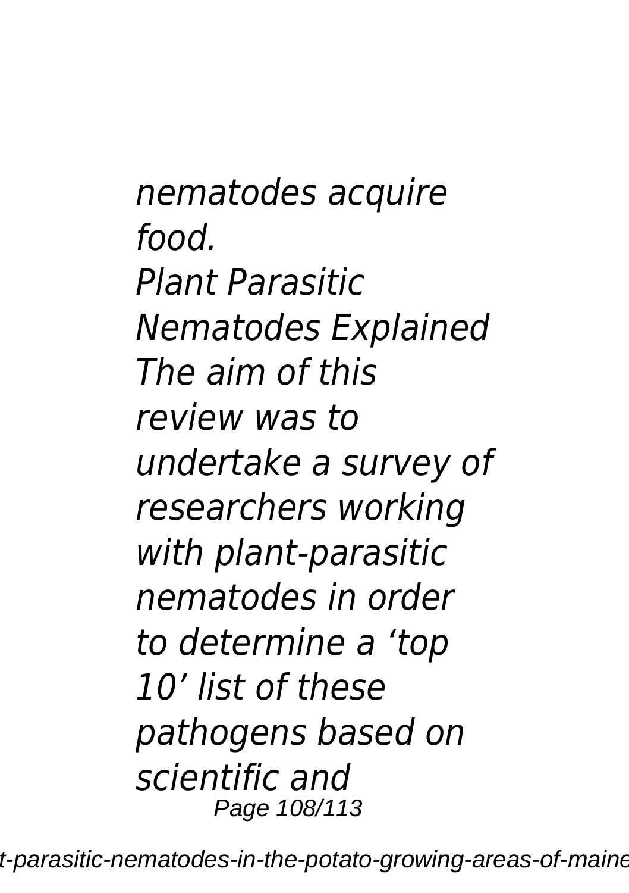*nematodes acquire food.*

*Plant Parasitic Nematodes Explained*

*The aim of this review was to undertake a survey of researchers working with plant-parasitic nematodes in order to determine a 'top 10' list of these pathogens based on scientific and*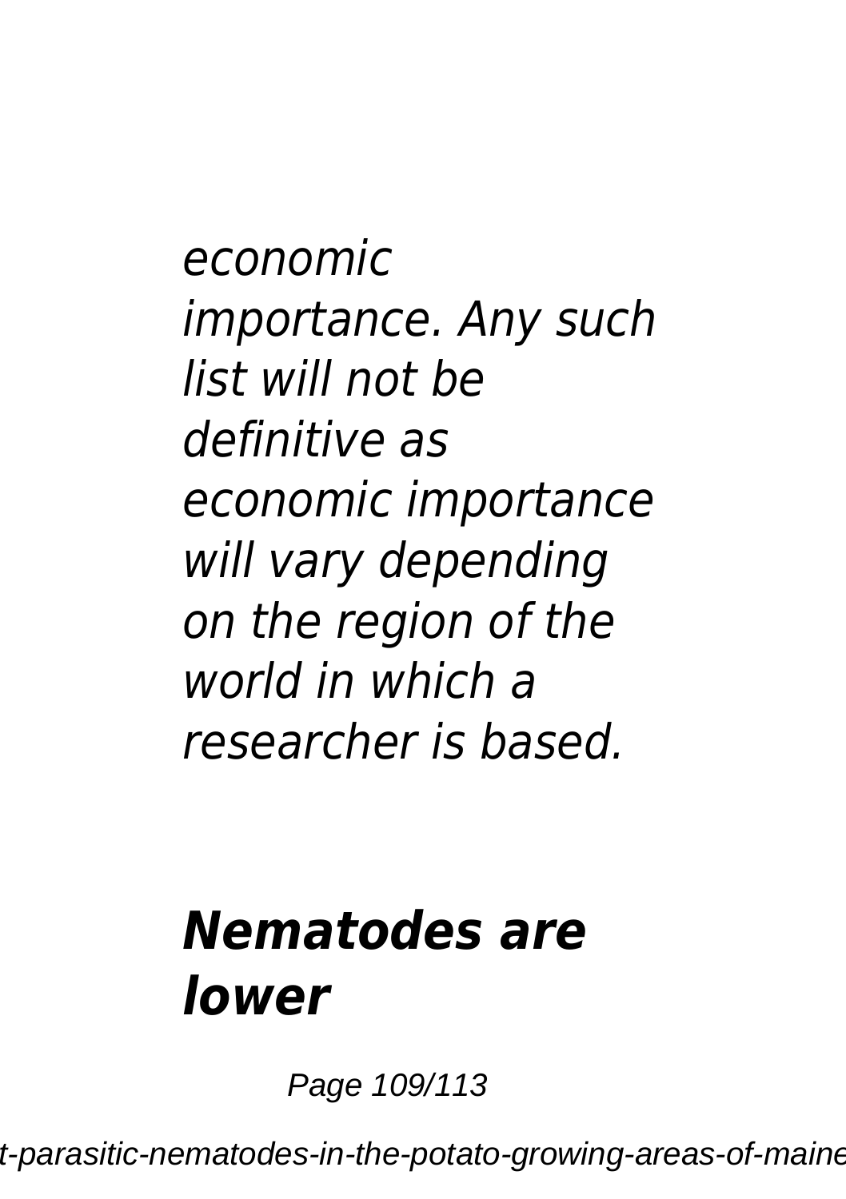*economic importance. Any such list will not be definitive as economic importance will vary depending on the region of the world in which a researcher is based.*

## ***Nematodes are lower***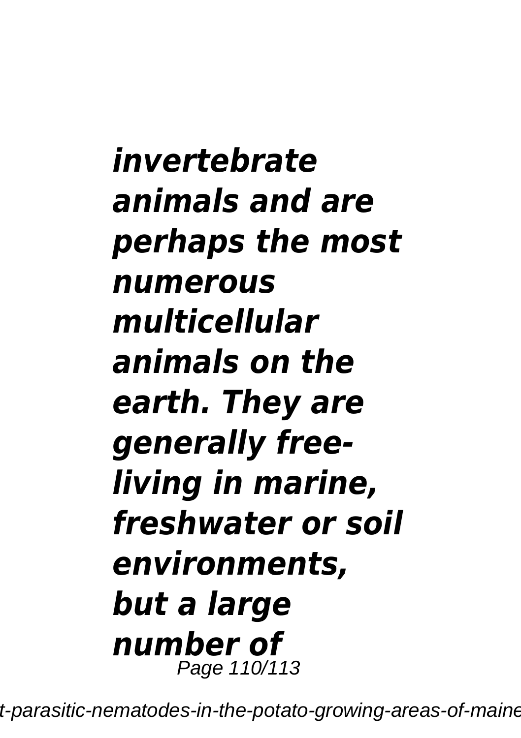***invertebrate animals and are perhaps the most numerous multicellular animals on the earth. They are generally free-living in marine, freshwater or soil environments, but a large number of***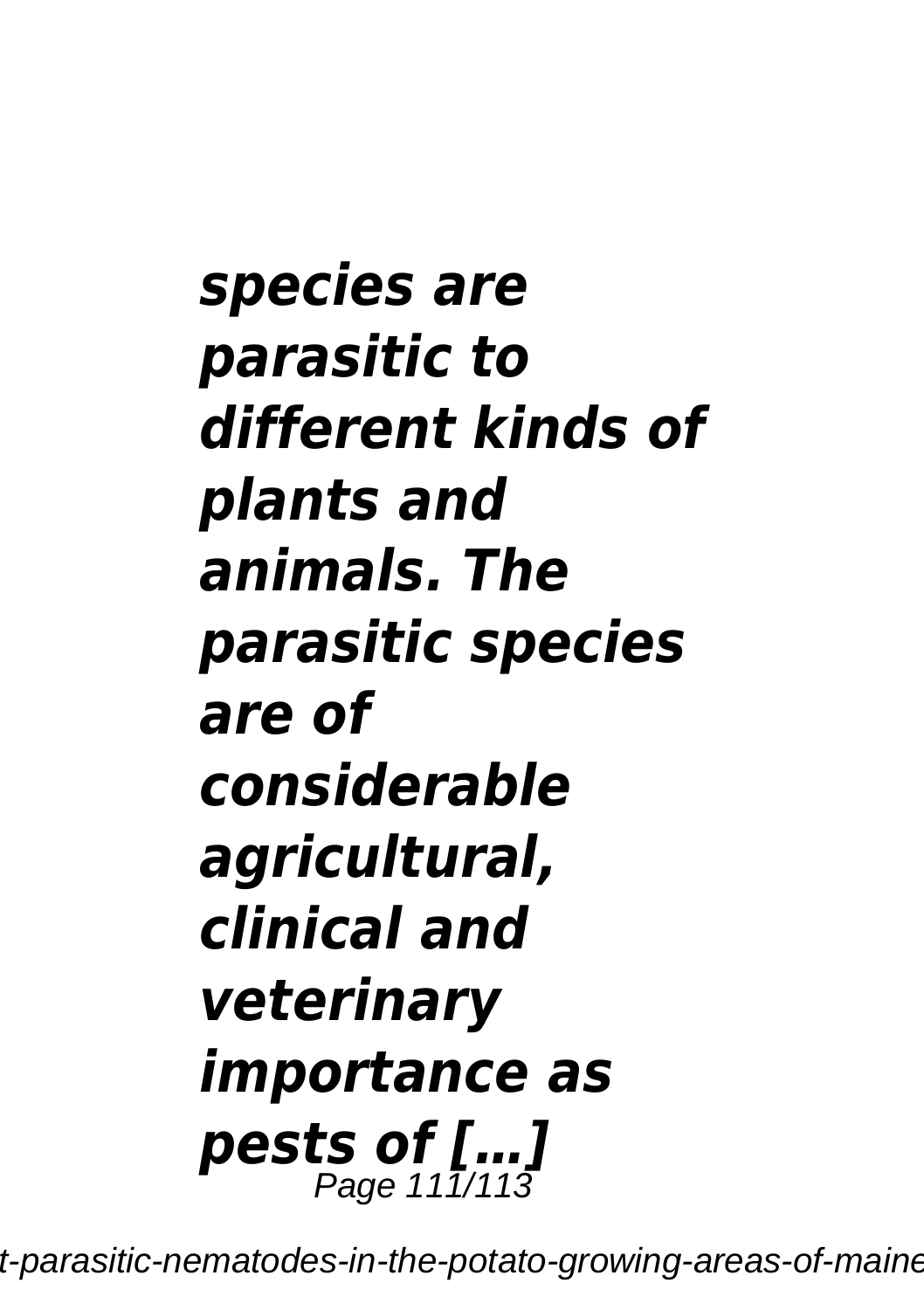***species are parasitic to different kinds of plants and animals. The parasitic species are of considerable agricultural, clinical and veterinary importance as pests of […]***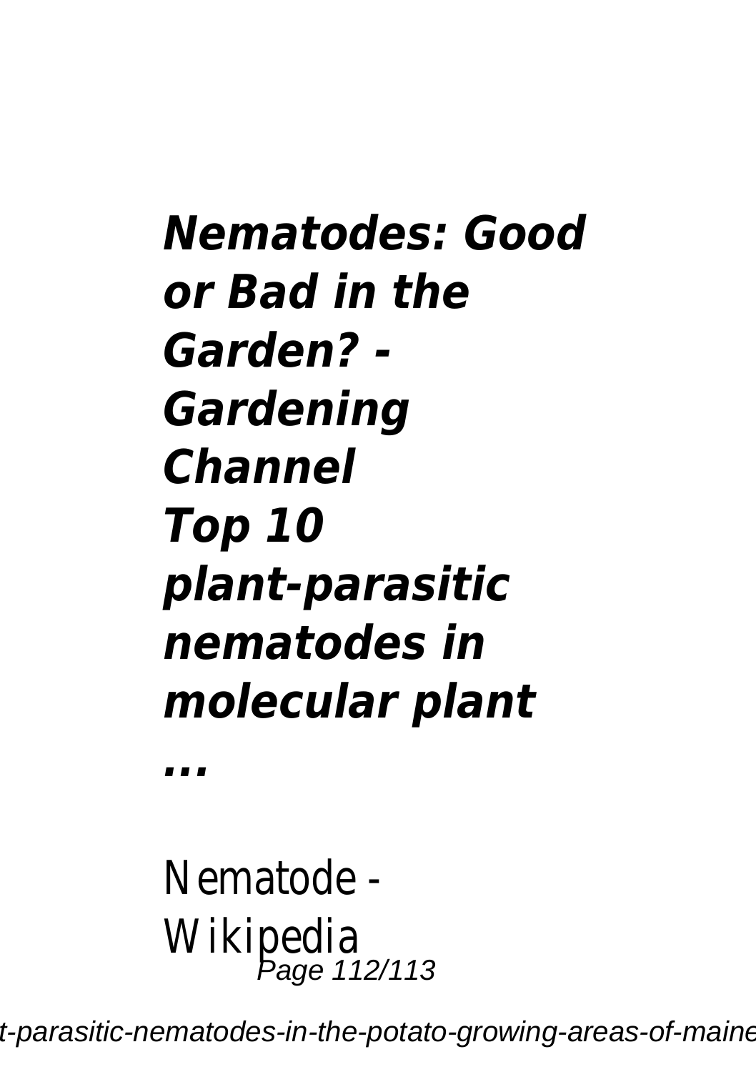***Nematodes: Good or Bad in the Garden? - Gardening Channel***
***Top 10 plant-parasitic nematodes in molecular plant ...***

Nematode - Wikipedia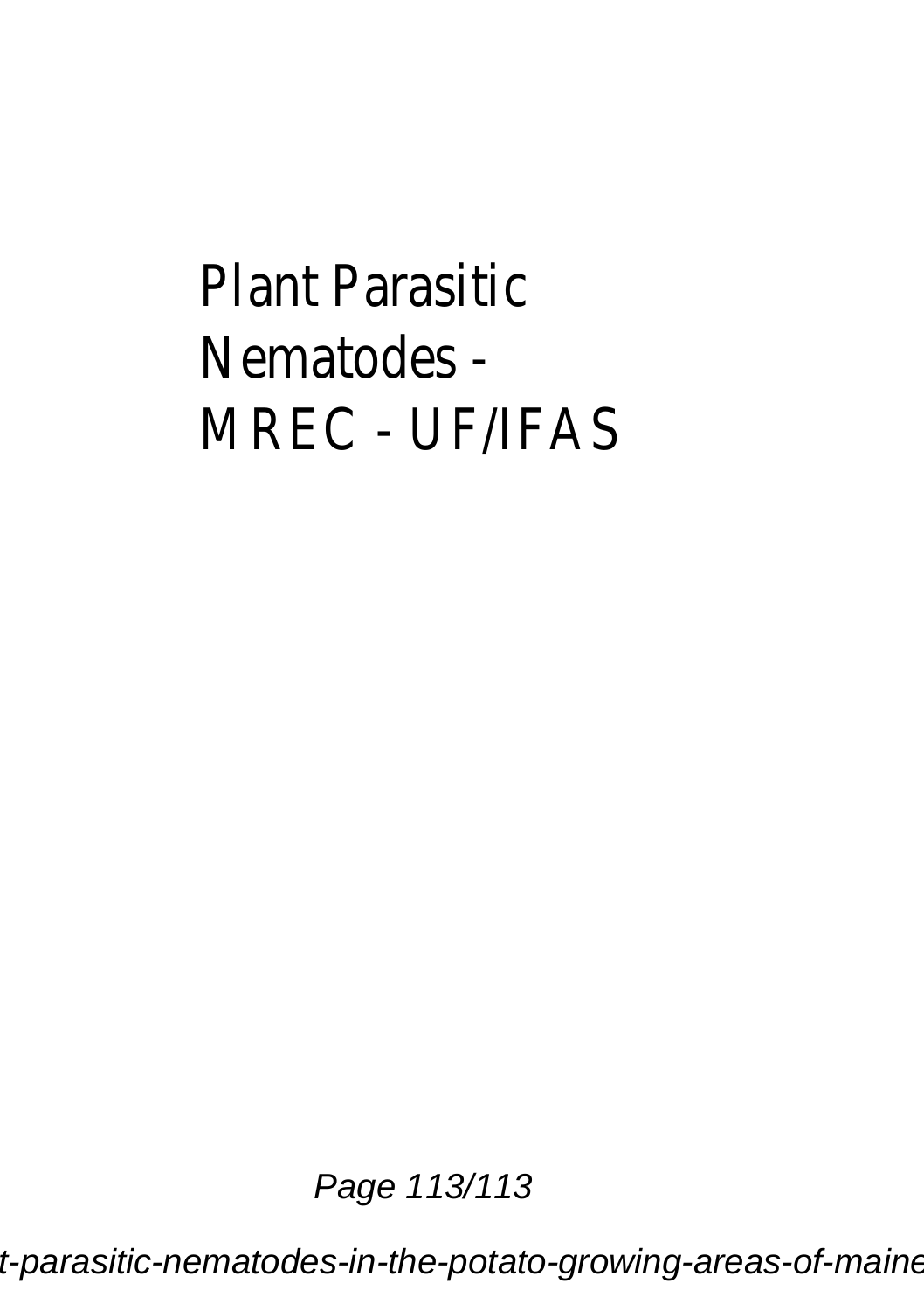Plant Parasitic Nematodes - MREC - UF/IFAS